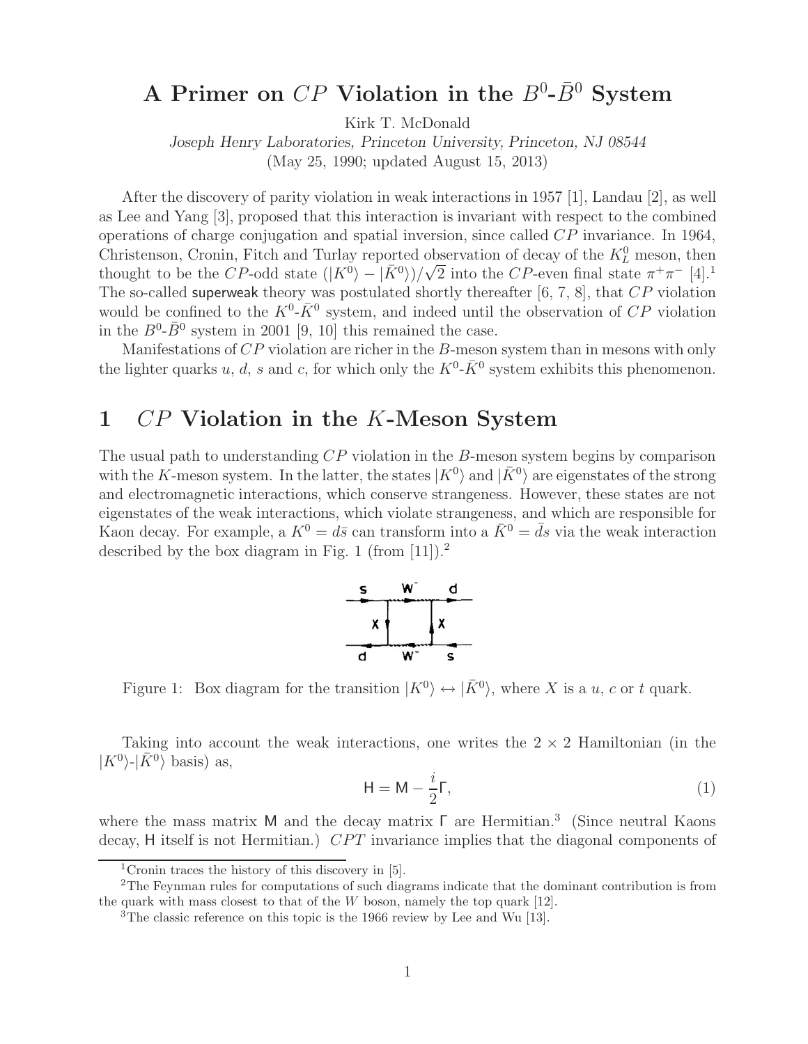# A Primer on $CP$ Violation in the $B^0$-$\bar{B}^0$ System

Kirk T. McDonald

*Joseph Henry Laboratories, Princeton University, Princeton, NJ 08544*

(May 25, 1990; updated August 15, 2013)

After the discovery of parity violation in weak interactions in 1957 [1], Landau [2], as well as Lee and Yang [3], proposed that this interaction is invariant with respect to the combined operations of charge conjugation and spatial inversion, since called $CP$ invariance. In 1964, Christenson, Cronin, Fitch and Turlay reported observation of decay of the $K_L^0$ meson, then thought to be the $CP$-odd state $(|K^0\rangle - |\bar{K}^0\rangle)/\sqrt{2}$ into the $CP$-even final state $\pi^+\pi^-$ [4].[1] The so-called superweak theory was postulated shortly thereafter [6, 7, 8], that $CP$ violation would be confined to the $K^0$-$\bar{K}^0$ system, and indeed until the observation of $CP$ violation in the $B^0$-$\bar{B}^0$ system in 2001 [9, 10] this remained the case.

Manifestations of $CP$ violation are richer in the $B$-meson system than in mesons with only the lighter quarks $u$, $d$, $s$ and $c$, for which only the $K^0$-$\bar{K}^0$ system exhibits this phenomenon.

## 1 $CP$ Violation in the $K$-Meson System

The usual path to understanding $CP$ violation in the $B$-meson system begins by comparison with the $K$-meson system. In the latter, the states $|K^0\rangle$ and $|\bar{K}^0\rangle$ are eigenstates of the strong and electromagnetic interactions, which conserve strangeness. However, these states are not eigenstates of the weak interactions, which violate strangeness, and which are responsible for Kaon decay. For example, a $K^0 = d\bar{s}$ can transform into a $\bar{K}^0 = \bar{d}s$ via the weak interaction described by the box diagram in Fig. 1 (from [11]).[2]

Figure 1: Box diagram for the transition $|K^0\rangle \leftrightarrow |\bar{K}^0\rangle$, where $X$ is a $u$, $c$ or $t$ quark.

Taking into account the weak interactions, one writes the $2 \times 2$ Hamiltonian (in the $|K^0\rangle$-$|\bar{K}^0\rangle$ basis) as,

$$\mathsf{H} = \mathsf{M} - \frac{i}{2}\Gamma, \tag{1}$$

where the mass matrix $\mathsf{M}$ and the decay matrix $\Gamma$ are Hermitian.[3] (Since neutral Kaons decay, $\mathsf{H}$ itself is not Hermitian.) $CPT$ invariance implies that the diagonal components of

---

[1] Cronin traces the history of this discovery in [5].

[2] The Feynman rules for computations of such diagrams indicate that the dominant contribution is from the quark with mass closest to that of the $W$ boson, namely the top quark [12].

[3] The classic reference on this topic is the 1966 review by Lee and Wu [13].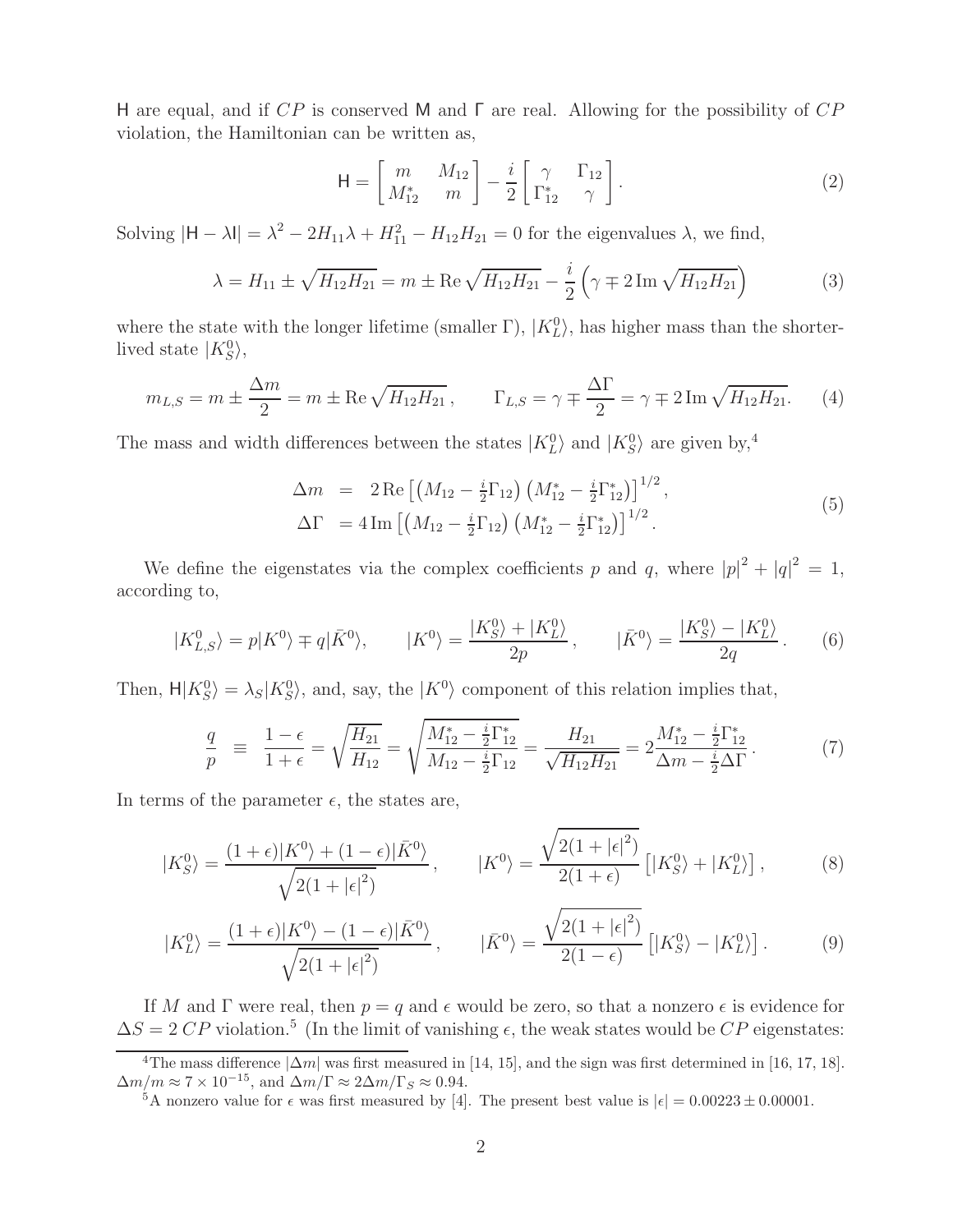H are equal, and if $CP$ is conserved M and Γ are real. Allowing for the possibility of $CP$ violation, the Hamiltonian can be written as,

$$
\mathsf{H} = \begin{bmatrix} m & M_{12} \\ M_{12}^* & m \end{bmatrix} - \frac{i}{2} \begin{bmatrix} \gamma & \Gamma_{12} \\ \Gamma_{12}^* & \gamma \end{bmatrix}. \tag{2}
$$

Solving $|\mathsf{H} - \lambda \mathsf{I}| = \lambda^2 - 2H_{11}\lambda + H_{11}^2 - H_{12}H_{21} = 0$ for the eigenvalues $\lambda$, we find,

$$
\lambda = H_{11} \pm \sqrt{H_{12}H_{21}} = m \pm \mathrm{Re}\sqrt{H_{12}H_{21}} - \frac{i}{2}\left(\gamma \mp 2\,\mathrm{Im}\sqrt{H_{12}H_{21}}\right) \tag{3}
$$

where the state with the longer lifetime (smaller Γ), $|K_L^0\rangle$, has higher mass than the shorter-lived state $|K_S^0\rangle$,

$$
m_{L,S} = m \pm \frac{\Delta m}{2} = m \pm \mathrm{Re}\sqrt{H_{12}H_{21}}\,, \qquad \Gamma_{L,S} = \gamma \mp \frac{\Delta\Gamma}{2} = \gamma \mp 2\,\mathrm{Im}\sqrt{H_{12}H_{21}}. \tag{4}
$$

The mass and width differences between the states $|K_L^0\rangle$ and $|K_S^0\rangle$ are given by,[4]

$$
\begin{aligned}
\Delta m &= 2\,\mathrm{Re}\left[\left(M_{12} - \tfrac{i}{2}\Gamma_{12}\right)\left(M_{12}^* - \tfrac{i}{2}\Gamma_{12}^*\right)\right]^{1/2}, \\
\Delta\Gamma &= 4\,\mathrm{Im}\left[\left(M_{12} - \tfrac{i}{2}\Gamma_{12}\right)\left(M_{12}^* - \tfrac{i}{2}\Gamma_{12}^*\right)\right]^{1/2}.
\end{aligned} \tag{5}
$$

We define the eigenstates via the complex coefficients $p$ and $q$, where $|p|^2 + |q|^2 = 1$, according to,

$$
|K_{L,S}^0\rangle = p|K^0\rangle \mp q|\bar{K}^0\rangle, \qquad |K^0\rangle = \frac{|K_S^0\rangle + |K_L^0\rangle}{2p}\,, \qquad |\bar{K}^0\rangle = \frac{|K_S^0\rangle - |K_L^0\rangle}{2q}\,. \tag{6}
$$

Then, $\mathsf{H}|K_S^0\rangle = \lambda_S|K_S^0\rangle$, and, say, the $|K^0\rangle$ component of this relation implies that,

$$
\frac{q}{p} \;\equiv\; \frac{1-\epsilon}{1+\epsilon} = \sqrt{\frac{H_{21}}{H_{12}}} = \sqrt{\frac{M_{12}^* - \frac{i}{2}\Gamma_{12}^*}{M_{12} - \frac{i}{2}\Gamma_{12}}} = \frac{H_{21}}{\sqrt{H_{12}H_{21}}} = 2\frac{M_{12}^* - \frac{i}{2}\Gamma_{12}^*}{\Delta m - \frac{i}{2}\Delta\Gamma}\,. \tag{7}
$$

In terms of the parameter $\epsilon$, the states are,

$$
|K_S^0\rangle = \frac{(1+\epsilon)|K^0\rangle + (1-\epsilon)|\bar{K}^0\rangle}{\sqrt{2(1+|\epsilon|^2)}}\,, \qquad |K^0\rangle = \frac{\sqrt{2(1+|\epsilon|^2)}}{2(1+\epsilon)}\left[|K_S^0\rangle + |K_L^0\rangle\right], \tag{8}
$$

$$
|K_L^0\rangle = \frac{(1+\epsilon)|K^0\rangle - (1-\epsilon)|\bar{K}^0\rangle}{\sqrt{2(1+|\epsilon|^2)}}\,, \qquad |\bar{K}^0\rangle = \frac{\sqrt{2(1+|\epsilon|^2)}}{2(1-\epsilon)}\left[|K_S^0\rangle - |K_L^0\rangle\right]. \tag{9}
$$

If $M$ and Γ were real, then $p = q$ and $\epsilon$ would be zero, so that a nonzero $\epsilon$ is evidence for $\Delta S = 2$ $CP$ violation.[5] (In the limit of vanishing $\epsilon$, the weak states would be $CP$ eigenstates:

---

[4] The mass difference $|\Delta m|$ was first measured in [14, 15], and the sign was first determined in [16, 17, 18]. $\Delta m/m \approx 7 \times 10^{-15}$, and $\Delta m/\Gamma \approx 2\Delta m/\Gamma_S \approx 0.94$.

[5] A nonzero value for $\epsilon$ was first measured by [4]. The present best value is $|\epsilon| = 0.00223 \pm 0.00001$.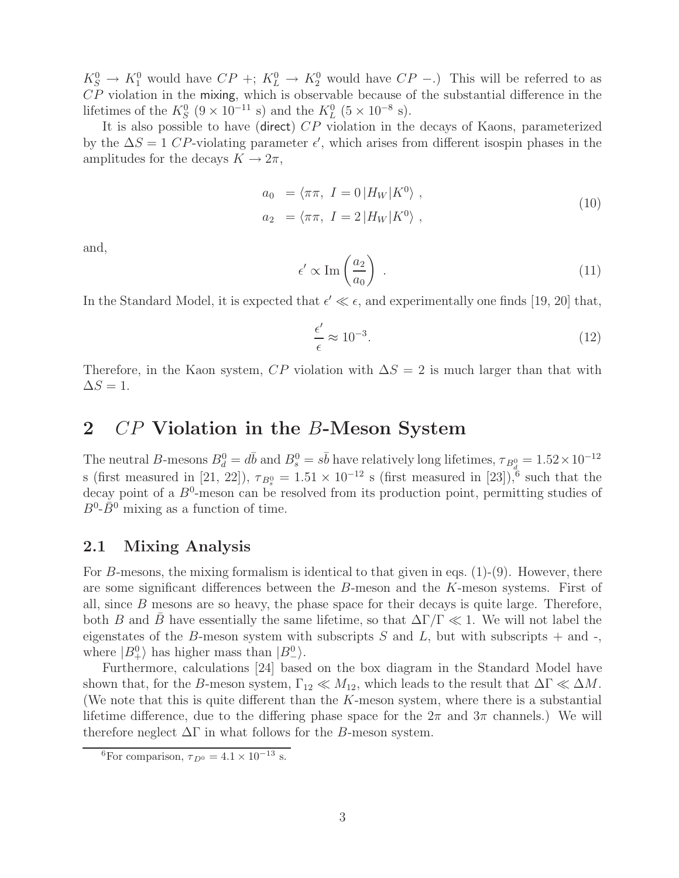$K_S^0 \to K_1^0$ would have $CP$ +; $K_L^0 \to K_2^0$ would have $CP$ −.) This will be referred to as $CP$ violation in the mixing, which is observable because of the substantial difference in the lifetimes of the $K_S^0$ ($9 \times 10^{-11}$ s) and the $K_L^0$ ($5 \times 10^{-8}$ s).

It is also possible to have (direct) $CP$ violation in the decays of Kaons, parameterized by the $\Delta S = 1$ $CP$-violating parameter $\epsilon'$, which arises from different isospin phases in the amplitudes for the decays $K \to 2\pi$,

$$\begin{aligned} a_0 &= \langle \pi\pi,\ I = 0\,|H_W|K^0\rangle\ , \\ a_2 &= \langle \pi\pi,\ I = 2\,|H_W|K^0\rangle\ , \end{aligned} \tag{10}$$

and,

$$\epsilon' \propto \mathrm{Im}\left(\frac{a_2}{a_0}\right)\ . \tag{11}$$

In the Standard Model, it is expected that $\epsilon' \ll \epsilon$, and experimentally one finds [19, 20] that,

$$\frac{\epsilon'}{\epsilon} \approx 10^{-3}. \tag{12}$$

Therefore, in the Kaon system, $CP$ violation with $\Delta S = 2$ is much larger than that with $\Delta S = 1$.

# 2 $CP$ Violation in the $B$-Meson System

The neutral $B$-mesons $B_d^0 = d\bar{b}$ and $B_s^0 = s\bar{b}$ have relatively long lifetimes, $\tau_{B_d^0} = 1.52 \times 10^{-12}$ s (first measured in [21, 22]), $\tau_{B_s^0} = 1.51 \times 10^{-12}$ s (first measured in [23]),[6] such that the decay point of a $B^0$-meson can be resolved from its production point, permitting studies of $B^0$-$\bar{B}^0$ mixing as a function of time.

## 2.1 Mixing Analysis

For $B$-mesons, the mixing formalism is identical to that given in eqs. (1)-(9). However, there are some significant differences between the $B$-meson and the $K$-meson systems. First of all, since $B$ mesons are so heavy, the phase space for their decays is quite large. Therefore, both $B$ and $\bar{B}$ have essentially the same lifetime, so that $\Delta\Gamma/\Gamma \ll 1$. We will not label the eigenstates of the $B$-meson system with subscripts $S$ and $L$, but with subscripts + and -, where $|B_+^0\rangle$ has higher mass than $|B_-^0\rangle$.

Furthermore, calculations [24] based on the box diagram in the Standard Model have shown that, for the $B$-meson system, $\Gamma_{12} \ll M_{12}$, which leads to the result that $\Delta\Gamma \ll \Delta M$. (We note that this is quite different than the $K$-meson system, where there is a substantial lifetime difference, due to the differing phase space for the $2\pi$ and $3\pi$ channels.) We will therefore neglect $\Delta\Gamma$ in what follows for the $B$-meson system.

[6] For comparison, $\tau_{D^0} = 4.1 \times 10^{-13}$ s.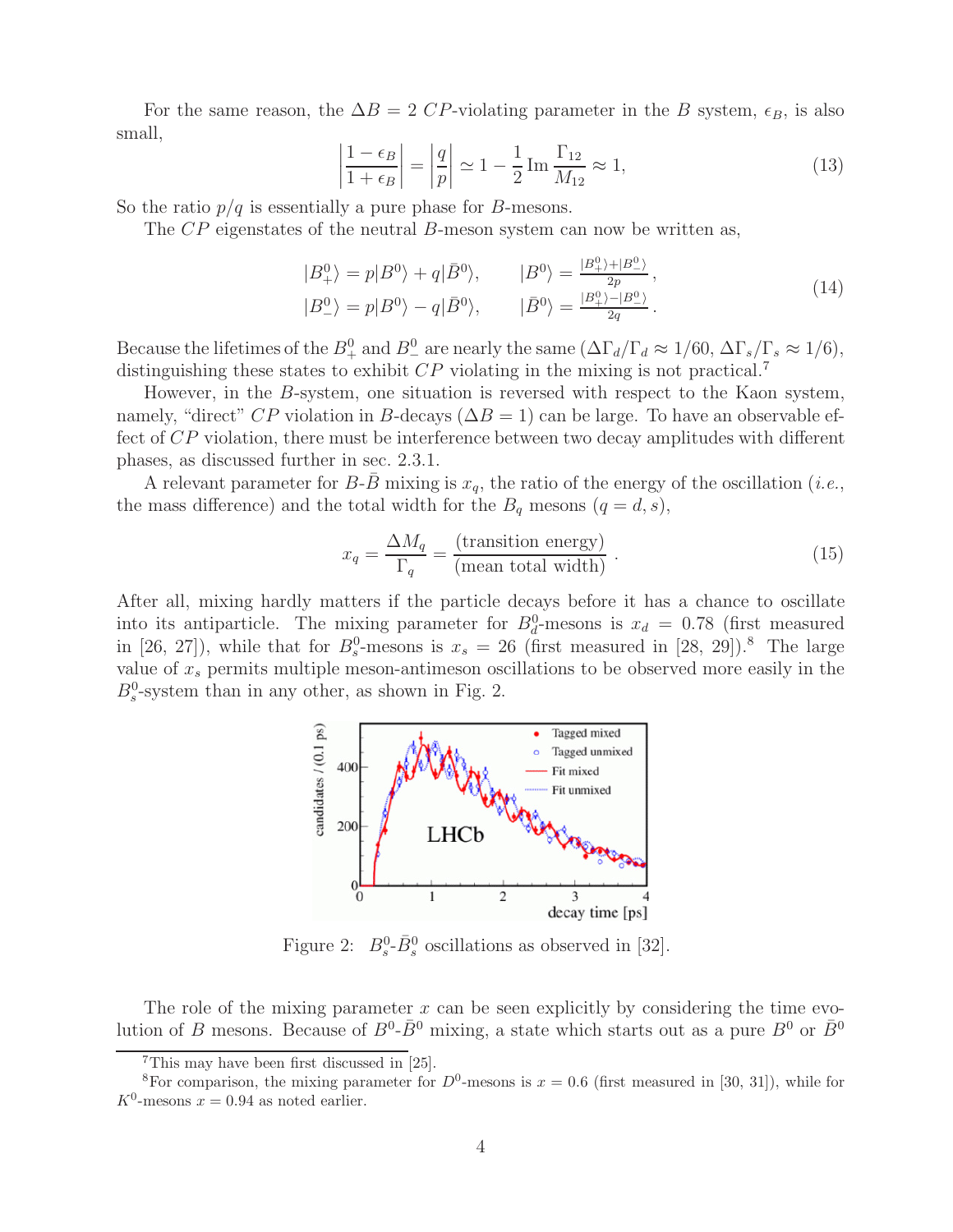For the same reason, the $\Delta B = 2$ $CP$-violating parameter in the $B$ system, $\epsilon_B$, is also small,

$$\left|\frac{1-\epsilon_B}{1+\epsilon_B}\right| = \left|\frac{q}{p}\right| \simeq 1 - \frac{1}{2}\,\mathrm{Im}\,\frac{\Gamma_{12}}{M_{12}} \approx 1, \tag{13}$$

So the ratio $p/q$ is essentially a pure phase for $B$-mesons.

The $CP$ eigenstates of the neutral $B$-meson system can now be written as,

$$\begin{aligned} |B^0_+\rangle &= p|B^0\rangle + q|\bar{B}^0\rangle, \qquad |B^0\rangle = \tfrac{|B^0_+\rangle + |B^0_-\rangle}{2p}, \\ |B^0_-\rangle &= p|B^0\rangle - q|\bar{B}^0\rangle, \qquad |\bar{B}^0\rangle = \tfrac{|B^0_+\rangle - |B^0_-\rangle}{2q}. \end{aligned} \tag{14}$$

Because the lifetimes of the $B^0_+$ and $B^0_-$ are nearly the same ($\Delta\Gamma_d/\Gamma_d \approx 1/60$, $\Delta\Gamma_s/\Gamma_s \approx 1/6$), distinguishing these states to exhibit $CP$ violating in the mixing is not practical.[7]

However, in the $B$-system, one situation is reversed with respect to the Kaon system, namely, "direct" $CP$ violation in $B$-decays ($\Delta B = 1$) can be large. To have an observable effect of $CP$ violation, there must be interference between two decay amplitudes with different phases, as discussed further in sec. 2.3.1.

A relevant parameter for $B$-$\bar{B}$ mixing is $x_q$, the ratio of the energy of the oscillation (*i.e.*, the mass difference) and the total width for the $B_q$ mesons ($q = d, s$),

$$x_q = \frac{\Delta M_q}{\Gamma_q} = \frac{\text{(transition energy)}}{\text{(mean total width)}}\,. \tag{15}$$

After all, mixing hardly matters if the particle decays before it has a chance to oscillate into its antiparticle. The mixing parameter for $B^0_d$-mesons is $x_d = 0.78$ (first measured in [26, 27]), while that for $B^0_s$-mesons is $x_s = 26$ (first measured in [28, 29]).[8] The large value of $x_s$ permits multiple meson-antimeson oscillations to be observed more easily in the $B^0_s$-system than in any other, as shown in Fig. 2.

Figure 2: $B^0_s$-$\bar{B}^0_s$ oscillations as observed in [32].

The role of the mixing parameter $x$ can be seen explicitly by considering the time evolution of $B$ mesons. Because of $B^0$-$\bar{B}^0$ mixing, a state which starts out as a pure $B^0$ or $\bar{B}^0$

[7] This may have been first discussed in [25].

[8] For comparison, the mixing parameter for $D^0$-mesons is $x = 0.6$ (first measured in [30, 31]), while for $K^0$-mesons $x = 0.94$ as noted earlier.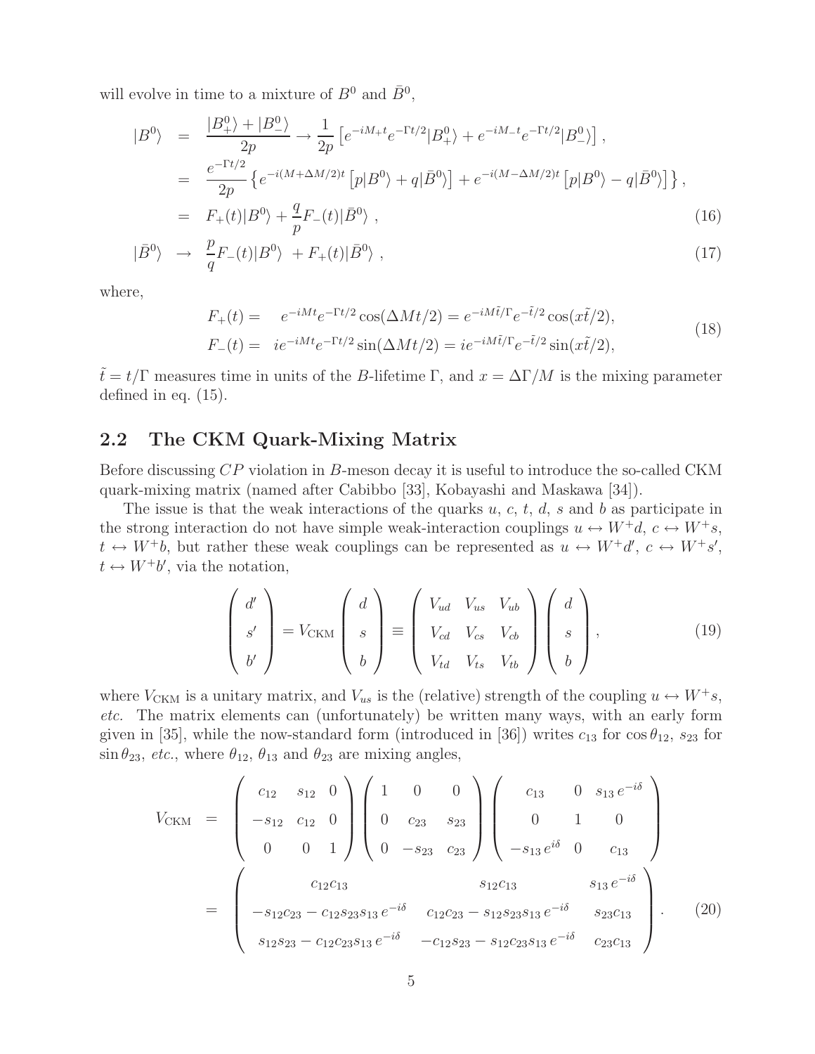will evolve in time to a mixture of $B^0$ and $\bar{B}^0$,

$$
\begin{aligned}
|B^0\rangle &= \frac{|B^0_+\rangle + |B^0_-\rangle}{2p} \to \frac{1}{2p}\left[e^{-iM_+t}e^{-\Gamma t/2}|B^0_+\rangle + e^{-iM_-t}e^{-\Gamma t/2}|B^0_-\rangle\right], \\
&= \frac{e^{-\Gamma t/2}}{2p}\left\{e^{-i(M+\Delta M/2)t}\left[p|B^0\rangle + q|\bar{B}^0\rangle\right] + e^{-i(M-\Delta M/2)t}\left[p|B^0\rangle - q|\bar{B}^0\rangle\right]\right\}, \\
&= F_+(t)|B^0\rangle + \frac{q}{p}F_-(t)|\bar{B}^0\rangle\,, \qquad (16)\\
|\bar{B}^0\rangle &\to \frac{p}{q}F_-(t)|B^0\rangle + F_+(t)|\bar{B}^0\rangle\,, \qquad (17)
\end{aligned}
$$

where,

$$
\begin{aligned}
F_+(t) &= \quad e^{-iMt}e^{-\Gamma t/2}\cos(\Delta Mt/2) = e^{-iM\tilde{t}/\Gamma}e^{-\tilde{t}/2}\cos(x\tilde{t}/2), \\
F_-(t) &= \; ie^{-iMt}e^{-\Gamma t/2}\sin(\Delta Mt/2) = ie^{-iM\tilde{t}/\Gamma}e^{-\tilde{t}/2}\sin(x\tilde{t}/2),
\end{aligned}
\qquad (18)
$$

$\tilde{t} = t/\Gamma$ measures time in units of the $B$-lifetime $\Gamma$, and $x = \Delta\Gamma/M$ is the mixing parameter defined in eq. (15).

## 2.2 The CKM Quark-Mixing Matrix

Before discussing $CP$ violation in $B$-meson decay it is useful to introduce the so-called CKM quark-mixing matrix (named after Cabibbo [33], Kobayashi and Maskawa [34]).

The issue is that the weak interactions of the quarks $u$, $c$, $t$, $d$, $s$ and $b$ as participate in the strong interaction do not have simple weak-interaction couplings $u \leftrightarrow W^+d$, $c \leftrightarrow W^+s$, $t \leftrightarrow W^+b$, but rather these weak couplings can be represented as $u \leftrightarrow W^+d'$, $c \leftrightarrow W^+s'$, $t \leftrightarrow W^+b'$, via the notation,

$$
\begin{pmatrix} d' \\ s' \\ b' \end{pmatrix} = V_{\rm CKM}\begin{pmatrix} d \\ s \\ b \end{pmatrix} \equiv \begin{pmatrix} V_{ud} & V_{us} & V_{ub} \\ V_{cd} & V_{cs} & V_{cb} \\ V_{td} & V_{ts} & V_{tb} \end{pmatrix}\begin{pmatrix} d \\ s \\ b \end{pmatrix}, \qquad (19)
$$

where $V_{\rm CKM}$ is a unitary matrix, and $V_{us}$ is the (relative) strength of the coupling $u \leftrightarrow W^+s$, *etc.* The matrix elements can (unfortunately) be written many ways, with an early form given in [35], while the now-standard form (introduced in [36]) writes $c_{13}$ for $\cos\theta_{12}$, $s_{23}$ for $\sin\theta_{23}$, *etc.*, where $\theta_{12}$, $\theta_{13}$ and $\theta_{23}$ are mixing angles,

$$
\begin{aligned}
V_{\rm CKM} &= \begin{pmatrix} c_{12} & s_{12} & 0 \\ -s_{12} & c_{12} & 0 \\ 0 & 0 & 1 \end{pmatrix}\begin{pmatrix} 1 & 0 & 0 \\ 0 & c_{23} & s_{23} \\ 0 & -s_{23} & c_{23} \end{pmatrix}\begin{pmatrix} c_{13} & 0 & s_{13}\,e^{-i\delta} \\ 0 & 1 & 0 \\ -s_{13}\,e^{i\delta} & 0 & c_{13} \end{pmatrix} \\
&= \begin{pmatrix} c_{12}c_{13} & s_{12}c_{13} & s_{13}\,e^{-i\delta} \\ -s_{12}c_{23} - c_{12}s_{23}s_{13}\,e^{-i\delta} & c_{12}c_{23} - s_{12}s_{23}s_{13}\,e^{-i\delta} & s_{23}c_{13} \\ s_{12}s_{23} - c_{12}c_{23}s_{13}\,e^{-i\delta} & -c_{12}s_{23} - s_{12}c_{23}s_{13}\,e^{-i\delta} & c_{23}c_{13} \end{pmatrix}. \qquad (20)
\end{aligned}
$$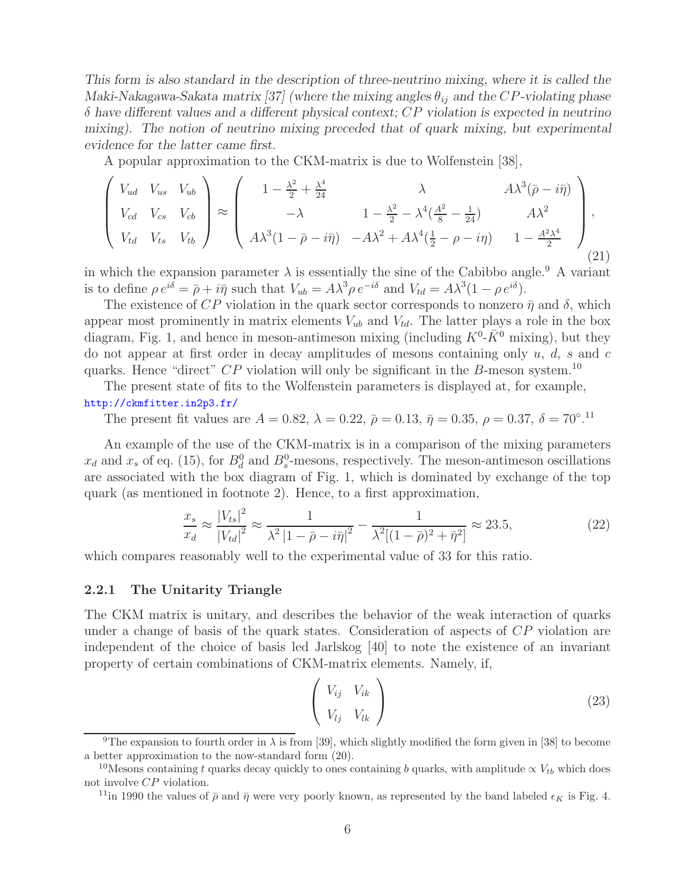*This form is also standard in the description of three-neutrino mixing, where it is called the Maki-Nakagawa-Sakata matrix [37] (where the mixing angles $\theta_{ij}$ and the $CP$-violating phase $\delta$ have different values and a different physical context; $CP$ violation is expected in neutrino mixing). The notion of neutrino mixing preceded that of quark mixing, but experimental evidence for the latter came first.*

A popular approximation to the CKM-matrix is due to Wolfenstein [38],

$$\begin{pmatrix} V_{ud} & V_{us} & V_{ub} \\ V_{cd} & V_{cs} & V_{cb} \\ V_{td} & V_{ts} & V_{tb} \end{pmatrix} \approx \begin{pmatrix} 1 - \frac{\lambda^2}{2} + \frac{\lambda^4}{24} & \lambda & A\lambda^3(\bar{\rho} - i\bar{\eta}) \\ -\lambda & 1 - \frac{\lambda^2}{2} - \lambda^4(\frac{A^2}{8} - \frac{1}{24}) & A\lambda^2 \\ A\lambda^3(1 - \bar{\rho} - i\bar{\eta}) & -A\lambda^2 + A\lambda^4(\frac{1}{2} - \rho - i\eta) & 1 - \frac{A^2\lambda^4}{2} \end{pmatrix}, \tag{21}$$

in which the expansion parameter $\lambda$ is essentially the sine of the Cabibbo angle.[9] A variant is to define $\rho\, e^{i\delta} = \bar{\rho} + i\bar{\eta}$ such that $V_{ub} = A\lambda^3 \rho\, e^{-i\delta}$ and $V_{td} = A\lambda^3(1 - \rho\, e^{i\delta})$.

The existence of $CP$ violation in the quark sector corresponds to nonzero $\bar{\eta}$ and $\delta$, which appear most prominently in matrix elements $V_{ub}$ and $V_{td}$. The latter plays a role in the box diagram, Fig. 1, and hence in meson-antimeson mixing (including $K^0$-$\bar{K}^0$ mixing), but they do not appear at first order in decay amplitudes of mesons containing only $u$, $d$, $s$ and $c$ quarks. Hence "direct" $CP$ violation will only be significant in the $B$-meson system.[10]

The present state of fits to the Wolfenstein parameters is displayed at, for example, http://ckmfitter.in2p3.fr/

The present fit values are $A = 0.82$, $\lambda = 0.22$, $\bar{\rho} = 0.13$, $\bar{\eta} = 0.35$, $\rho = 0.37$, $\delta = 70^\circ$.[11]

An example of the use of the CKM-matrix is in a comparison of the mixing parameters $x_d$ and $x_s$ of eq. (15), for $B_d^0$ and $B_s^0$-mesons, respectively. The meson-antimeson oscillations are associated with the box diagram of Fig. 1, which is dominated by exchange of the top quark (as mentioned in footnote 2). Hence, to a first approximation,

$$\frac{x_s}{x_d} \approx \frac{|V_{ts}|^2}{|V_{td}|^2} \approx \frac{1}{\lambda^2 |1 - \bar{\rho} - i\bar{\eta}|^2} - \frac{1}{\lambda^2[(1-\bar{\rho})^2 + \bar{\eta}^2]} \approx 23.5, \tag{22}$$

which compares reasonably well to the experimental value of 33 for this ratio.

### 2.2.1 The Unitarity Triangle

The CKM matrix is unitary, and describes the behavior of the weak interaction of quarks under a change of basis of the quark states. Consideration of aspects of $CP$ violation are independent of the choice of basis led Jarlskog [40] to note the existence of an invariant property of certain combinations of CKM-matrix elements. Namely, if,

$$\begin{pmatrix} V_{ij} & V_{ik} \\ V_{lj} & V_{lk} \end{pmatrix} \tag{23}$$

---

[9] The expansion to fourth order in $\lambda$ is from [39], which slightly modified the form given in [38] to become a better approximation to the now-standard form (20).

[10] Mesons containing $t$ quarks decay quickly to ones containing $b$ quarks, with amplitude $\propto V_{tb}$ which does not involve $CP$ violation.

[11] in 1990 the values of $\bar{\rho}$ and $\bar{\eta}$ were very poorly known, as represented by the band labeled $\epsilon_K$ is Fig. 4.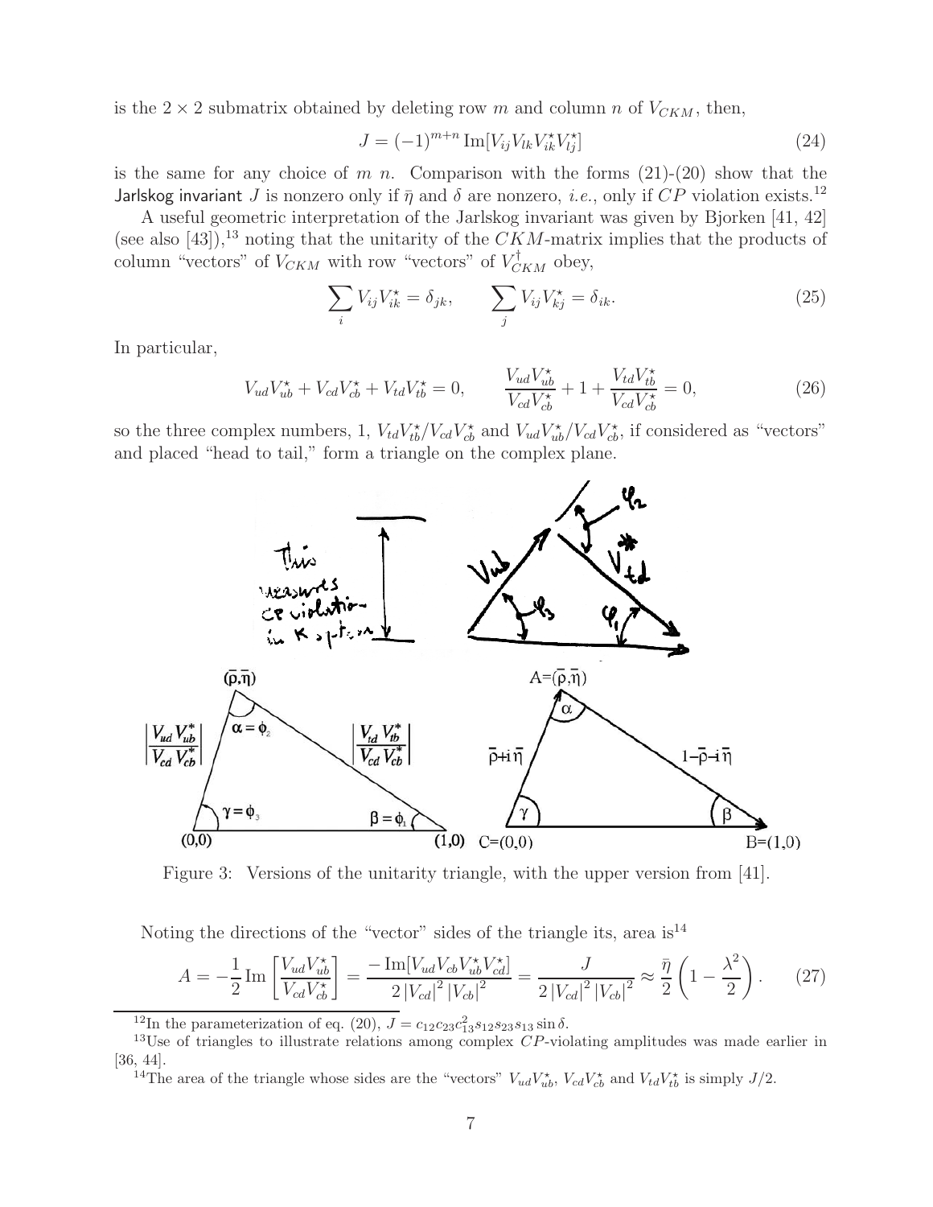is the $2 \times 2$ submatrix obtained by deleting row $m$ and column $n$ of $V_{CKM}$, then,

$$J = (-1)^{m+n} \operatorname{Im}[V_{ij} V_{lk} V_{ik}^\star V_{lj}^\star] \tag{24}$$

is the same for any choice of $m$ $n$. Comparison with the forms (21)-(20) show that the Jarlskog invariant $J$ is nonzero only if $\bar{\eta}$ and $\delta$ are nonzero, *i.e.*, only if $CP$ violation exists.[12]

A useful geometric interpretation of the Jarlskog invariant was given by Bjorken [41, 42] (see also [43]),[13] noting that the unitarity of the $CKM$-matrix implies that the products of column "vectors" of $V_{CKM}$ with row "vectors" of $V_{CKM}^\dagger$ obey,

$$\sum_i V_{ij} V_{ik}^\star = \delta_{jk}, \qquad \sum_j V_{ij} V_{kj}^\star = \delta_{ik}. \tag{25}$$

In particular,

$$V_{ud} V_{ub}^\star + V_{cd} V_{cb}^\star + V_{td} V_{tb}^\star = 0, \qquad \frac{V_{ud} V_{ub}^\star}{V_{cd} V_{cb}^\star} + 1 + \frac{V_{td} V_{tb}^\star}{V_{cd} V_{cb}^\star} = 0, \tag{26}$$

so the three complex numbers, 1, $V_{td} V_{tb}^\star / V_{cd} V_{cb}^\star$ and $V_{ud} V_{ub}^\star / V_{cd} V_{cb}^\star$, if considered as "vectors" and placed "head to tail," form a triangle on the complex plane.

Figure 3: Versions of the unitarity triangle, with the upper version from [41].

Noting the directions of the "vector" sides of the triangle its, area is[14]

$$A = -\frac{1}{2} \operatorname{Im}\left[\frac{V_{ud} V_{ub}^\star}{V_{cd} V_{cb}^\star}\right] = \frac{-\operatorname{Im}[V_{ud} V_{cb} V_{ub}^\star V_{cd}^\star]}{2\,|V_{cd}|^2\,|V_{cb}|^2} = \frac{J}{2\,|V_{cd}|^2\,|V_{cb}|^2} \approx \frac{\bar{\eta}}{2}\left(1 - \frac{\lambda^2}{2}\right). \tag{27}$$

---

[12] In the parameterization of eq. (20), $J = c_{12} c_{23} c_{13}^2 s_{12} s_{23} s_{13} \sin\delta$.

[13] Use of triangles to illustrate relations among complex $CP$-violating amplitudes was made earlier in [36, 44].

[14] The area of the triangle whose sides are the "vectors" $V_{ud} V_{ub}^\star$, $V_{cd} V_{cb}^\star$ and $V_{td} V_{tb}^\star$ is simply $J/2$.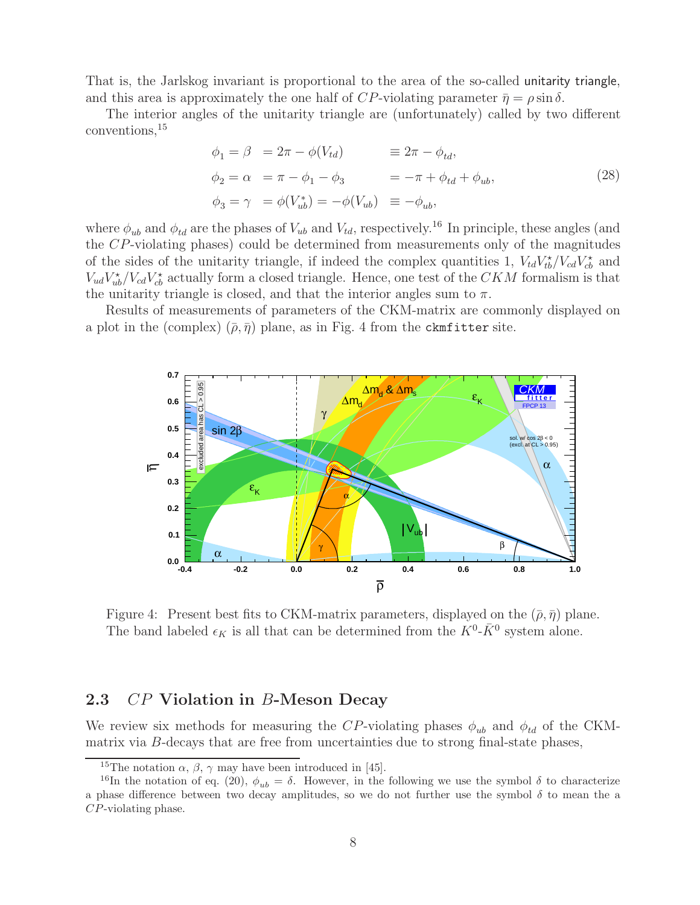That is, the Jarlskog invariant is proportional to the area of the so-called unitarity triangle, and this area is approximately the one half of $CP$-violating parameter $\bar{\eta} = \rho \sin \delta$.

The interior angles of the unitarity triangle are (unfortunately) called by two different conventions,[15]

$$
\begin{aligned}
\phi_1 = \beta \quad &= 2\pi - \phi(V_{td}) &&\equiv 2\pi - \phi_{td}, \\
\phi_2 = \alpha \quad &= \pi - \phi_1 - \phi_3 &&= -\pi + \phi_{td} + \phi_{ub}, \\
\phi_3 = \gamma \quad &= \phi(V_{ub}^*) = -\phi(V_{ub}) &&\equiv -\phi_{ub},
\end{aligned}
\tag{28}
$$

where $\phi_{ub}$ and $\phi_{td}$ are the phases of $V_{ub}$ and $V_{td}$, respectively.[16] In principle, these angles (and the $CP$-violating phases) could be determined from measurements only of the magnitudes of the sides of the unitarity triangle, if indeed the complex quantities 1, $V_{td}V_{tb}^\star/V_{cd}V_{cb}^\star$ and $V_{ud}V_{ub}^\star/V_{cd}V_{cb}^\star$ actually form a closed triangle. Hence, one test of the $CKM$ formalism is that the unitarity triangle is closed, and that the interior angles sum to $\pi$.

Results of measurements of parameters of the CKM-matrix are commonly displayed on a plot in the (complex) $(\bar{\rho}, \bar{\eta})$ plane, as in Fig. 4 from the `ckmfitter` site.

Figure 4: Present best fits to CKM-matrix parameters, displayed on the $(\bar{\rho}, \bar{\eta})$ plane. The band labeled $\epsilon_K$ is all that can be determined from the $K^0$-$\bar{K}^0$ system alone.

## 2.3 $CP$ Violation in $B$-Meson Decay

We review six methods for measuring the $CP$-violating phases $\phi_{ub}$ and $\phi_{td}$ of the CKM-matrix via $B$-decays that are free from uncertainties due to strong final-state phases,

---

[15] The notation $\alpha$, $\beta$, $\gamma$ may have been introduced in [45].

[16] In the notation of eq. (20), $\phi_{ub} = \delta$. However, in the following we use the symbol $\delta$ to characterize a phase difference between two decay amplitudes, so we do not further use the symbol $\delta$ to mean the a $CP$-violating phase.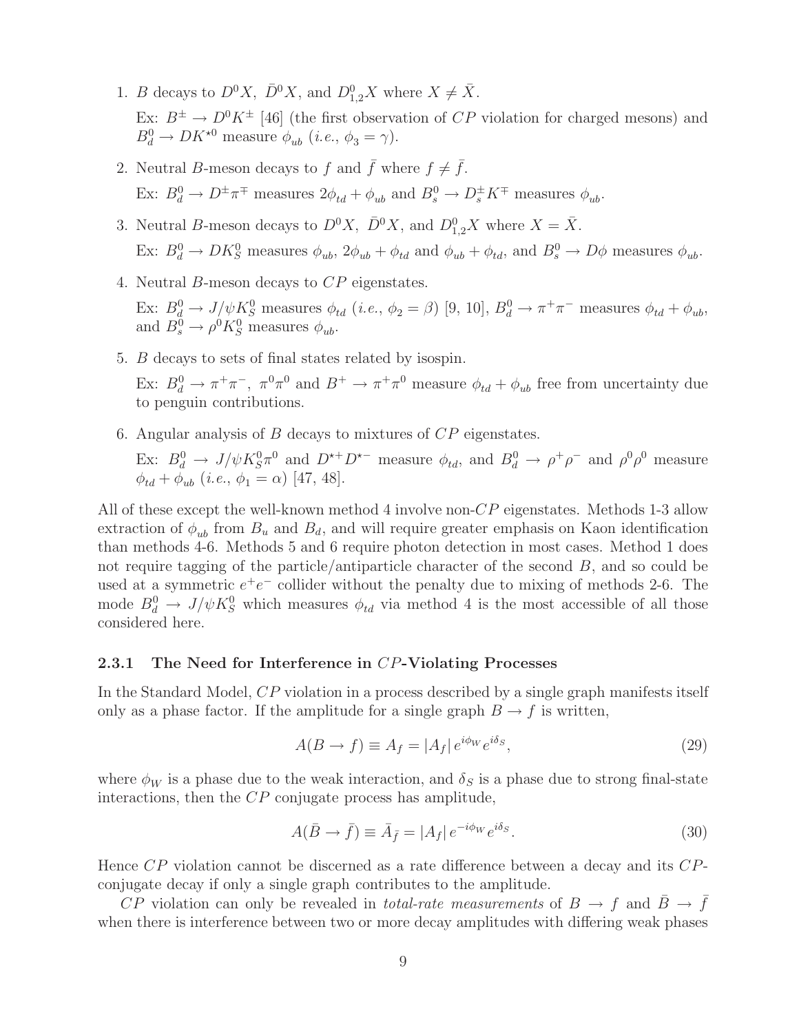1. $B$ decays to $D^0 X$, $\bar{D}^0 X$, and $D^0_{1,2} X$ where $X \neq \bar{X}$.

   Ex: $B^\pm \to D^0 K^\pm$ [46] (the first observation of $CP$ violation for charged mesons) and $B^0_d \to D K^{\star 0}$ measure $\phi_{ub}$ (*i.e.*, $\phi_3 = \gamma$).

2. Neutral $B$-meson decays to $f$ and $\bar{f}$ where $f \neq \bar{f}$.

   Ex: $B^0_d \to D^\pm \pi^\mp$ measures $2\phi_{td} + \phi_{ub}$ and $B^0_s \to D^\pm_s K^\mp$ measures $\phi_{ub}$.

3. Neutral $B$-meson decays to $D^0 X$, $\bar{D}^0 X$, and $D^0_{1,2} X$ where $X = \bar{X}$.

   Ex: $B^0_d \to D K^0_S$ measures $\phi_{ub}$, $2\phi_{ub} + \phi_{td}$ and $\phi_{ub} + \phi_{td}$, and $B^0_s \to D\phi$ measures $\phi_{ub}$.

4. Neutral $B$-meson decays to $CP$ eigenstates.

   Ex: $B^0_d \to J/\psi K^0_S$ measures $\phi_{td}$ (*i.e.*, $\phi_2 = \beta$) [9, 10], $B^0_d \to \pi^+\pi^-$ measures $\phi_{td} + \phi_{ub}$, and $B^0_s \to \rho^0 K^0_S$ measures $\phi_{ub}$.

5. $B$ decays to sets of final states related by isospin.

   Ex: $B^0_d \to \pi^+\pi^-$, $\pi^0\pi^0$ and $B^+ \to \pi^+\pi^0$ measure $\phi_{td} + \phi_{ub}$ free from uncertainty due to penguin contributions.

6. Angular analysis of $B$ decays to mixtures of $CP$ eigenstates.

   Ex: $B^0_d \to J/\psi K^0_S \pi^0$ and $D^{\star +} D^{\star -}$ measure $\phi_{td}$, and $B^0_d \to \rho^+\rho^-$ and $\rho^0\rho^0$ measure $\phi_{td} + \phi_{ub}$ (*i.e.*, $\phi_1 = \alpha$) [47, 48].

All of these except the well-known method 4 involve non-$CP$ eigenstates. Methods 1-3 allow extraction of $\phi_{ub}$ from $B_u$ and $B_d$, and will require greater emphasis on Kaon identification than methods 4-6. Methods 5 and 6 require photon detection in most cases. Method 1 does not require tagging of the particle/antiparticle character of the second $B$, and so could be used at a symmetric $e^+e^-$ collider without the penalty due to mixing of methods 2-6. The mode $B^0_d \to J/\psi K^0_S$ which measures $\phi_{td}$ via method 4 is the most accessible of all those considered here.

### 2.3.1 The Need for Interference in $CP$-Violating Processes

In the Standard Model, $CP$ violation in a process described by a single graph manifests itself only as a phase factor. If the amplitude for a single graph $B \to f$ is written,

$$A(B \to f) \equiv A_f = |A_f|\, e^{i\phi_W} e^{i\delta_S}, \tag{29}$$

where $\phi_W$ is a phase due to the weak interaction, and $\delta_S$ is a phase due to strong final-state interactions, then the $CP$ conjugate process has amplitude,

$$A(\bar{B} \to \bar{f}) \equiv \bar{A}_{\bar{f}} = |A_f|\, e^{-i\phi_W} e^{i\delta_S}. \tag{30}$$

Hence $CP$ violation cannot be discerned as a rate difference between a decay and its $CP$-conjugate decay if only a single graph contributes to the amplitude.

$CP$ violation can only be revealed in *total-rate measurements* of $B \to f$ and $\bar{B} \to \bar{f}$ when there is interference between two or more decay amplitudes with differing weak phases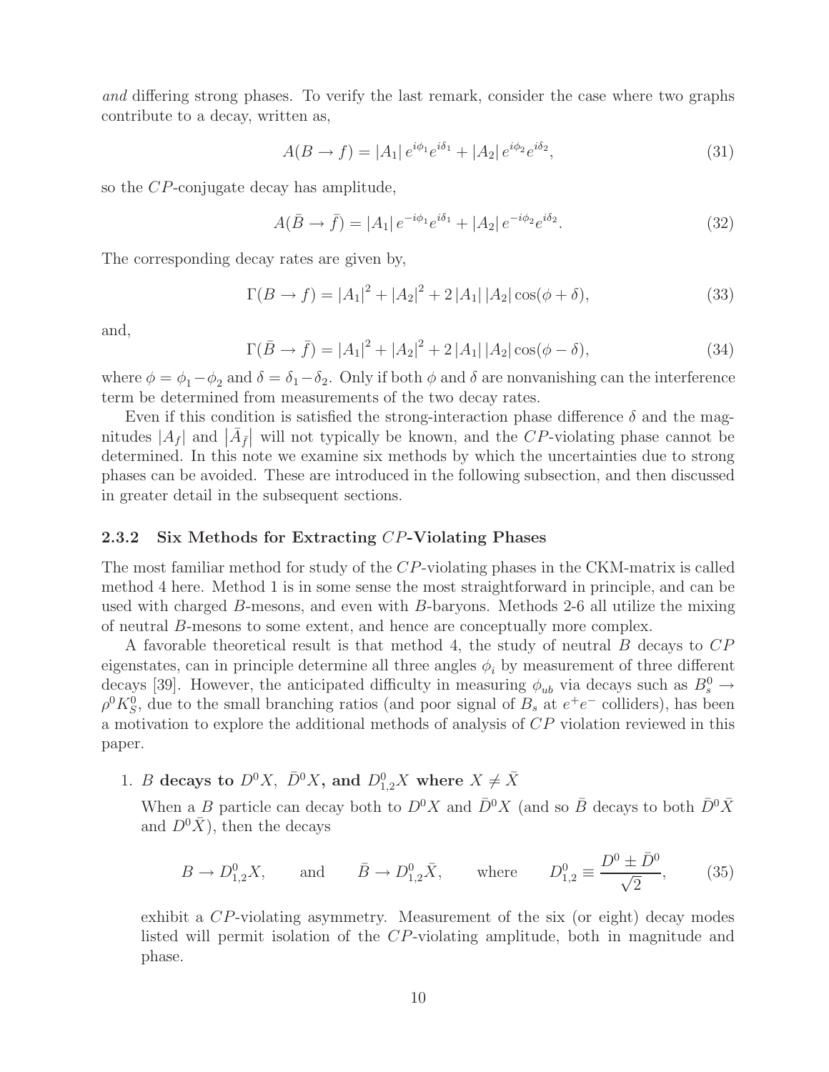*and* differing strong phases. To verify the last remark, consider the case where two graphs contribute to a decay, written as,

$$A(B \to f) = |A_1|\, e^{i\phi_1} e^{i\delta_1} + |A_2|\, e^{i\phi_2} e^{i\delta_2}, \tag{31}$$

so the $CP$-conjugate decay has amplitude,

$$A(\bar{B} \to \bar{f}) = |A_1|\, e^{-i\phi_1} e^{i\delta_1} + |A_2|\, e^{-i\phi_2} e^{i\delta_2}. \tag{32}$$

The corresponding decay rates are given by,

$$\Gamma(B \to f) = |A_1|^2 + |A_2|^2 + 2\,|A_1|\,|A_2| \cos(\phi + \delta), \tag{33}$$

and,

$$\Gamma(\bar{B} \to \bar{f}) = |A_1|^2 + |A_2|^2 + 2\,|A_1|\,|A_2| \cos(\phi - \delta), \tag{34}$$

where $\phi = \phi_1 - \phi_2$ and $\delta = \delta_1 - \delta_2$. Only if both $\phi$ and $\delta$ are nonvanishing can the interference term be determined from measurements of the two decay rates.

Even if this condition is satisfied the strong-interaction phase difference $\delta$ and the magnitudes $|A_f|$ and $|\bar{A}_{\bar{f}}|$ will not typically be known, and the $CP$-violating phase cannot be determined. In this note we examine six methods by which the uncertainties due to strong phases can be avoided. These are introduced in the following subsection, and then discussed in greater detail in the subsequent sections.

### 2.3.2 Six Methods for Extracting $CP$-Violating Phases

The most familiar method for study of the $CP$-violating phases in the CKM-matrix is called method 4 here. Method 1 is in some sense the most straightforward in principle, and can be used with charged $B$-mesons, and even with $B$-baryons. Methods 2-6 all utilize the mixing of neutral $B$-mesons to some extent, and hence are conceptually more complex.

A favorable theoretical result is that method 4, the study of neutral $B$ decays to $CP$ eigenstates, can in principle determine all three angles $\phi_i$ by measurement of three different decays [39]. However, the anticipated difficulty in measuring $\phi_{ub}$ via decays such as $B_s^0 \to \rho^0 K_S^0$, due to the small branching ratios (and poor signal of $B_s$ at $e^+e^-$ colliders), has been a motivation to explore the additional methods of analysis of $CP$ violation reviewed in this paper.

1. **$B$ decays to $D^0 X$, $\bar{D}^0 X$, and $D^0_{1,2} X$ where $X \neq \bar{X}$**

   When a $B$ particle can decay both to $D^0 X$ and $\bar{D}^0 X$ (and so $\bar{B}$ decays to both $\bar{D}^0 \bar{X}$ and $D^0 \bar{X}$), then the decays

   $$B \to D^0_{1,2} X, \qquad \text{and} \qquad \bar{B} \to D^0_{1,2} \bar{X}, \qquad \text{where} \qquad D^0_{1,2} \equiv \frac{D^0 \pm \bar{D}^0}{\sqrt{2}}, \tag{35}$$

   exhibit a $CP$-violating asymmetry. Measurement of the six (or eight) decay modes listed will permit isolation of the $CP$-violating amplitude, both in magnitude and phase.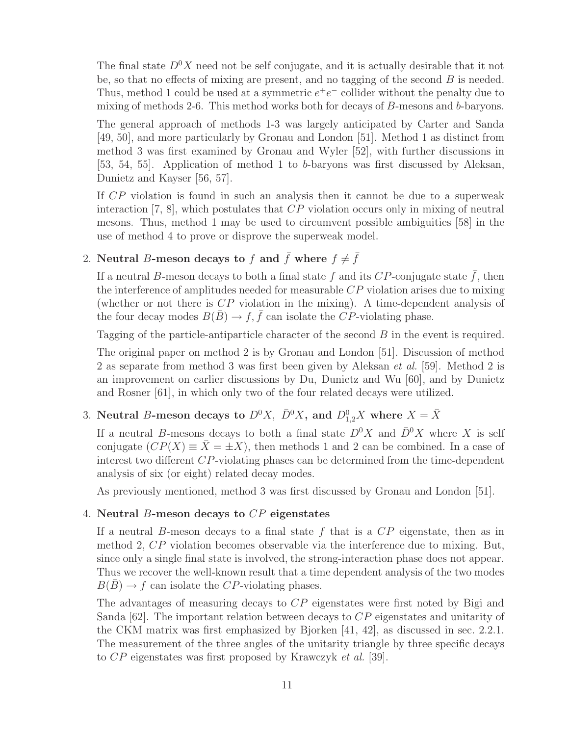The final state $D^0X$ need not be self conjugate, and it is actually desirable that it not be, so that no effects of mixing are present, and no tagging of the second $B$ is needed. Thus, method 1 could be used at a symmetric $e^+e^-$ collider without the penalty due to mixing of methods 2-6. This method works both for decays of $B$-mesons and $b$-baryons.

The general approach of methods 1-3 was largely anticipated by Carter and Sanda [49, 50], and more particularly by Gronau and London [51]. Method 1 as distinct from method 3 was first examined by Gronau and Wyler [52], with further discussions in [53, 54, 55]. Application of method 1 to $b$-baryons was first discussed by Aleksan, Dunietz and Kayser [56, 57].

If $CP$ violation is found in such an analysis then it cannot be due to a superweak interaction [7, 8], which postulates that $CP$ violation occurs only in mixing of neutral mesons. Thus, method 1 may be used to circumvent possible ambiguities [58] in the use of method 4 to prove or disprove the superweak model.

2. **Neutral $B$-meson decays to $f$ and $\bar{f}$ where $f \neq \bar{f}$**

   If a neutral $B$-meson decays to both a final state $f$ and its $CP$-conjugate state $\bar{f}$, then the interference of amplitudes needed for measurable $CP$ violation arises due to mixing (whether or not there is $CP$ violation in the mixing). A time-dependent analysis of the four decay modes $B(\bar{B}) \to f, \bar{f}$ can isolate the $CP$-violating phase.

   Tagging of the particle-antiparticle character of the second $B$ in the event is required.

   The original paper on method 2 is by Gronau and London [51]. Discussion of method 2 as separate from method 3 was first been given by Aleksan *et al.* [59]. Method 2 is an improvement on earlier discussions by Du, Dunietz and Wu [60], and by Dunietz and Rosner [61], in which only two of the four related decays were utilized.

3. **Neutral $B$-meson decays to $D^0X$, $\bar{D}^0X$, and $D^0_{1,2}X$ where $X = \bar{X}$**

   If a neutral $B$-mesons decays to both a final state $D^0X$ and $\bar{D}^0X$ where $X$ is self conjugate ($CP(X) \equiv \bar{X} = \pm X$), then methods 1 and 2 can be combined. In a case of interest two different $CP$-violating phases can be determined from the time-dependent analysis of six (or eight) related decay modes.

   As previously mentioned, method 3 was first discussed by Gronau and London [51].

4. **Neutral $B$-meson decays to $CP$ eigenstates**

   If a neutral $B$-meson decays to a final state $f$ that is a $CP$ eigenstate, then as in method 2, $CP$ violation becomes observable via the interference due to mixing. But, since only a single final state is involved, the strong-interaction phase does not appear. Thus we recover the well-known result that a time dependent analysis of the two modes $B(\bar{B}) \to f$ can isolate the $CP$-violating phases.

   The advantages of measuring decays to $CP$ eigenstates were first noted by Bigi and Sanda [62]. The important relation between decays to $CP$ eigenstates and unitarity of the CKM matrix was first emphasized by Bjorken [41, 42], as discussed in sec. 2.2.1. The measurement of the three angles of the unitarity triangle by three specific decays to $CP$ eigenstates was first proposed by Krawczyk *et al.* [39].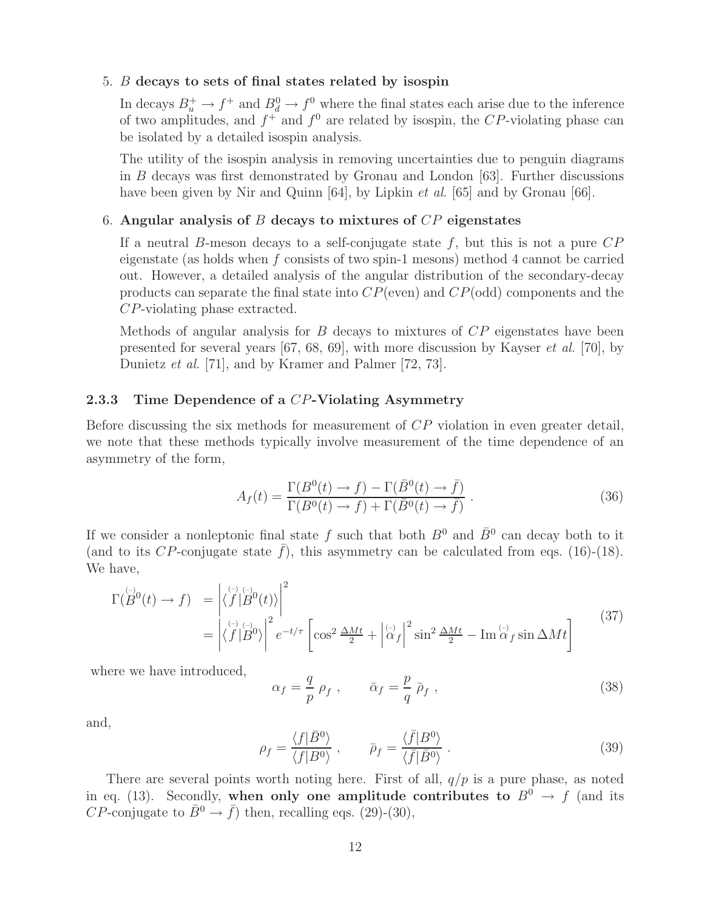5. *B* **decays to sets of final states related by isospin**

   In decays $B_u^+ \to f^+$ and $B_d^0 \to f^0$ where the final states each arise due to the inference of two amplitudes, and $f^+$ and $f^0$ are related by isospin, the $CP$-violating phase can be isolated by a detailed isospin analysis.

   The utility of the isospin analysis in removing uncertainties due to penguin diagrams in $B$ decays was first demonstrated by Gronau and London [63]. Further discussions have been given by Nir and Quinn [64], by Lipkin *et al.* [65] and by Gronau [66].

6. **Angular analysis of** *B* **decays to mixtures of** *CP* **eigenstates**

   If a neutral $B$-meson decays to a self-conjugate state $f$, but this is not a pure $CP$ eigenstate (as holds when $f$ consists of two spin-1 mesons) method 4 cannot be carried out. However, a detailed analysis of the angular distribution of the secondary-decay products can separate the final state into $CP$(even) and $CP$(odd) components and the $CP$-violating phase extracted.

   Methods of angular analysis for $B$ decays to mixtures of $CP$ eigenstates have been presented for several years [67, 68, 69], with more discussion by Kayser *et al.* [70], by Dunietz *et al.* [71], and by Kramer and Palmer [72, 73].

### 2.3.3 Time Dependence of a *CP*-Violating Asymmetry

Before discussing the six methods for measurement of $CP$ violation in even greater detail, we note that these methods typically involve measurement of the time dependence of an asymmetry of the form,

$$A_f(t) = \frac{\Gamma(B^0(t) \to f) - \Gamma(\bar{B}^0(t) \to \bar{f})}{\Gamma(B^0(t) \to f) + \Gamma(\bar{B}^0(t) \to \bar{f})} \, . \tag{36}$$

If we consider a nonleptonic final state $f$ such that both $B^0$ and $\bar{B}^0$ can decay both to it (and to its $CP$-conjugate state $\bar{f}$), this asymmetry can be calculated from eqs. (16)-(18). We have,

$$\begin{aligned}
\Gamma(\overset{(-)}{B}{}^0(t) \to f) &= \left| \langle \overset{(-)}{f} | \overset{(-)}{B}{}^0(t) \rangle \right|^2 \\
&= \left| \langle \overset{(-)}{f} | \overset{(-)}{B}{}^0 \rangle \right|^2 e^{-t/\tau} \left[ \cos^2 \tfrac{\Delta M t}{2} + \left| \overset{(-)}{\alpha}_f \right|^2 \sin^2 \tfrac{\Delta M t}{2} - \mathrm{Im}\, \overset{(-)}{\alpha}_f \sin \Delta M t \right]
\end{aligned} \tag{37}$$

where we have introduced,

$$\alpha_f = \frac{q}{p}\, \rho_f \, , \qquad \bar{\alpha}_f = \frac{p}{q}\, \bar{\rho}_f \, , \tag{38}$$

and,

$$\rho_f = \frac{\langle f | \bar{B}^0 \rangle}{\langle f | B^0 \rangle} \, , \qquad \bar{\rho}_f = \frac{\langle \bar{f} | B^0 \rangle}{\langle \bar{f} | \bar{B}^0 \rangle} \, . \tag{39}$$

There are several points worth noting here. First of all, $q/p$ is a pure phase, as noted in eq. (13). Secondly, **when only one amplitude contributes to** $B^0 \to f$ (and its $CP$-conjugate to $\bar{B}^0 \to \bar{f}$) then, recalling eqs. (29)-(30),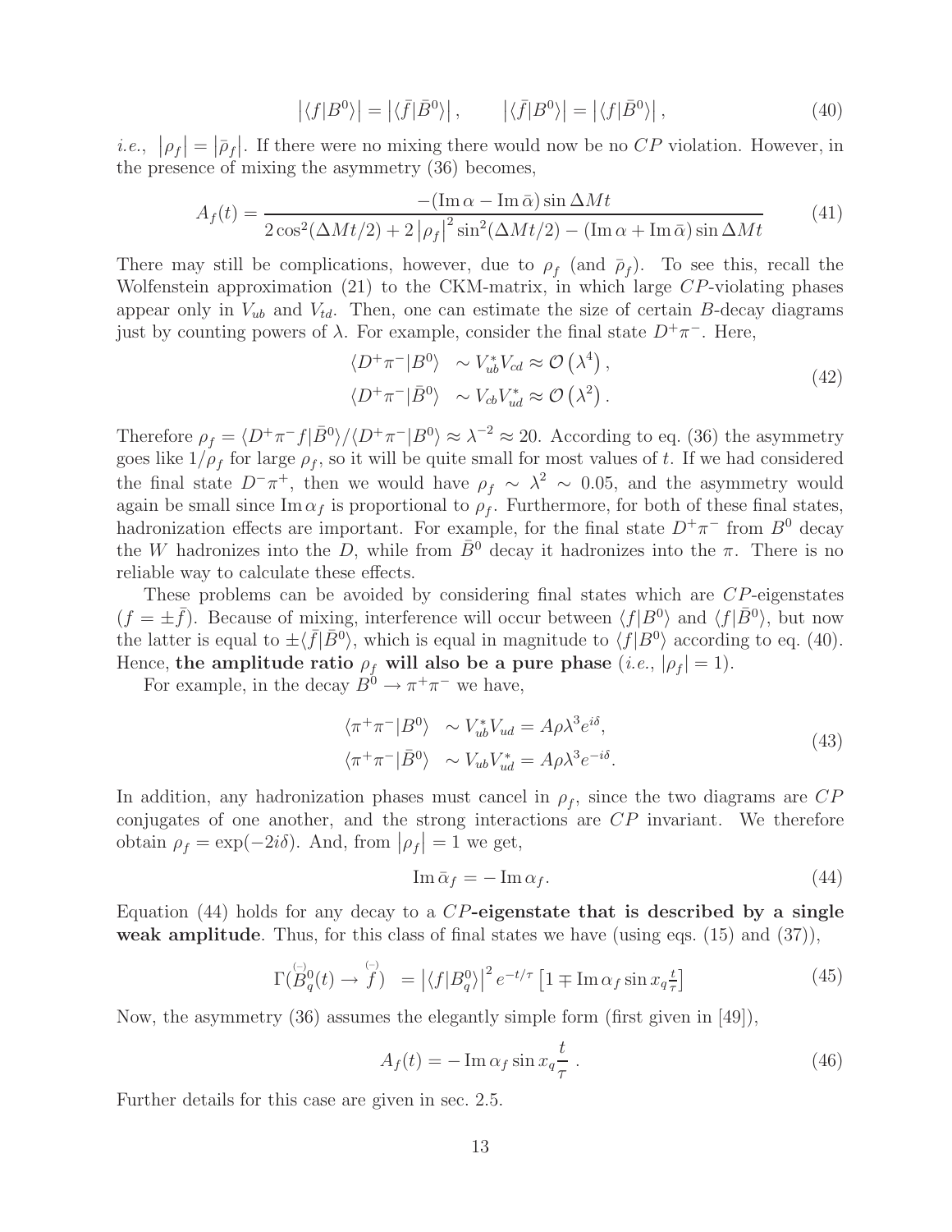$$\left|\langle f|B^0\rangle\right| = \left|\langle \bar{f}|\bar{B}^0\rangle\right|, \qquad \left|\langle \bar{f}|B^0\rangle\right| = \left|\langle f|\bar{B}^0\rangle\right|, \tag{40}$$

*i.e.*, $|\rho_f| = |\bar{\rho}_f|$. If there were no mixing there would now be no $CP$ violation. However, in the presence of mixing the asymmetry (36) becomes,

$$A_f(t) = \frac{-(\operatorname{Im}\alpha - \operatorname{Im}\bar{\alpha})\sin\Delta Mt}{2\cos^2(\Delta Mt/2) + 2\left|\rho_f\right|^2\sin^2(\Delta Mt/2) - (\operatorname{Im}\alpha + \operatorname{Im}\bar{\alpha})\sin\Delta Mt} \tag{41}$$

There may still be complications, however, due to $\rho_f$ (and $\bar{\rho}_f$). To see this, recall the Wolfenstein approximation (21) to the CKM-matrix, in which large $CP$-violating phases appear only in $V_{ub}$ and $V_{td}$. Then, one can estimate the size of certain $B$-decay diagrams just by counting powers of $\lambda$. For example, consider the final state $D^+\pi^-$. Here,

$$\begin{aligned} \langle D^+\pi^-|B^0\rangle &\sim V_{ub}^* V_{cd} \approx \mathcal{O}\left(\lambda^4\right), \\ \langle D^+\pi^-|\bar{B}^0\rangle &\sim V_{cb} V_{ud}^* \approx \mathcal{O}\left(\lambda^2\right). \end{aligned} \tag{42}$$

Therefore $\rho_f = \langle D^+\pi^- f|\bar{B}^0\rangle / \langle D^+\pi^-|B^0\rangle \approx \lambda^{-2} \approx 20$. According to eq. (36) the asymmetry goes like $1/\rho_f$ for large $\rho_f$, so it will be quite small for most values of $t$. If we had considered the final state $D^-\pi^+$, then we would have $\rho_f \sim \lambda^2 \sim 0.05$, and the asymmetry would again be small since $\operatorname{Im}\alpha_f$ is proportional to $\rho_f$. Furthermore, for both of these final states, hadronization effects are important. For example, for the final state $D^+\pi^-$ from $B^0$ decay the $W$ hadronizes into the $D$, while from $\bar{B}^0$ decay it hadronizes into the $\pi$. There is no reliable way to calculate these effects.

These problems can be avoided by considering final states which are $CP$-eigenstates ($f = \pm\bar{f}$). Because of mixing, interference will occur between $\langle f|B^0\rangle$ and $\langle f|\bar{B}^0\rangle$, but now the latter is equal to $\pm\langle\bar{f}|\bar{B}^0\rangle$, which is equal in magnitude to $\langle f|B^0\rangle$ according to eq. (40). Hence, **the amplitude ratio $\rho_f$ will also be a pure phase** (*i.e.*, $|\rho_f| = 1$).

For example, in the decay $B^0 \to \pi^+\pi^-$ we have,

$$\begin{aligned} \langle \pi^+\pi^-|B^0\rangle &\sim V_{ub}^* V_{ud} = A\rho\lambda^3 e^{i\delta}, \\ \langle \pi^+\pi^-|\bar{B}^0\rangle &\sim V_{ub} V_{ud}^* = A\rho\lambda^3 e^{-i\delta}. \end{aligned} \tag{43}$$

In addition, any hadronization phases must cancel in $\rho_f$, since the two diagrams are $CP$ conjugates of one another, and the strong interactions are $CP$ invariant. We therefore obtain $\rho_f = \exp(-2i\delta)$. And, from $|\rho_f| = 1$ we get,

$$\operatorname{Im}\bar{\alpha}_f = -\operatorname{Im}\alpha_f. \tag{44}$$

Equation (44) holds for any decay to a **$CP$-eigenstate that is described by a single weak amplitude**. Thus, for this class of final states we have (using eqs. (15) and (37)),

$$\Gamma(\overset{(-)}{B}{}^0_q(t) \to \overset{(-)}{f}) = \left|\langle f|B_q^0\rangle\right|^2 e^{-t/\tau}\left[1 \mp \operatorname{Im}\alpha_f \sin x_q \tfrac{t}{\tau}\right] \tag{45}$$

Now, the asymmetry (36) assumes the elegantly simple form (first given in [49]),

$$A_f(t) = -\operatorname{Im}\alpha_f \sin x_q \frac{t}{\tau}\ . \tag{46}$$

Further details for this case are given in sec. 2.5.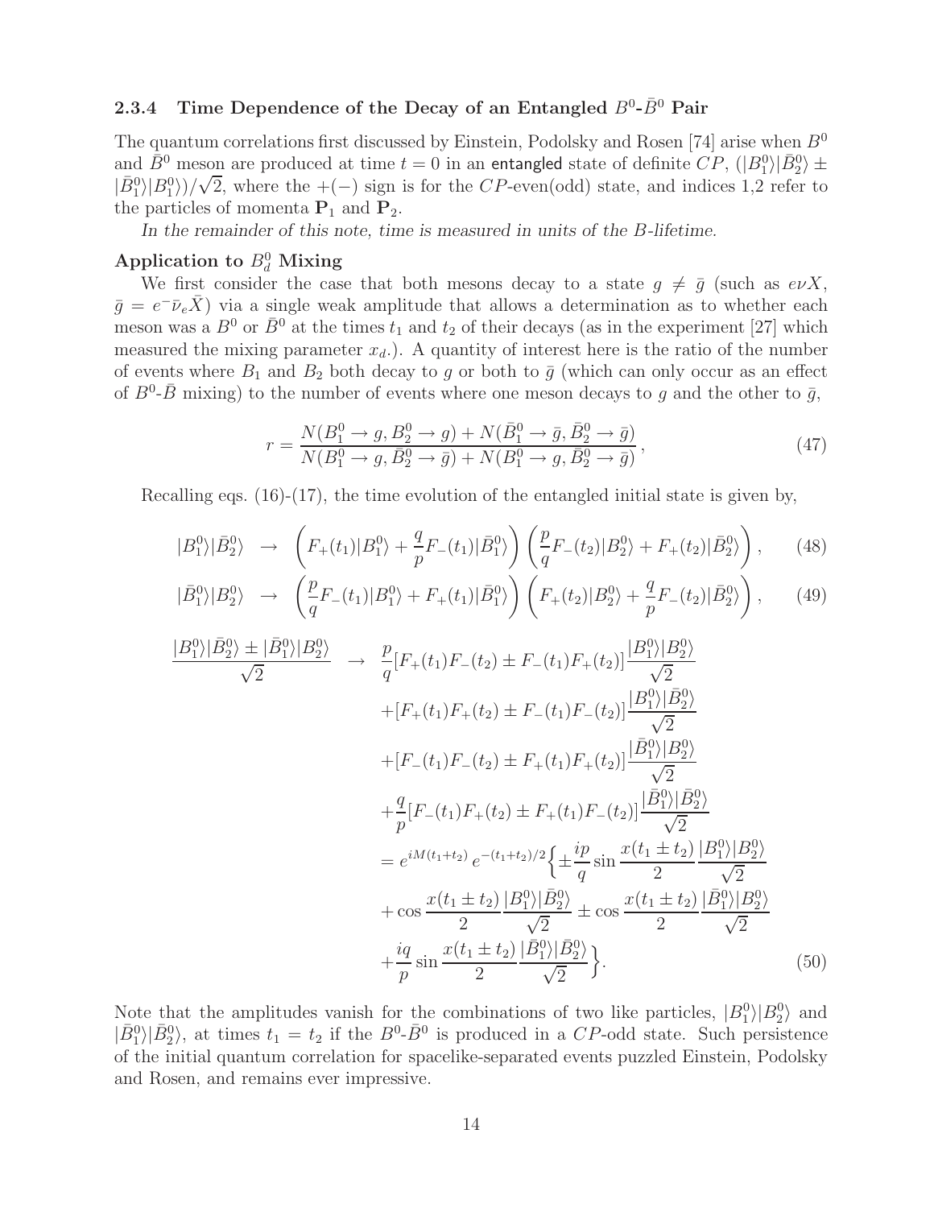### 2.3.4 Time Dependence of the Decay of an Entangled $B^0$-$\bar{B}^0$ Pair

The quantum correlations first discussed by Einstein, Podolsky and Rosen [74] arise when $B^0$ and $\bar{B}^0$ meson are produced at time $t = 0$ in an entangled state of definite $CP$, $(|B_1^0\rangle|\bar{B}_2^0\rangle \pm |\bar{B}_1^0\rangle|B_1^0\rangle)/\sqrt{2}$, where the $+(-)$ sign is for the $CP$-even(odd) state, and indices 1,2 refer to the particles of momenta $\mathbf{P}_1$ and $\mathbf{P}_2$.

*In the remainder of this note, time is measured in units of the B-lifetime.*

**Application to $B_d^0$ Mixing**

We first consider the case that both mesons decay to a state $g \neq \bar{g}$ (such as $e\nu X$, $\bar{g} = e^- \bar{\nu}_e \bar{X}$) via a single weak amplitude that allows a determination as to whether each meson was a $B^0$ or $\bar{B}^0$ at the times $t_1$ and $t_2$ of their decays (as in the experiment [27] which measured the mixing parameter $x_d$.). A quantity of interest here is the ratio of the number of events where $B_1$ and $B_2$ both decay to $g$ or both to $\bar{g}$ (which can only occur as an effect of $B^0$-$\bar{B}$ mixing) to the number of events where one meson decays to $g$ and the other to $\bar{g}$,

$$r = \frac{N(B_1^0 \to g, B_2^0 \to g) + N(\bar{B}_1^0 \to \bar{g}, \bar{B}_2^0 \to \bar{g})}{N(B_1^0 \to g, \bar{B}_2^0 \to \bar{g}) + N(B_1^0 \to g, \bar{B}_2^0 \to \bar{g})}, \tag{47}$$

Recalling eqs. (16)-(17), the time evolution of the entangled initial state is given by,

$$|B_1^0\rangle|\bar{B}_2^0\rangle \to \left(F_+(t_1)|B_1^0\rangle + \frac{q}{p}F_-(t_1)|\bar{B}_1^0\rangle\right)\left(\frac{p}{q}F_-(t_2)|B_2^0\rangle + F_+(t_2)|\bar{B}_2^0\rangle\right), \tag{48}$$

$$|\bar{B}_1^0\rangle|B_2^0\rangle \to \left(\frac{p}{q}F_-(t_1)|B_1^0\rangle + F_+(t_1)|\bar{B}_1^0\rangle\right)\left(F_+(t_2)|B_2^0\rangle + \frac{q}{p}F_-(t_2)|\bar{B}_2^0\rangle\right), \tag{49}$$

$$\begin{aligned}
\frac{|B_1^0\rangle|\bar{B}_2^0\rangle \pm |\bar{B}_1^0\rangle|B_2^0\rangle}{\sqrt{2}} \to\ & \frac{p}{q}[F_+(t_1)F_-(t_2) \pm F_-(t_1)F_+(t_2)]\frac{|B_1^0\rangle|B_2^0\rangle}{\sqrt{2}} \\
& + [F_+(t_1)F_+(t_2) \pm F_-(t_1)F_-(t_2)]\frac{|B_1^0\rangle|\bar{B}_2^0\rangle}{\sqrt{2}} \\
& + [F_-(t_1)F_-(t_2) \pm F_+(t_1)F_+(t_2)]\frac{|\bar{B}_1^0\rangle|B_2^0\rangle}{\sqrt{2}} \\
& + \frac{q}{p}[F_-(t_1)F_+(t_2) \pm F_+(t_1)F_-(t_2)]\frac{|\bar{B}_1^0\rangle|\bar{B}_2^0\rangle}{\sqrt{2}} \\
=\ & e^{iM(t_1+t_2)}\, e^{-(t_1+t_2)/2}\Big\{\pm\frac{ip}{q}\sin\frac{x(t_1 \pm t_2)}{2}\frac{|B_1^0\rangle|B_2^0\rangle}{\sqrt{2}} \\
& + \cos\frac{x(t_1 \pm t_2)}{2}\frac{|B_1^0\rangle|\bar{B}_2^0\rangle}{\sqrt{2}} \pm \cos\frac{x(t_1 \pm t_2)}{2}\frac{|\bar{B}_1^0\rangle|B_2^0\rangle}{\sqrt{2}} \\
& + \frac{iq}{p}\sin\frac{x(t_1 \pm t_2)}{2}\frac{|\bar{B}_1^0\rangle|\bar{B}_2^0\rangle}{\sqrt{2}}\Big\}.
\end{aligned} \tag{50}$$

Note that the amplitudes vanish for the combinations of two like particles, $|B_1^0\rangle|B_2^0\rangle$ and $|\bar{B}_1^0\rangle|\bar{B}_2^0\rangle$, at times $t_1 = t_2$ if the $B^0$-$\bar{B}^0$ is produced in a $CP$-odd state. Such persistence of the initial quantum correlation for spacelike-separated events puzzled Einstein, Podolsky and Rosen, and remains ever impressive.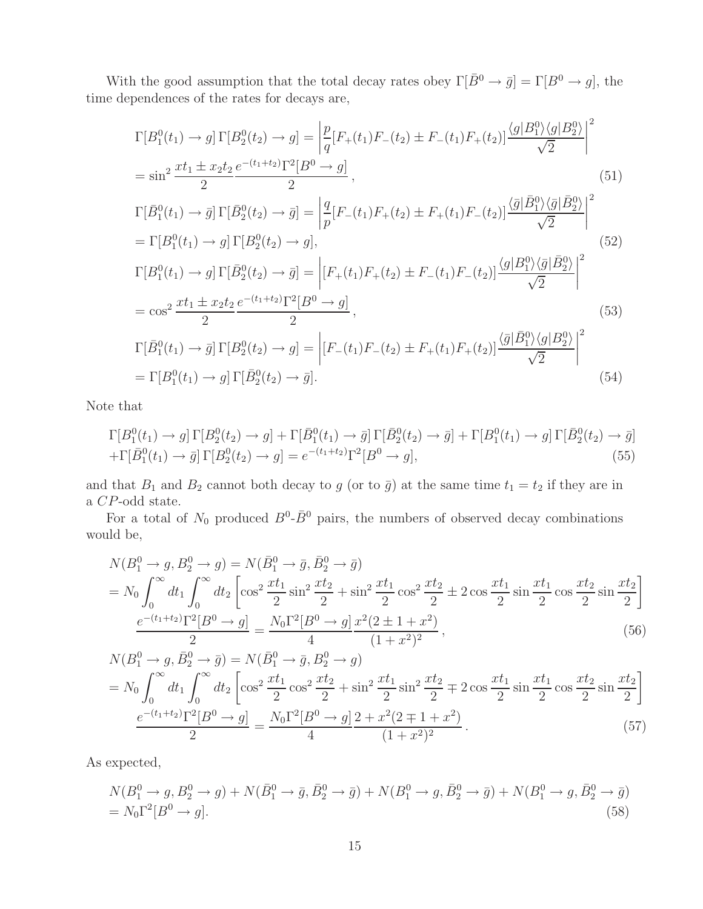With the good assumption that the total decay rates obey $\Gamma[\bar{B}^0 \to \bar{g}] = \Gamma[B^0 \to g]$, the time dependences of the rates for decays are,

$$
\begin{aligned}
&\Gamma[B_1^0(t_1) \to g]\,\Gamma[B_2^0(t_2) \to g] = \left| \frac{p}{q}[F_+(t_1)F_-(t_2) \pm F_-(t_1)F_+(t_2)] \frac{\langle g|B_1^0\rangle\langle g|B_2^0\rangle}{\sqrt{2}} \right|^2 \\
&= \sin^2 \frac{xt_1 \pm x_2t_2}{2} \frac{e^{-(t_1+t_2)}\Gamma^2[B^0 \to g]}{2}\,, \qquad (51) \\
&\Gamma[\bar{B}_1^0(t_1) \to \bar{g}]\,\Gamma[\bar{B}_2^0(t_2) \to \bar{g}] = \left| \frac{q}{p}[F_-(t_1)F_+(t_2) \pm F_+(t_1)F_-(t_2)] \frac{\langle \bar{g}|\bar{B}_1^0\rangle\langle \bar{g}|\bar{B}_2^0\rangle}{\sqrt{2}} \right|^2 \\
&= \Gamma[B_1^0(t_1) \to g]\,\Gamma[B_2^0(t_2) \to g], \qquad (52) \\
&\Gamma[B_1^0(t_1) \to g]\,\Gamma[\bar{B}_2^0(t_2) \to \bar{g}] = \left| [F_+(t_1)F_+(t_2) \pm F_-(t_1)F_-(t_2)] \frac{\langle g|B_1^0\rangle\langle \bar{g}|\bar{B}_2^0\rangle}{\sqrt{2}} \right|^2 \\
&= \cos^2 \frac{xt_1 \pm x_2t_2}{2} \frac{e^{-(t_1+t_2)}\Gamma^2[B^0 \to g]}{2}\,, \qquad (53) \\
&\Gamma[\bar{B}_1^0(t_1) \to \bar{g}]\,\Gamma[B_2^0(t_2) \to g] = \left| [F_-(t_1)F_-(t_2) \pm F_+(t_1)F_+(t_2)] \frac{\langle \bar{g}|\bar{B}_1^0\rangle\langle g|B_2^0\rangle}{\sqrt{2}} \right|^2 \\
&= \Gamma[B_1^0(t_1) \to g]\,\Gamma[\bar{B}_2^0(t_2) \to \bar{g}]. \qquad (54)
\end{aligned}
$$

Note that

$$
\begin{aligned}
&\Gamma[B_1^0(t_1) \to g]\,\Gamma[B_2^0(t_2) \to g] + \Gamma[\bar{B}_1^0(t_1) \to \bar{g}]\,\Gamma[\bar{B}_2^0(t_2) \to \bar{g}] + \Gamma[B_1^0(t_1) \to g]\,\Gamma[\bar{B}_2^0(t_2) \to \bar{g}] \\
&+\Gamma[\bar{B}_1^0(t_1) \to \bar{g}]\,\Gamma[B_2^0(t_2) \to g] = e^{-(t_1+t_2)}\Gamma^2[B^0 \to g], \qquad (55)
\end{aligned}
$$

and that $B_1$ and $B_2$ cannot both decay to $g$ (or to $\bar{g}$) at the same time $t_1 = t_2$ if they are in a $CP$-odd state.

For a total of $N_0$ produced $B^0$-$\bar{B}^0$ pairs, the numbers of observed decay combinations would be,

$$
\begin{aligned}
&N(B_1^0 \to g, B_2^0 \to g) = N(\bar{B}_1^0 \to \bar{g}, \bar{B}_2^0 \to \bar{g}) \\
&= N_0 \int_0^\infty dt_1 \int_0^\infty dt_2 \left[ \cos^2 \frac{xt_1}{2} \sin^2 \frac{xt_2}{2} + \sin^2 \frac{xt_1}{2} \cos^2 \frac{xt_2}{2} \pm 2 \cos \frac{xt_1}{2} \sin \frac{xt_1}{2} \cos \frac{xt_2}{2} \sin \frac{xt_2}{2} \right] \\
&\quad \frac{e^{-(t_1+t_2)}\Gamma^2[B^0 \to g]}{2} = \frac{N_0\Gamma^2[B^0 \to g]}{4} \frac{x^2(2 \pm 1 + x^2)}{(1+x^2)^2}\,, \qquad (56) \\
&N(B_1^0 \to g, \bar{B}_2^0 \to \bar{g}) = N(\bar{B}_1^0 \to \bar{g}, B_2^0 \to g) \\
&= N_0 \int_0^\infty dt_1 \int_0^\infty dt_2 \left[ \cos^2 \frac{xt_1}{2} \cos^2 \frac{xt_2}{2} + \sin^2 \frac{xt_1}{2} \sin^2 \frac{xt_2}{2} \mp 2 \cos \frac{xt_1}{2} \sin \frac{xt_1}{2} \cos \frac{xt_2}{2} \sin \frac{xt_2}{2} \right] \\
&\quad \frac{e^{-(t_1+t_2)}\Gamma^2[B^0 \to g]}{2} = \frac{N_0\Gamma^2[B^0 \to g]}{4} \frac{2 + x^2(2 \mp 1 + x^2)}{(1+x^2)^2}\,. \qquad (57)
\end{aligned}
$$

As expected,

$$
\begin{aligned}
&N(B_1^0 \to g, B_2^0 \to g) + N(\bar{B}_1^0 \to \bar{g}, \bar{B}_2^0 \to \bar{g}) + N(B_1^0 \to g, \bar{B}_2^0 \to \bar{g}) + N(B_1^0 \to g, \bar{B}_2^0 \to \bar{g}) \\
&= N_0\Gamma^2[B^0 \to g]. \qquad (58)
\end{aligned}
$$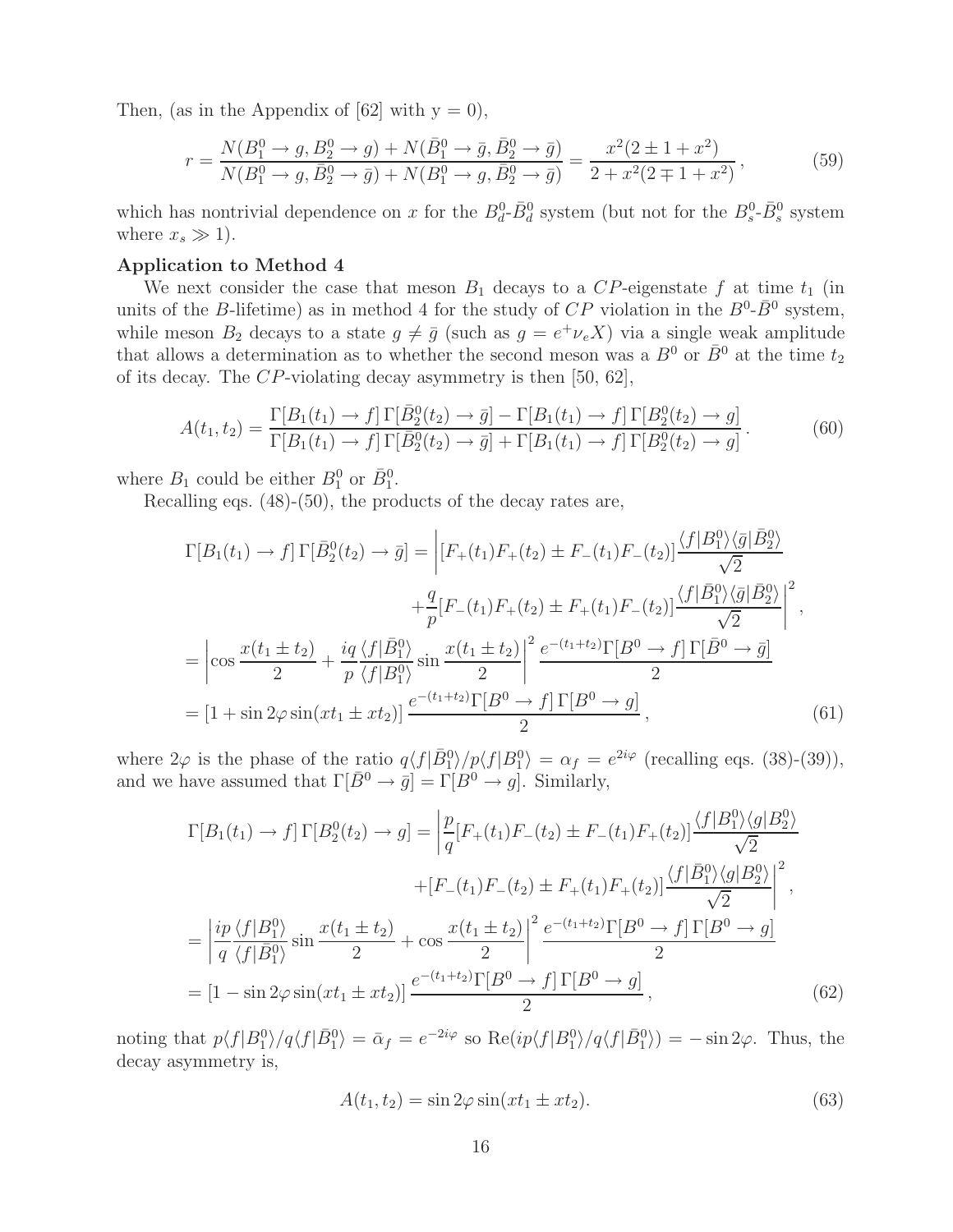Then, (as in the Appendix of [62] with y = 0),

$$
r = \frac{N(B_1^0 \to g, B_2^0 \to g) + N(\bar{B}_1^0 \to \bar{g}, \bar{B}_2^0 \to \bar{g})}{N(B_1^0 \to g, \bar{B}_2^0 \to \bar{g}) + N(B_1^0 \to g, \bar{B}_2^0 \to \bar{g})} = \frac{x^2(2 \pm 1 + x^2)}{2 + x^2(2 \mp 1 + x^2)}, \tag{59}
$$

which has nontrivial dependence on $x$ for the $B_d^0$-$\bar{B}_d^0$ system (but not for the $B_s^0$-$\bar{B}_s^0$ system where $x_s \gg 1$).

**Application to Method 4**

We next consider the case that meson $B_1$ decays to a $CP$-eigenstate $f$ at time $t_1$ (in units of the $B$-lifetime) as in method 4 for the study of $CP$ violation in the $B^0$-$\bar{B}^0$ system, while meson $B_2$ decays to a state $g \neq \bar{g}$ (such as $g = e^+\nu_e X$) via a single weak amplitude that allows a determination as to whether the second meson was a $B^0$ or $\bar{B}^0$ at the time $t_2$ of its decay. The $CP$-violating decay asymmetry is then [50, 62],

$$
A(t_1, t_2) = \frac{\Gamma[B_1(t_1) \to f]\,\Gamma[\bar{B}_2^0(t_2) \to \bar{g}] - \Gamma[B_1(t_1) \to f]\,\Gamma[B_2^0(t_2) \to g]}{\Gamma[B_1(t_1) \to f]\,\Gamma[\bar{B}_2^0(t_2) \to \bar{g}] + \Gamma[B_1(t_1) \to f]\,\Gamma[B_2^0(t_2) \to g]}. \tag{60}
$$

where $B_1$ could be either $B_1^0$ or $\bar{B}_1^0$.

Recalling eqs. (48)-(50), the products of the decay rates are,

$$
\begin{aligned}
\Gamma[B_1(t_1) \to f]\,\Gamma[\bar{B}_2^0(t_2) \to \bar{g}] &= \bigg| [F_+(t_1)F_+(t_2) \pm F_-(t_1)F_-(t_2)] \frac{\langle f|B_1^0\rangle\langle \bar{g}|\bar{B}_2^0\rangle}{\sqrt{2}} \\
&\qquad + \frac{q}{p}[F_-(t_1)F_+(t_2) \pm F_+(t_1)F_-(t_2)] \frac{\langle f|\bar{B}_1^0\rangle\langle \bar{g}|\bar{B}_2^0\rangle}{\sqrt{2}} \bigg|^2, \\
&= \left| \cos\frac{x(t_1 \pm t_2)}{2} + \frac{iq}{p}\frac{\langle f|\bar{B}_1^0\rangle}{\langle f|B_1^0\rangle} \sin\frac{x(t_1 \pm t_2)}{2} \right|^2 \frac{e^{-(t_1+t_2)}\Gamma[B^0 \to f]\,\Gamma[\bar{B}^0 \to \bar{g}]}{2} \\
&= [1 + \sin 2\varphi \sin(xt_1 \pm xt_2)]\, \frac{e^{-(t_1+t_2)}\Gamma[B^0 \to f]\,\Gamma[B^0 \to g]}{2},
\end{aligned} \tag{61}
$$

where $2\varphi$ is the phase of the ratio $q\langle f|\bar{B}_1^0\rangle/p\langle f|B_1^0\rangle = \alpha_f = e^{2i\varphi}$ (recalling eqs. (38)-(39)), and we have assumed that $\Gamma[\bar{B}^0 \to \bar{g}] = \Gamma[B^0 \to g]$. Similarly,

$$
\begin{aligned}
\Gamma[B_1(t_1) \to f]\,\Gamma[B_2^0(t_2) \to g] &= \bigg| \frac{p}{q}[F_+(t_1)F_-(t_2) \pm F_-(t_1)F_+(t_2)] \frac{\langle f|B_1^0\rangle\langle g|B_2^0\rangle}{\sqrt{2}} \\
&\qquad + [F_-(t_1)F_-(t_2) \pm F_+(t_1)F_+(t_2)] \frac{\langle f|\bar{B}_1^0\rangle\langle g|B_2^0\rangle}{\sqrt{2}} \bigg|^2, \\
&= \left| \frac{ip}{q}\frac{\langle f|B_1^0\rangle}{\langle f|\bar{B}_1^0\rangle} \sin\frac{x(t_1 \pm t_2)}{2} + \cos\frac{x(t_1 \pm t_2)}{2} \right|^2 \frac{e^{-(t_1+t_2)}\Gamma[B^0 \to f]\,\Gamma[B^0 \to g]}{2} \\
&= [1 - \sin 2\varphi \sin(xt_1 \pm xt_2)]\, \frac{e^{-(t_1+t_2)}\Gamma[B^0 \to f]\,\Gamma[B^0 \to g]}{2},
\end{aligned} \tag{62}
$$

noting that $p\langle f|B_1^0\rangle/q\langle f|\bar{B}_1^0\rangle = \bar{\alpha}_f = e^{-2i\varphi}$ so $\mathrm{Re}(ip\langle f|B_1^0\rangle/q\langle f|\bar{B}_1^0\rangle) = -\sin 2\varphi$. Thus, the decay asymmetry is,

$$
A(t_1, t_2) = \sin 2\varphi \sin(xt_1 \pm xt_2). \tag{63}
$$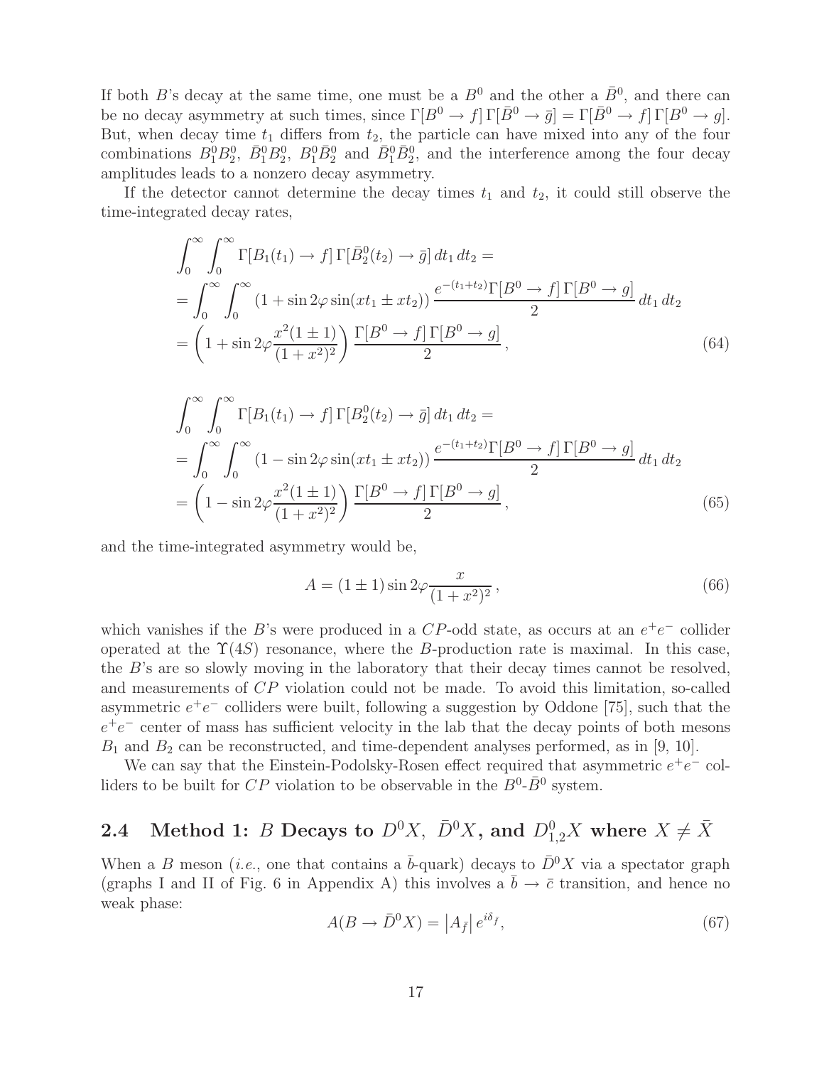If both $B$'s decay at the same time, one must be a $B^0$ and the other a $\bar{B}^0$, and there can be no decay asymmetry at such times, since $\Gamma[B^0 \to f]\,\Gamma[\bar{B}^0 \to \bar{g}] = \Gamma[\bar{B}^0 \to f]\,\Gamma[B^0 \to g]$. But, when decay time $t_1$ differs from $t_2$, the particle can have mixed into any of the four combinations $B_1^0 B_2^0$, $\bar{B}_1^0 B_2^0$, $B_1^0 \bar{B}_2^0$ and $\bar{B}_1^0 \bar{B}_2^0$, and the interference among the four decay amplitudes leads to a nonzero decay asymmetry.

If the detector cannot determine the decay times $t_1$ and $t_2$, it could still observe the time-integrated decay rates,

$$
\begin{aligned}
&\int_0^\infty \int_0^\infty \Gamma[B_1(t_1) \to f]\,\Gamma[\bar{B}_2^0(t_2) \to \bar{g}]\,dt_1\,dt_2 = \\
&= \int_0^\infty \int_0^\infty (1 + \sin 2\varphi \sin(xt_1 \pm xt_2))\,\frac{e^{-(t_1+t_2)}\Gamma[B^0 \to f]\,\Gamma[B^0 \to g]}{2}\,dt_1\,dt_2 \\
&= \left(1 + \sin 2\varphi \frac{x^2(1 \pm 1)}{(1+x^2)^2}\right)\frac{\Gamma[B^0 \to f]\,\Gamma[B^0 \to g]}{2}\,,
\end{aligned} \tag{64}
$$

$$
\begin{aligned}
&\int_0^\infty \int_0^\infty \Gamma[B_1(t_1) \to f]\,\Gamma[B_2^0(t_2) \to \bar{g}]\,dt_1\,dt_2 = \\
&= \int_0^\infty \int_0^\infty (1 - \sin 2\varphi \sin(xt_1 \pm xt_2))\,\frac{e^{-(t_1+t_2)}\Gamma[B^0 \to f]\,\Gamma[B^0 \to g]}{2}\,dt_1\,dt_2 \\
&= \left(1 - \sin 2\varphi \frac{x^2(1 \pm 1)}{(1+x^2)^2}\right)\frac{\Gamma[B^0 \to f]\,\Gamma[B^0 \to g]}{2}\,,
\end{aligned} \tag{65}
$$

and the time-integrated asymmetry would be,

$$
A = (1 \pm 1)\sin 2\varphi \frac{x}{(1+x^2)^2}\,, \tag{66}
$$

which vanishes if the $B$'s were produced in a $CP$-odd state, as occurs at an $e^+e^-$ collider operated at the $\Upsilon(4S)$ resonance, where the $B$-production rate is maximal. In this case, the $B$'s are so slowly moving in the laboratory that their decay times cannot be resolved, and measurements of $CP$ violation could not be made. To avoid this limitation, so-called asymmetric $e^+e^-$ colliders were built, following a suggestion by Oddone [75], such that the $e^+e^-$ center of mass has sufficient velocity in the lab that the decay points of both mesons $B_1$ and $B_2$ can be reconstructed, and time-dependent analyses performed, as in [9, 10].

We can say that the Einstein-Podolsky-Rosen effect required that asymmetric $e^+e^-$ colliders to be built for $CP$ violation to be observable in the $B^0$-$\bar{B}^0$ system.

## 2.4 Method 1: $B$ Decays to $D^0X$, $\bar{D}^0X$, and $D^0_{1,2}X$ where $X \neq \bar{X}$

When a $B$ meson (*i.e.*, one that contains a $\bar{b}$-quark) decays to $\bar{D}^0X$ via a spectator graph (graphs I and II of Fig. 6 in Appendix A) this involves a $\bar{b} \to \bar{c}$ transition, and hence no weak phase:

$$
A(B \to \bar{D}^0X) = \left|A_{\bar{f}}\right| e^{i\delta_{\bar{f}}}, \tag{67}
$$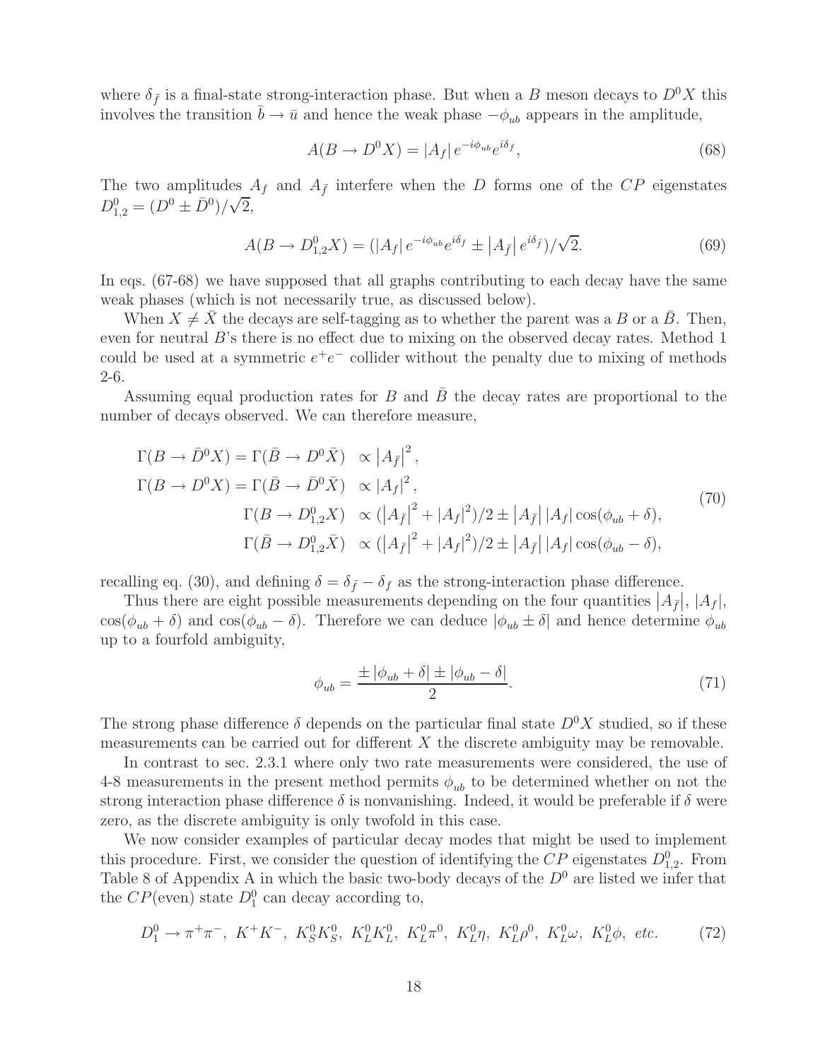where $\delta_{\bar{f}}$ is a final-state strong-interaction phase. But when a $B$ meson decays to $D^0X$ this involves the transition $\bar{b} \to \bar{u}$ and hence the weak phase $-\phi_{ub}$ appears in the amplitude,

$$A(B \to D^0 X) = |A_f| \, e^{-i\phi_{ub}} e^{i\delta_f}, \tag{68}$$

The two amplitudes $A_f$ and $A_{\bar{f}}$ interfere when the $D$ forms one of the $CP$ eigenstates $D^0_{1,2} = (D^0 \pm \bar{D}^0)/\sqrt{2}$,

$$A(B \to D^0_{1,2} X) = (|A_f| \, e^{-i\phi_{ub}} e^{i\delta_f} \pm \left|A_{\bar{f}}\right| e^{i\delta_{\bar{f}}})/\sqrt{2}. \tag{69}$$

In eqs. (67-68) we have supposed that all graphs contributing to each decay have the same weak phases (which is not necessarily true, as discussed below).

When $X \neq \bar{X}$ the decays are self-tagging as to whether the parent was a $B$ or a $\bar{B}$. Then, even for neutral $B$'s there is no effect due to mixing on the observed decay rates. Method 1 could be used at a symmetric $e^+e^-$ collider without the penalty due to mixing of methods 2-6.

Assuming equal production rates for $B$ and $\bar{B}$ the decay rates are proportional to the number of decays observed. We can therefore measure,

$$\begin{aligned}
\Gamma(B \to \bar{D}^0 X) = \Gamma(\bar{B} \to D^0 \bar{X}) \quad &\propto \left|A_{\bar{f}}\right|^2, \\
\Gamma(B \to D^0 X) = \Gamma(\bar{B} \to \bar{D}^0 \bar{X}) \quad &\propto |A_f|^2, \\
\Gamma(B \to D^0_{1,2} X) \quad &\propto (\left|A_{\bar{f}}\right|^2 + |A_f|^2)/2 \pm \left|A_{\bar{f}}\right| |A_f| \cos(\phi_{ub} + \delta), \\
\Gamma(\bar{B} \to D^0_{1,2} \bar{X}) \quad &\propto (\left|A_{\bar{f}}\right|^2 + |A_f|^2)/2 \pm \left|A_{\bar{f}}\right| |A_f| \cos(\phi_{ub} - \delta),
\end{aligned} \tag{70}$$

recalling eq. (30), and defining $\delta = \delta_{\bar{f}} - \delta_f$ as the strong-interaction phase difference.

Thus there are eight possible measurements depending on the four quantities $\left|A_{\bar{f}}\right|$, $|A_f|$, $\cos(\phi_{ub} + \delta)$ and $\cos(\phi_{ub} - \delta)$. Therefore we can deduce $|\phi_{ub} \pm \delta|$ and hence determine $\phi_{ub}$ up to a fourfold ambiguity,

$$\phi_{ub} = \frac{\pm |\phi_{ub} + \delta| \pm |\phi_{ub} - \delta|}{2}. \tag{71}$$

The strong phase difference $\delta$ depends on the particular final state $D^0X$ studied, so if these measurements can be carried out for different $X$ the discrete ambiguity may be removable.

In contrast to sec. 2.3.1 where only two rate measurements were considered, the use of 4-8 measurements in the present method permits $\phi_{ub}$ to be determined whether on not the strong interaction phase difference $\delta$ is nonvanishing. Indeed, it would be preferable if $\delta$ were zero, as the discrete ambiguity is only twofold in this case.

We now consider examples of particular decay modes that might be used to implement this procedure. First, we consider the question of identifying the $CP$ eigenstates $D^0_{1,2}$. From Table 8 of Appendix A in which the basic two-body decays of the $D^0$ are listed we infer that the $CP$(even) state $D^0_1$ can decay according to,

$$D^0_1 \to \pi^+\pi^-,\ K^+K^-,\ K^0_S K^0_S,\ K^0_L K^0_L,\ K^0_L \pi^0,\ K^0_L \eta,\ K^0_L \rho^0,\ K^0_L \omega,\ K^0_L \phi,\ etc. \tag{72}$$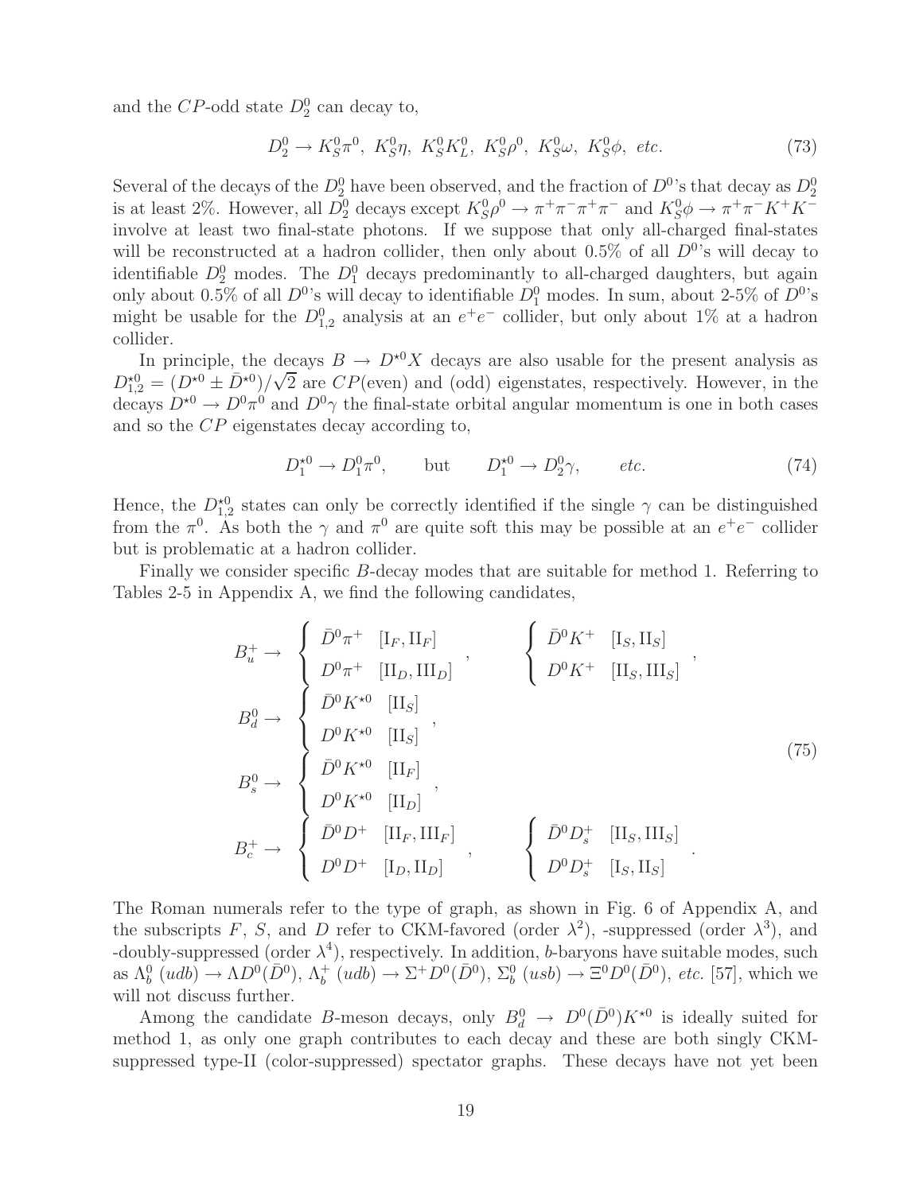and the $CP$-odd state $D_2^0$ can decay to,

$$D_2^0 \to K_S^0\pi^0,\ K_S^0\eta,\ K_S^0K_L^0,\ K_S^0\rho^0,\ K_S^0\omega,\ K_S^0\phi,\ etc. \tag{73}$$

Several of the decays of the $D_2^0$ have been observed, and the fraction of $D^0$'s that decay as $D_2^0$ is at least 2%. However, all $D_2^0$ decays except $K_S^0\rho^0 \to \pi^+\pi^-\pi^+\pi^-$ and $K_S^0\phi \to \pi^+\pi^-K^+K^-$ involve at least two final-state photons. If we suppose that only all-charged final-states will be reconstructed at a hadron collider, then only about 0.5% of all $D^0$'s will decay to identifiable $D_2^0$ modes. The $D_1^0$ decays predominantly to all-charged daughters, but again only about 0.5% of all $D^0$'s will decay to identifiable $D_1^0$ modes. In sum, about 2-5% of $D^0$'s might be usable for the $D_{1,2}^0$ analysis at an $e^+e^-$ collider, but only about 1% at a hadron collider.

In principle, the decays $B \to D^{\star 0}X$ decays are also usable for the present analysis as $D_{1,2}^{\star 0} = (D^{\star 0} \pm \bar{D}^{\star 0})/\sqrt{2}$ are $CP$(even) and (odd) eigenstates, respectively. However, in the decays $D^{\star 0} \to D^0\pi^0$ and $D^0\gamma$ the final-state orbital angular momentum is one in both cases and so the $CP$ eigenstates decay according to,

$$D_1^{\star 0} \to D_1^0\pi^0, \qquad \text{but} \qquad D_1^{\star 0} \to D_2^0\gamma, \qquad etc. \tag{74}$$

Hence, the $D_{1,2}^{\star 0}$ states can only be correctly identified if the single $\gamma$ can be distinguished from the $\pi^0$. As both the $\gamma$ and $\pi^0$ are quite soft this may be possible at an $e^+e^-$ collider but is problematic at a hadron collider.

Finally we consider specific $B$-decay modes that are suitable for method 1. Referring to Tables 2-5 in Appendix A, we find the following candidates,

$$\begin{aligned}
B_u^+ &\to \begin{cases} \bar{D}^0\pi^+ & [\mathrm{I}_F, \mathrm{II}_F] \\ D^0\pi^+ & [\mathrm{II}_D, \mathrm{III}_D] \end{cases}, \qquad \begin{cases} \bar{D}^0K^+ & [\mathrm{I}_S, \mathrm{II}_S] \\ D^0K^+ & [\mathrm{II}_S, \mathrm{III}_S] \end{cases}, \\
B_d^0 &\to \begin{cases} \bar{D}^0K^{\star 0} & [\mathrm{II}_S] \\ D^0K^{\star 0} & [\mathrm{II}_S] \end{cases}, \\
B_s^0 &\to \begin{cases} \bar{D}^0K^{\star 0} & [\mathrm{II}_F] \\ D^0K^{\star 0} & [\mathrm{II}_D] \end{cases}, \\
B_c^+ &\to \begin{cases} \bar{D}^0D^+ & [\mathrm{II}_F, \mathrm{III}_F] \\ D^0D^+ & [\mathrm{I}_D, \mathrm{II}_D] \end{cases}, \qquad \begin{cases} \bar{D}^0D_s^+ & [\mathrm{II}_S, \mathrm{III}_S] \\ D^0D_s^+ & [\mathrm{I}_S, \mathrm{II}_S] \end{cases}.
\end{aligned} \tag{75}$$

The Roman numerals refer to the type of graph, as shown in Fig. 6 of Appendix A, and the subscripts $F$, $S$, and $D$ refer to CKM-favored (order $\lambda^2$), -suppressed (order $\lambda^3$), and -doubly-suppressed (order $\lambda^4$), respectively. In addition, $b$-baryons have suitable modes, such as $\Lambda_b^0$ $(udb) \to \Lambda D^0(\bar{D}^0)$, $\Lambda_b^+$ $(udb) \to \Sigma^+ D^0(\bar{D}^0)$, $\Sigma_b^0$ $(usb) \to \Xi^0 D^0(\bar{D}^0)$, *etc.* [57], which we will not discuss further.

Among the candidate $B$-meson decays, only $B_d^0 \to D^0(\bar{D}^0)K^{\star 0}$ is ideally suited for method 1, as only one graph contributes to each decay and these are both singly CKM-suppressed type-II (color-suppressed) spectator graphs. These decays have not yet been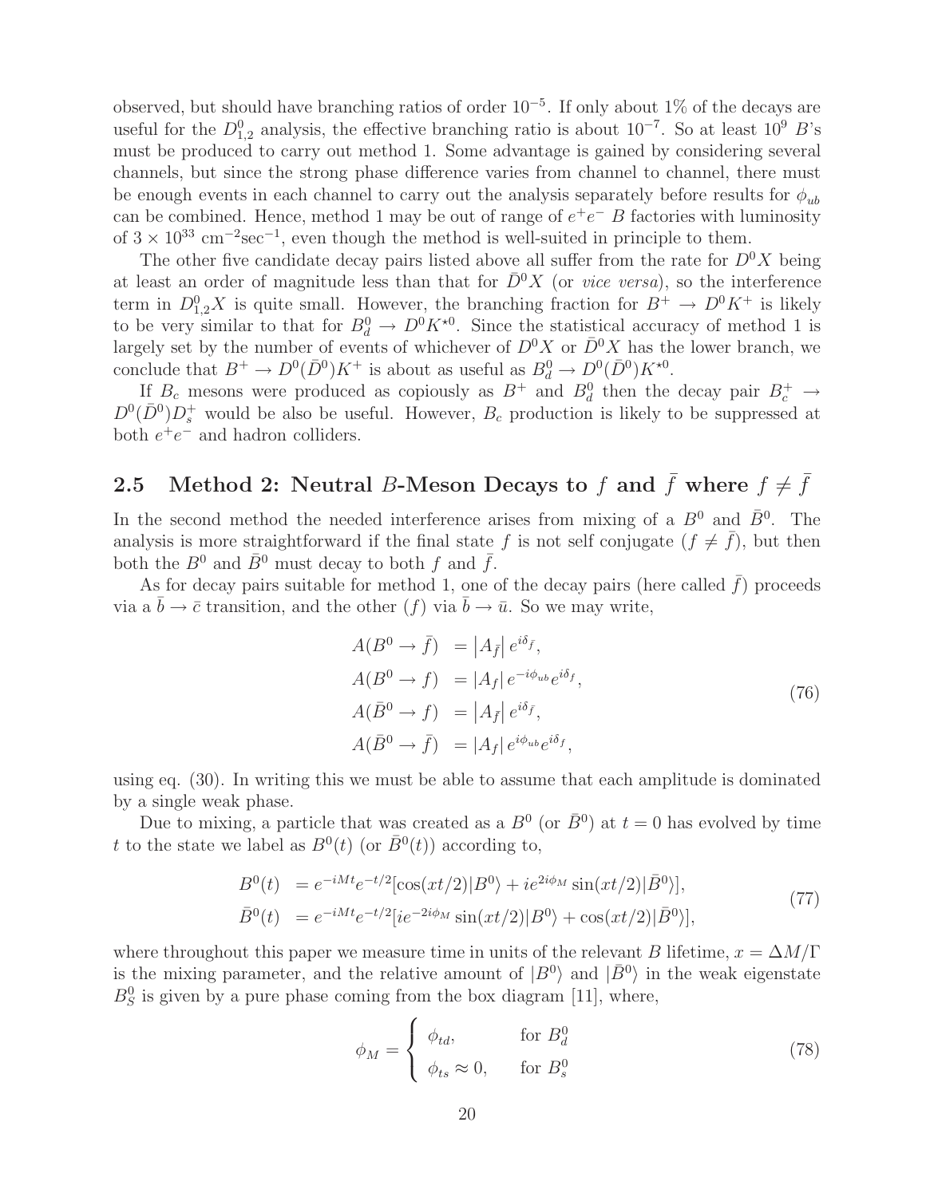observed, but should have branching ratios of order $10^{-5}$. If only about 1% of the decays are useful for the $D^0_{1,2}$ analysis, the effective branching ratio is about $10^{-7}$. So at least $10^9$ $B$'s must be produced to carry out method 1. Some advantage is gained by considering several channels, but since the strong phase difference varies from channel to channel, there must be enough events in each channel to carry out the analysis separately before results for $\phi_{ub}$ can be combined. Hence, method 1 may be out of range of $e^+e^-$ $B$ factories with luminosity of $3 \times 10^{33}$ cm$^{-2}$sec$^{-1}$, even though the method is well-suited in principle to them.

The other five candidate decay pairs listed above all suffer from the rate for $D^0X$ being at least an order of magnitude less than that for $\bar{D}^0X$ (or *vice versa*), so the interference term in $D^0_{1,2}X$ is quite small. However, the branching fraction for $B^+ \to D^0K^+$ is likely to be very similar to that for $B^0_d \to D^0K^{\star 0}$. Since the statistical accuracy of method 1 is largely set by the number of events of whichever of $D^0X$ or $\bar{D}^0X$ has the lower branch, we conclude that $B^+ \to D^0(\bar{D}^0)K^+$ is about as useful as $B^0_d \to D^0(\bar{D}^0)K^{\star 0}$.

If $B_c$ mesons were produced as copiously as $B^+$ and $B^0_d$ then the decay pair $B^+_c \to D^0(\bar{D}^0)D^+_s$ would be also be useful. However, $B_c$ production is likely to be suppressed at both $e^+e^-$ and hadron colliders.

## 2.5 Method 2: Neutral $B$-Meson Decays to $f$ and $\bar{f}$ where $f \neq \bar{f}$

In the second method the needed interference arises from mixing of a $B^0$ and $\bar{B}^0$. The analysis is more straightforward if the final state $f$ is not self conjugate ($f \neq \bar{f}$), but then both the $B^0$ and $\bar{B}^0$ must decay to both $f$ and $\bar{f}$.

As for decay pairs suitable for method 1, one of the decay pairs (here called $\bar{f}$) proceeds via a $\bar{b} \to \bar{c}$ transition, and the other ($f$) via $\bar{b} \to \bar{u}$. So we may write,

$$
\begin{aligned}
A(B^0 \to \bar{f}) &= \left|A_{\bar{f}}\right| e^{i\delta_{\bar{f}}}, \\
A(B^0 \to f) &= \left|A_f\right| e^{-i\phi_{ub}} e^{i\delta_f}, \\
A(\bar{B}^0 \to f) &= \left|A_{\bar{f}}\right| e^{i\delta_{\bar{f}}}, \\
A(\bar{B}^0 \to \bar{f}) &= \left|A_f\right| e^{i\phi_{ub}} e^{i\delta_f},
\end{aligned}
\tag{76}
$$

using eq. (30). In writing this we must be able to assume that each amplitude is dominated by a single weak phase.

Due to mixing, a particle that was created as a $B^0$ (or $\bar{B}^0$) at $t=0$ has evolved by time $t$ to the state we label as $B^0(t)$ (or $\bar{B}^0(t)$) according to,

$$
\begin{aligned}
B^0(t) &= e^{-iMt} e^{-t/2} [\cos(xt/2)|B^0\rangle + i e^{2i\phi_M} \sin(xt/2)|\bar{B}^0\rangle], \\
\bar{B}^0(t) &= e^{-iMt} e^{-t/2} [i e^{-2i\phi_M} \sin(xt/2)|B^0\rangle + \cos(xt/2)|\bar{B}^0\rangle],
\end{aligned}
\tag{77}
$$

where throughout this paper we measure time in units of the relevant $B$ lifetime, $x = \Delta M/\Gamma$ is the mixing parameter, and the relative amount of $|B^0\rangle$ and $|\bar{B}^0\rangle$ in the weak eigenstate $B^0_S$ is given by a pure phase coming from the box diagram [11], where,

$$
\phi_M = \begin{cases} \phi_{td}, & \text{for } B^0_d \\ \phi_{ts} \approx 0, & \text{for } B^0_s \end{cases}
\tag{78}
$$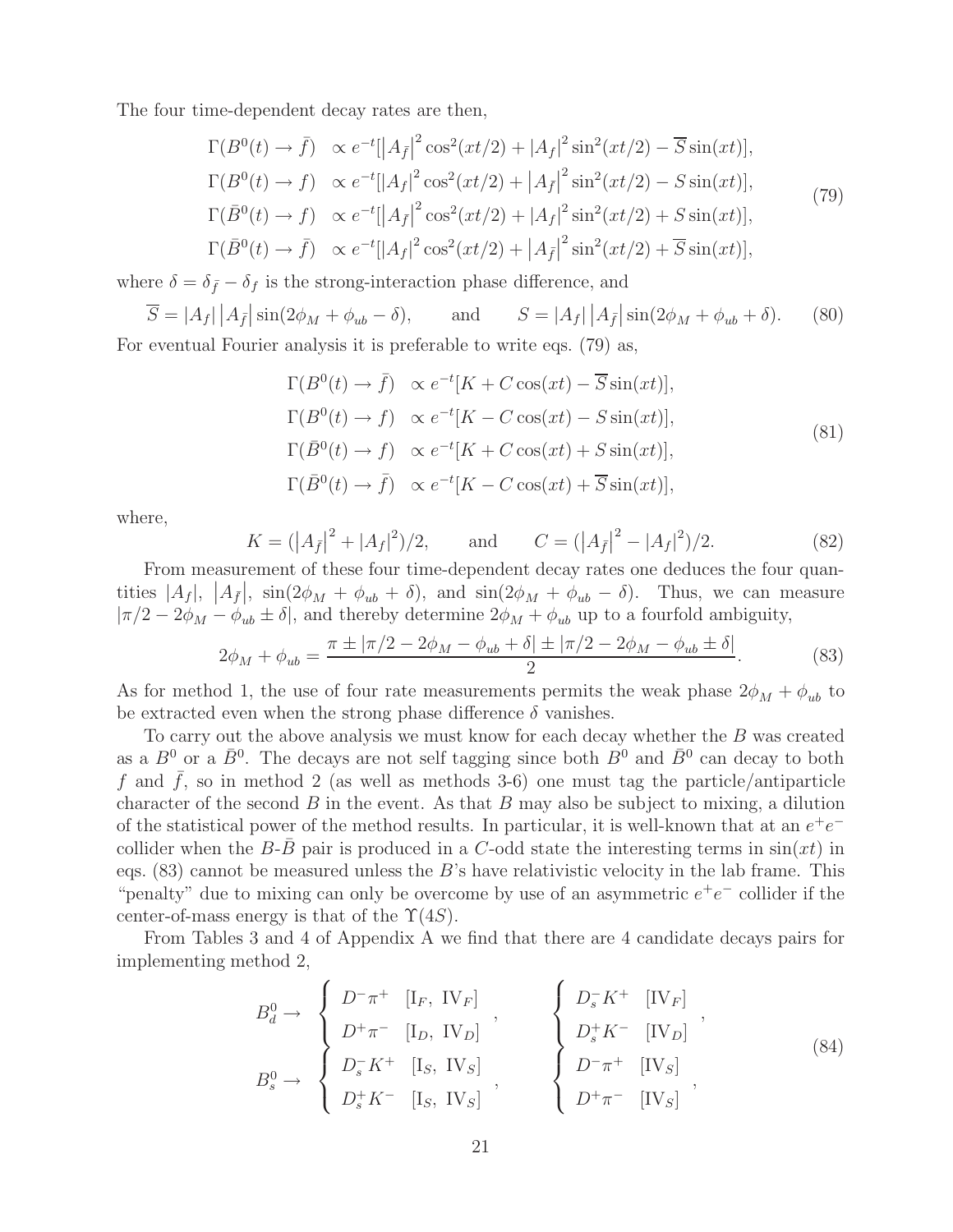The four time-dependent decay rates are then,

$$
\begin{aligned}
\Gamma(B^0(t) \to \bar{f}) &\propto e^{-t}[\left|A_{\bar{f}}\right|^2 \cos^2(xt/2) + \left|A_f\right|^2 \sin^2(xt/2) - \overline{S}\sin(xt)], \\
\Gamma(B^0(t) \to f) &\propto e^{-t}[\left|A_f\right|^2 \cos^2(xt/2) + \left|A_{\bar{f}}\right|^2 \sin^2(xt/2) - S\sin(xt)], \\
\Gamma(\bar{B}^0(t) \to f) &\propto e^{-t}[\left|A_{\bar{f}}\right|^2 \cos^2(xt/2) + \left|A_f\right|^2 \sin^2(xt/2) + S\sin(xt)], \\
\Gamma(\bar{B}^0(t) \to \bar{f}) &\propto e^{-t}[\left|A_f\right|^2 \cos^2(xt/2) + \left|A_{\bar{f}}\right|^2 \sin^2(xt/2) + \overline{S}\sin(xt)],
\end{aligned}
\tag{79}
$$

where $\delta = \delta_{\bar{f}} - \delta_f$ is the strong-interaction phase difference, and

$$
\overline{S} = \left|A_f\right| \left|A_{\bar{f}}\right| \sin(2\phi_M + \phi_{ub} - \delta), \qquad \text{and} \qquad S = \left|A_f\right| \left|A_{\bar{f}}\right| \sin(2\phi_M + \phi_{ub} + \delta). \tag{80}
$$

For eventual Fourier analysis it is preferable to write eqs. (79) as,

$$
\begin{aligned}
\Gamma(B^0(t) \to \bar{f}) &\propto e^{-t}[K + C\cos(xt) - \overline{S}\sin(xt)], \\
\Gamma(B^0(t) \to f) &\propto e^{-t}[K - C\cos(xt) - S\sin(xt)], \\
\Gamma(\bar{B}^0(t) \to f) &\propto e^{-t}[K + C\cos(xt) + S\sin(xt)], \\
\Gamma(\bar{B}^0(t) \to \bar{f}) &\propto e^{-t}[K - C\cos(xt) + \overline{S}\sin(xt)],
\end{aligned}
\tag{81}
$$

where,

$$
K = (\left|A_{\bar{f}}\right|^2 + \left|A_f\right|^2)/2, \qquad \text{and} \qquad C = (\left|A_{\bar{f}}\right|^2 - \left|A_f\right|^2)/2. \tag{82}
$$

From measurement of these four time-dependent decay rates one deduces the four quantities $|A_f|$, $\left|A_{\bar{f}}\right|$, $\sin(2\phi_M + \phi_{ub} + \delta)$, and $\sin(2\phi_M + \phi_{ub} - \delta)$. Thus, we can measure $|\pi/2 - 2\phi_M - \phi_{ub} \pm \delta|$, and thereby determine $2\phi_M + \phi_{ub}$ up to a fourfold ambiguity,

$$
2\phi_M + \phi_{ub} = \frac{\pi \pm |\pi/2 - 2\phi_M - \phi_{ub} + \delta| \pm |\pi/2 - 2\phi_M - \phi_{ub} \pm \delta|}{2}. \tag{83}
$$

As for method 1, the use of four rate measurements permits the weak phase $2\phi_M + \phi_{ub}$ to be extracted even when the strong phase difference $\delta$ vanishes.

To carry out the above analysis we must know for each decay whether the $B$ was created as a $B^0$ or a $\bar{B}^0$. The decays are not self tagging since both $B^0$ and $\bar{B}^0$ can decay to both $f$ and $\bar{f}$, so in method 2 (as well as methods 3-6) one must tag the particle/antiparticle character of the second $B$ in the event. As that $B$ may also be subject to mixing, a dilution of the statistical power of the method results. In particular, it is well-known that at an $e^+e^-$ collider when the $B$-$\bar{B}$ pair is produced in a $C$-odd state the interesting terms in $\sin(xt)$ in eqs. (83) cannot be measured unless the $B$'s have relativistic velocity in the lab frame. This "penalty" due to mixing can only be overcome by use of an asymmetric $e^+e^-$ collider if the center-of-mass energy is that of the $\Upsilon(4S)$.

From Tables 3 and 4 of Appendix A we find that there are 4 candidate decays pairs for implementing method 2,

$$
\begin{aligned}
B_d^0 \to &\left\{ \begin{array}{ll} D^-\pi^+ & [\mathrm{I}_F,\ \mathrm{IV}_F] \\ D^+\pi^- & [\mathrm{I}_D,\ \mathrm{IV}_D] \end{array} \right., \qquad
\left\{ \begin{array}{ll} D_s^-K^+ & [\mathrm{IV}_F] \\ D_s^+K^- & [\mathrm{IV}_D] \end{array} \right., \\
B_s^0 \to &\left\{ \begin{array}{ll} D_s^-K^+ & [\mathrm{I}_S,\ \mathrm{IV}_S] \\ D_s^+K^- & [\mathrm{I}_S,\ \mathrm{IV}_S] \end{array} \right., \qquad
\left\{ \begin{array}{ll} D^-\pi^+ & [\mathrm{IV}_S] \\ D^+\pi^- & [\mathrm{IV}_S] \end{array} \right.,
\end{aligned}
\tag{84}
$$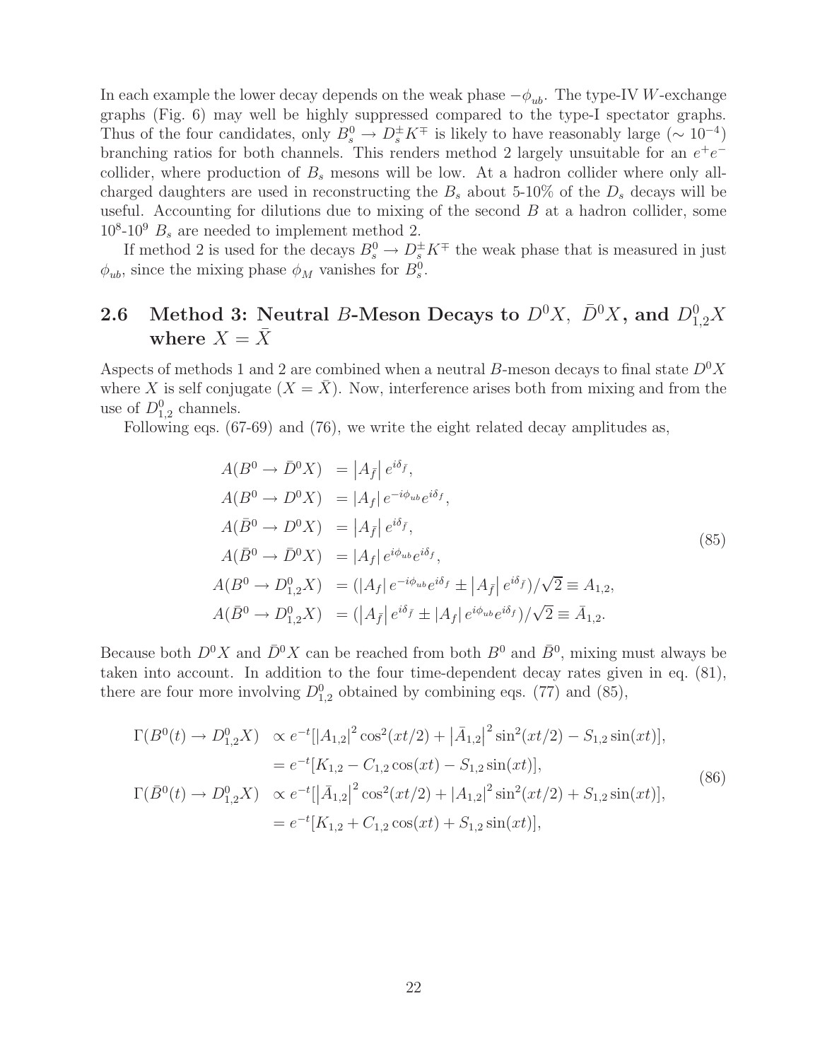In each example the lower decay depends on the weak phase $-\phi_{ub}$. The type-IV $W$-exchange graphs (Fig. 6) may well be highly suppressed compared to the type-I spectator graphs. Thus of the four candidates, only $B_s^0 \to D_s^\pm K^\mp$ is likely to have reasonably large ($\sim 10^{-4}$) branching ratios for both channels. This renders method 2 largely unsuitable for an $e^+e^-$ collider, where production of $B_s$ mesons will be low. At a hadron collider where only all-charged daughters are used in reconstructing the $B_s$ about 5-10% of the $D_s$ decays will be useful. Accounting for dilutions due to mixing of the second $B$ at a hadron collider, some $10^8$-$10^9$ $B_s$ are needed to implement method 2.

If method 2 is used for the decays $B_s^0 \to D_s^\pm K^\mp$ the weak phase that is measured in just $\phi_{ub}$, since the mixing phase $\phi_M$ vanishes for $B_s^0$.

## 2.6 Method 3: Neutral $B$-Meson Decays to $D^0X$, $\bar{D}^0X$, and $D_{1,2}^0X$ where $X = \bar{X}$

Aspects of methods 1 and 2 are combined when a neutral $B$-meson decays to final state $D^0X$ where $X$ is self conjugate ($X = \bar{X}$). Now, interference arises both from mixing and from the use of $D_{1,2}^0$ channels.

Following eqs. (67-69) and (76), we write the eight related decay amplitudes as,

$$
\begin{aligned}
A(B^0 \to \bar{D}^0 X) &= \left|A_{\bar{f}}\right| e^{i\delta_{\bar{f}}}, \\
A(B^0 \to D^0 X) &= \left|A_f\right| e^{-i\phi_{ub}} e^{i\delta_f}, \\
A(\bar{B}^0 \to D^0 X) &= \left|A_{\bar{f}}\right| e^{i\delta_{\bar{f}}}, \\
A(\bar{B}^0 \to \bar{D}^0 X) &= \left|A_f\right| e^{i\phi_{ub}} e^{i\delta_f}, \\
A(B^0 \to D_{1,2}^0 X) &= (\left|A_f\right| e^{-i\phi_{ub}} e^{i\delta_f} \pm \left|A_{\bar{f}}\right| e^{i\delta_{\bar{f}}})/\sqrt{2} \equiv A_{1,2}, \\
A(\bar{B}^0 \to D_{1,2}^0 X) &= (\left|A_{\bar{f}}\right| e^{i\delta_{\bar{f}}} \pm \left|A_f\right| e^{i\phi_{ub}} e^{i\delta_f})/\sqrt{2} \equiv \bar{A}_{1,2}.
\end{aligned}
\tag{85}
$$

Because both $D^0X$ and $\bar{D}^0X$ can be reached from both $B^0$ and $\bar{B}^0$, mixing must always be taken into account. In addition to the four time-dependent decay rates given in eq. (81), there are four more involving $D_{1,2}^0$ obtained by combining eqs. (77) and (85),

$$
\begin{aligned}
\Gamma(B^0(t) \to D_{1,2}^0 X) &\propto e^{-t}[\left|A_{1,2}\right|^2 \cos^2(xt/2) + \left|\bar{A}_{1,2}\right|^2 \sin^2(xt/2) - S_{1,2}\sin(xt)], \\
&= e^{-t}[K_{1,2} - C_{1,2}\cos(xt) - S_{1,2}\sin(xt)], \\
\Gamma(\bar{B}^0(t) \to D_{1,2}^0 X) &\propto e^{-t}[\left|\bar{A}_{1,2}\right|^2 \cos^2(xt/2) + \left|A_{1,2}\right|^2 \sin^2(xt/2) + S_{1,2}\sin(xt)], \\
&= e^{-t}[K_{1,2} + C_{1,2}\cos(xt) + S_{1,2}\sin(xt)],
\end{aligned}
\tag{86}
$$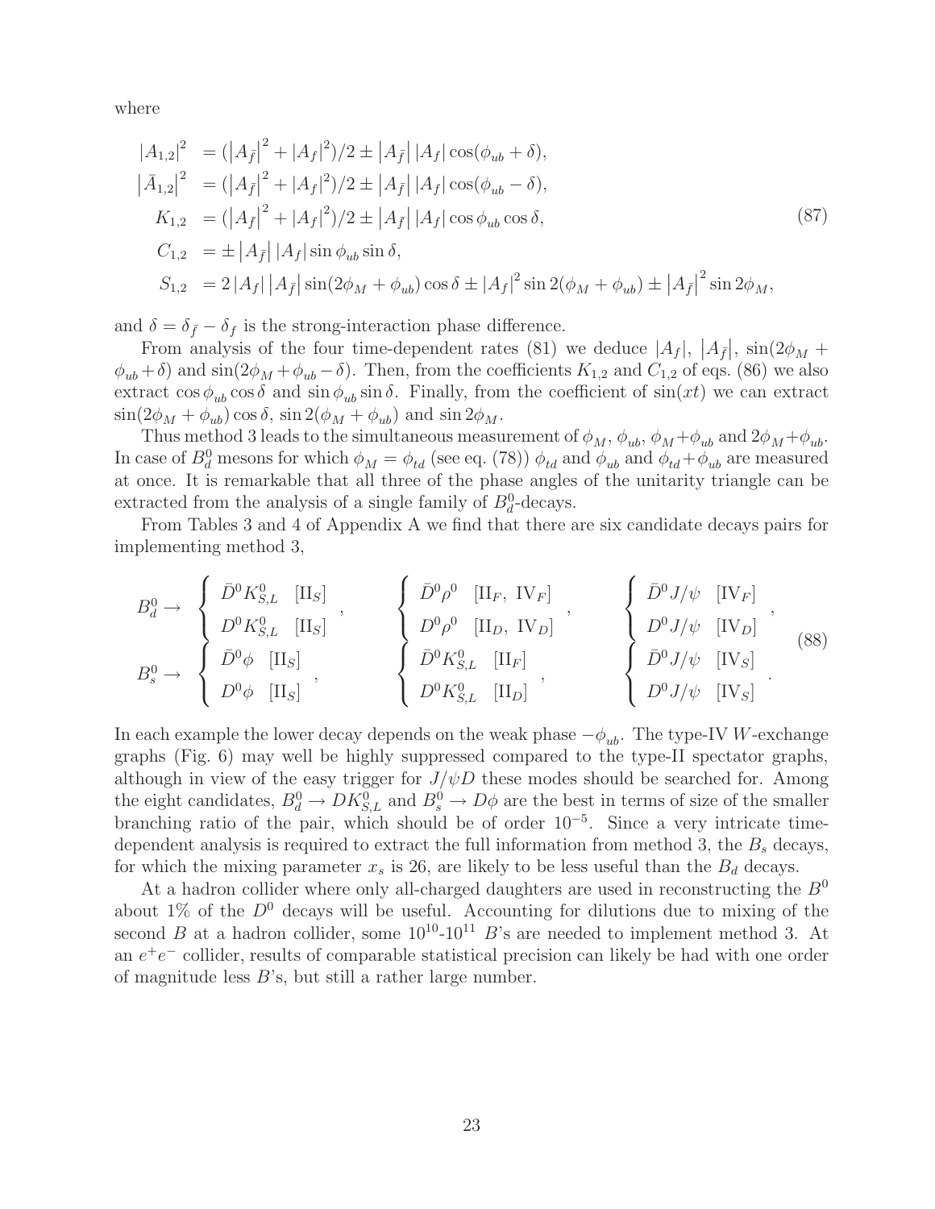where

$$
\begin{aligned}
|A_{1,2}|^2 &= (|A_{\bar f}|^2 + |A_f|^2)/2 \pm |A_{\bar f}|\,|A_f| \cos(\phi_{ub} + \delta), \\
|\bar A_{1,2}|^2 &= (|A_{\bar f}|^2 + |A_f|^2)/2 \pm |A_{\bar f}|\,|A_f| \cos(\phi_{ub} - \delta), \\
K_{1,2} &= (|A_{\bar f}|^2 + |A_f|^2)/2 \pm |A_{\bar f}|\,|A_f| \cos\phi_{ub} \cos\delta, \\
C_{1,2} &= \pm |A_{\bar f}|\,|A_f| \sin\phi_{ub} \sin\delta, \\
S_{1,2} &= 2\,|A_f|\,|A_{\bar f}| \sin(2\phi_M + \phi_{ub}) \cos\delta \pm |A_f|^2 \sin 2(\phi_M + \phi_{ub}) \pm |A_{\bar f}|^2 \sin 2\phi_M,
\end{aligned}
\tag{87}
$$

and $\delta = \delta_{\bar f} - \delta_f$ is the strong-interaction phase difference.

From analysis of the four time-dependent rates (81) we deduce $|A_f|$, $|A_{\bar f}|$, $\sin(2\phi_M + \phi_{ub} + \delta)$ and $\sin(2\phi_M + \phi_{ub} - \delta)$. Then, from the coefficients $K_{1,2}$ and $C_{1,2}$ of eqs. (86) we also extract $\cos\phi_{ub}\cos\delta$ and $\sin\phi_{ub}\sin\delta$. Finally, from the coefficient of $\sin(xt)$ we can extract $\sin(2\phi_M + \phi_{ub})\cos\delta$, $\sin 2(\phi_M + \phi_{ub})$ and $\sin 2\phi_M$.

Thus method 3 leads to the simultaneous measurement of $\phi_M$, $\phi_{ub}$, $\phi_M + \phi_{ub}$ and $2\phi_M + \phi_{ub}$. In case of $B_d^0$ mesons for which $\phi_M = \phi_{td}$ (see eq. (78)) $\phi_{td}$ and $\phi_{ub}$ and $\phi_{td} + \phi_{ub}$ are measured at once. It is remarkable that all three of the phase angles of the unitarity triangle can be extracted from the analysis of a single family of $B_d^0$-decays.

From Tables 3 and 4 of Appendix A we find that there are six candidate decays pairs for implementing method 3,

$$
\begin{aligned}
B_d^0 \to &\left\{ \begin{array}{ll} \bar D^0 K^0_{S,L} & [\mathrm{II}_S] \\ D^0 K^0_{S,L} & [\mathrm{II}_S] \end{array} \right., \quad
\left\{ \begin{array}{ll} \bar D^0 \rho^0 & [\mathrm{II}_F,\ \mathrm{IV}_F] \\ D^0 \rho^0 & [\mathrm{II}_D,\ \mathrm{IV}_D] \end{array} \right., \quad
\left\{ \begin{array}{ll} \bar D^0 J/\psi & [\mathrm{IV}_F] \\ D^0 J/\psi & [\mathrm{IV}_D] \end{array} \right., \\
B_s^0 \to &\left\{ \begin{array}{ll} \bar D^0 \phi & [\mathrm{II}_S] \\ D^0 \phi & [\mathrm{II}_S] \end{array} \right., \quad
\left\{ \begin{array}{ll} \bar D^0 K^0_{S,L} & [\mathrm{II}_F] \\ D^0 K^0_{S,L} & [\mathrm{II}_D] \end{array} \right., \quad
\left\{ \begin{array}{ll} \bar D^0 J/\psi & [\mathrm{IV}_S] \\ D^0 J/\psi & [\mathrm{IV}_S] \end{array} \right..
\end{aligned}
\tag{88}
$$

In each example the lower decay depends on the weak phase $-\phi_{ub}$. The type-IV $W$-exchange graphs (Fig. 6) may well be highly suppressed compared to the type-II spectator graphs, although in view of the easy trigger for $J/\psi D$ these modes should be searched for. Among the eight candidates, $B_d^0 \to D K^0_{S,L}$ and $B_s^0 \to D\phi$ are the best in terms of size of the smaller branching ratio of the pair, which should be of order $10^{-5}$. Since a very intricate time-dependent analysis is required to extract the full information from method 3, the $B_s$ decays, for which the mixing parameter $x_s$ is 26, are likely to be less useful than the $B_d$ decays.

At a hadron collider where only all-charged daughters are used in reconstructing the $B^0$ about 1% of the $D^0$ decays will be useful. Accounting for dilutions due to mixing of the second $B$ at a hadron collider, some $10^{10}$-$10^{11}$ $B$'s are needed to implement method 3. At an $e^+e^-$ collider, results of comparable statistical precision can likely be had with one order of magnitude less $B$'s, but still a rather large number.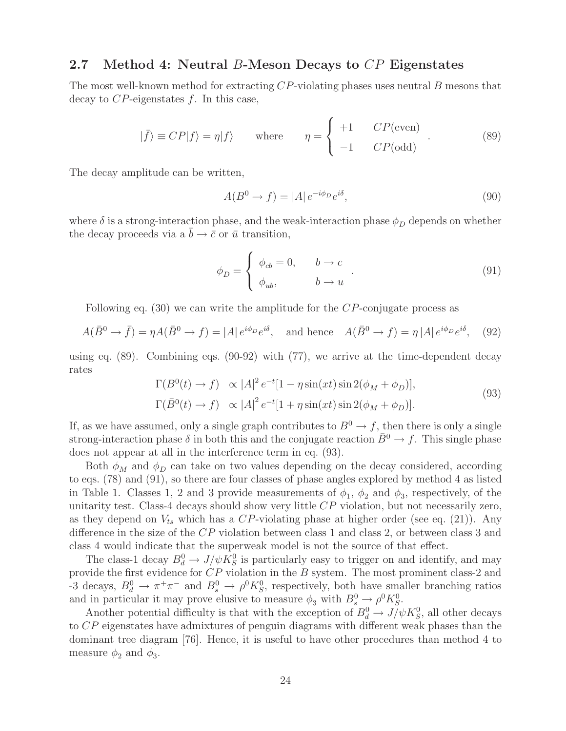### 2.7 Method 4: Neutral $B$-Meson Decays to $CP$ Eigenstates

The most well-known method for extracting $CP$-violating phases uses neutral $B$ mesons that decay to $CP$-eigenstates $f$. In this case,

$$|\bar{f}\rangle \equiv CP|f\rangle = \eta|f\rangle \qquad \text{where} \qquad \eta = \begin{cases} +1 & CP(\text{even}) \\ -1 & CP(\text{odd}) \end{cases}. \tag{89}$$

The decay amplitude can be written,

$$A(B^0 \to f) = |A|\, e^{-i\phi_D} e^{i\delta}, \tag{90}$$

where $\delta$ is a strong-interaction phase, and the weak-interaction phase $\phi_D$ depends on whether the decay proceeds via a $\bar{b} \to \bar{c}$ or $\bar{u}$ transition,

$$\phi_D = \begin{cases} \phi_{cb} = 0, & b \to c \\ \phi_{ub}, & b \to u \end{cases}. \tag{91}$$

Following eq. (30) we can write the amplitude for the $CP$-conjugate process as

$$A(\bar{B}^0 \to \bar{f}) = \eta A(\bar{B}^0 \to f) = |A|\, e^{i\phi_D} e^{i\delta}, \quad \text{and hence} \quad A(\bar{B}^0 \to f) = \eta\, |A|\, e^{i\phi_D} e^{i\delta}, \tag{92}$$

using eq. (89). Combining eqs. (90-92) with (77), we arrive at the time-dependent decay rates

$$\begin{aligned} \Gamma(B^0(t) \to f) &\propto |A|^2 e^{-t}[1 - \eta \sin(xt) \sin 2(\phi_M + \phi_D)], \\ \Gamma(\bar{B}^0(t) \to f) &\propto |A|^2 e^{-t}[1 + \eta \sin(xt) \sin 2(\phi_M + \phi_D)]. \end{aligned} \tag{93}$$

If, as we have assumed, only a single graph contributes to $B^0 \to f$, then there is only a single strong-interaction phase $\delta$ in both this and the conjugate reaction $\bar{B}^0 \to f$. This single phase does not appear at all in the interference term in eq. (93).

Both $\phi_M$ and $\phi_D$ can take on two values depending on the decay considered, according to eqs. (78) and (91), so there are four classes of phase angles explored by method 4 as listed in Table 1. Classes 1, 2 and 3 provide measurements of $\phi_1$, $\phi_2$ and $\phi_3$, respectively, of the unitarity test. Class-4 decays should show very little $CP$ violation, but not necessarily zero, as they depend on $V_{ts}$ which has a $CP$-violating phase at higher order (see eq. (21)). Any difference in the size of the $CP$ violation between class 1 and class 2, or between class 3 and class 4 would indicate that the superweak model is not the source of that effect.

The class-1 decay $B_d^0 \to J/\psi K_S^0$ is particularly easy to trigger on and identify, and may provide the first evidence for $CP$ violation in the $B$ system. The most prominent class-2 and -3 decays, $B_d^0 \to \pi^+\pi^-$ and $B_s^0 \to \rho^0 K_S^0$, respectively, both have smaller branching ratios and in particular it may prove elusive to measure $\phi_3$ with $B_s^0 \to \rho^0 K_S^0$.

Another potential difficulty is that with the exception of $B_d^0 \to J/\psi K_S^0$, all other decays to $CP$ eigenstates have admixtures of penguin diagrams with different weak phases than the dominant tree diagram [76]. Hence, it is useful to have other procedures than method 4 to measure $\phi_2$ and $\phi_3$.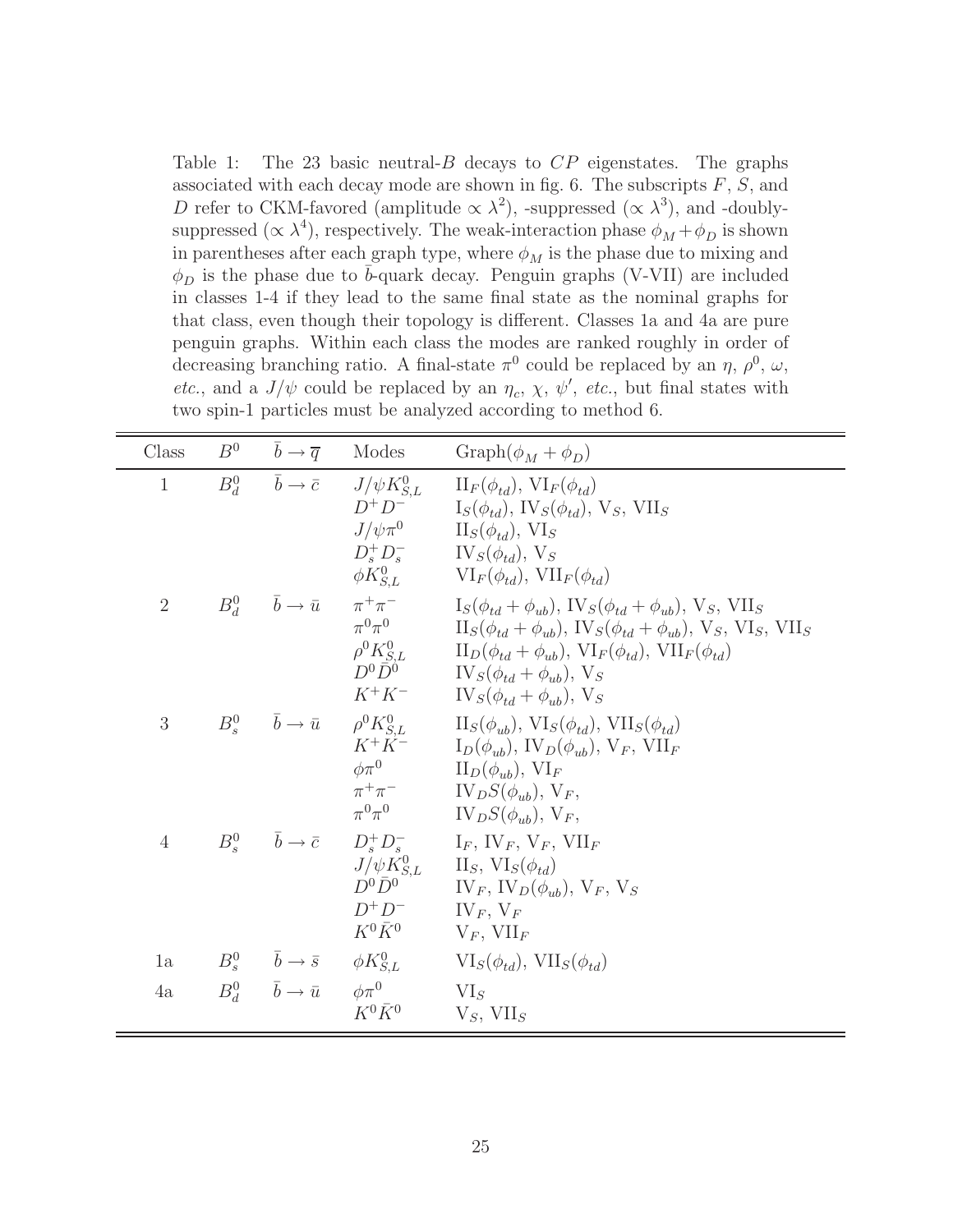Table 1: The 23 basic neutral-$B$ decays to $CP$ eigenstates. The graphs associated with each decay mode are shown in fig. 6. The subscripts $F$, $S$, and $D$ refer to CKM-favored (amplitude $\propto \lambda^2$), -suppressed ($\propto \lambda^3$), and -doubly-suppressed ($\propto \lambda^4$), respectively. The weak-interaction phase $\phi_M + \phi_D$ is shown in parentheses after each graph type, where $\phi_M$ is the phase due to mixing and $\phi_D$ is the phase due to $\bar{b}$-quark decay. Penguin graphs (V-VII) are included in classes 1-4 if they lead to the same final state as the nominal graphs for that class, even though their topology is different. Classes 1a and 4a are pure penguin graphs. Within each class the modes are ranked roughly in order of decreasing branching ratio. A final-state $\pi^0$ could be replaced by an $\eta$, $\rho^0$, $\omega$, *etc.*, and a $J/\psi$ could be replaced by an $\eta_c$, $\chi$, $\psi'$, *etc.*, but final states with two spin-1 particles must be analyzed according to method 6.

| Class | $B^0$ | $\bar{b} \to \overline{q}$ | Modes | Graph($\phi_M + \phi_D$) |
|---|---|---|---|---|
| 1 | $B_d^0$ | $\bar{b} \to \bar{c}$ | $J/\psi K_{S,L}^0$ | $\mathrm{II}_F(\phi_{td})$, $\mathrm{VI}_F(\phi_{td})$ |
| | | | $D^+D^-$ | $\mathrm{I}_S(\phi_{td})$, $\mathrm{IV}_S(\phi_{td})$, $\mathrm{V}_S$, $\mathrm{VII}_S$ |
| | | | $J/\psi\pi^0$ | $\mathrm{II}_S(\phi_{td})$, $\mathrm{VI}_S$ |
| | | | $D_s^+D_s^-$ | $\mathrm{IV}_S(\phi_{td})$, $\mathrm{V}_S$ |
| | | | $\phi K_{S,L}^0$ | $\mathrm{VI}_F(\phi_{td})$, $\mathrm{VII}_F(\phi_{td})$ |
| 2 | $B_d^0$ | $\bar{b} \to \bar{u}$ | $\pi^+\pi^-$ | $\mathrm{I}_S(\phi_{td}+\phi_{ub})$, $\mathrm{IV}_S(\phi_{td}+\phi_{ub})$, $\mathrm{V}_S$, $\mathrm{VII}_S$ |
| | | | $\pi^0\pi^0$ | $\mathrm{II}_S(\phi_{td}+\phi_{ub})$, $\mathrm{IV}_S(\phi_{td}+\phi_{ub})$, $\mathrm{V}_S$, $\mathrm{VI}_S$, $\mathrm{VII}_S$ |
| | | | $\rho^0 K_{S,L}^0$ | $\mathrm{II}_D(\phi_{td}+\phi_{ub})$, $\mathrm{VI}_F(\phi_{td})$, $\mathrm{VII}_F(\phi_{td})$ |
| | | | $D^0\bar{D}^0$ | $\mathrm{IV}_S(\phi_{td}+\phi_{ub})$, $\mathrm{V}_S$ |
| | | | $K^+K^-$ | $\mathrm{IV}_S(\phi_{td}+\phi_{ub})$, $\mathrm{V}_S$ |
| 3 | $B_s^0$ | $\bar{b} \to \bar{u}$ | $\rho^0 K_{S,L}^0$ | $\mathrm{II}_S(\phi_{ub})$, $\mathrm{VI}_S(\phi_{td})$, $\mathrm{VII}_S(\phi_{td})$ |
| | | | $K^+K^-$ | $\mathrm{I}_D(\phi_{ub})$, $\mathrm{IV}_D(\phi_{ub})$, $\mathrm{V}_F$, $\mathrm{VII}_F$ |
| | | | $\phi\pi^0$ | $\mathrm{II}_D(\phi_{ub})$, $\mathrm{VI}_F$ |
| | | | $\pi^+\pi^-$ | $\mathrm{IV}_D S(\phi_{ub})$, $\mathrm{V}_F$, |
| | | | $\pi^0\pi^0$ | $\mathrm{IV}_D S(\phi_{ub})$, $\mathrm{V}_F$, |
| 4 | $B_s^0$ | $\bar{b} \to \bar{c}$ | $D_s^+D_s^-$ | $\mathrm{I}_F$, $\mathrm{IV}_F$, $\mathrm{V}_F$, $\mathrm{VII}_F$ |
| | | | $J/\psi K_{S,L}^0$ | $\mathrm{II}_S$, $\mathrm{VI}_S(\phi_{td})$ |
| | | | $D^0\bar{D}^0$ | $\mathrm{IV}_F$, $\mathrm{IV}_D(\phi_{ub})$, $\mathrm{V}_F$, $\mathrm{V}_S$ |
| | | | $D^+D^-$ | $\mathrm{IV}_F$, $\mathrm{V}_F$ |
| | | | $K^0\bar{K}^0$ | $\mathrm{V}_F$, $\mathrm{VII}_F$ |
| 1a | $B_s^0$ | $\bar{b} \to \bar{s}$ | $\phi K_{S,L}^0$ | $\mathrm{VI}_S(\phi_{td})$, $\mathrm{VII}_S(\phi_{td})$ |
| 4a | $B_d^0$ | $\bar{b} \to \bar{u}$ | $\phi\pi^0$ | $\mathrm{VI}_S$ |
| | | | $K^0\bar{K}^0$ | $\mathrm{V}_S$, $\mathrm{VII}_S$ |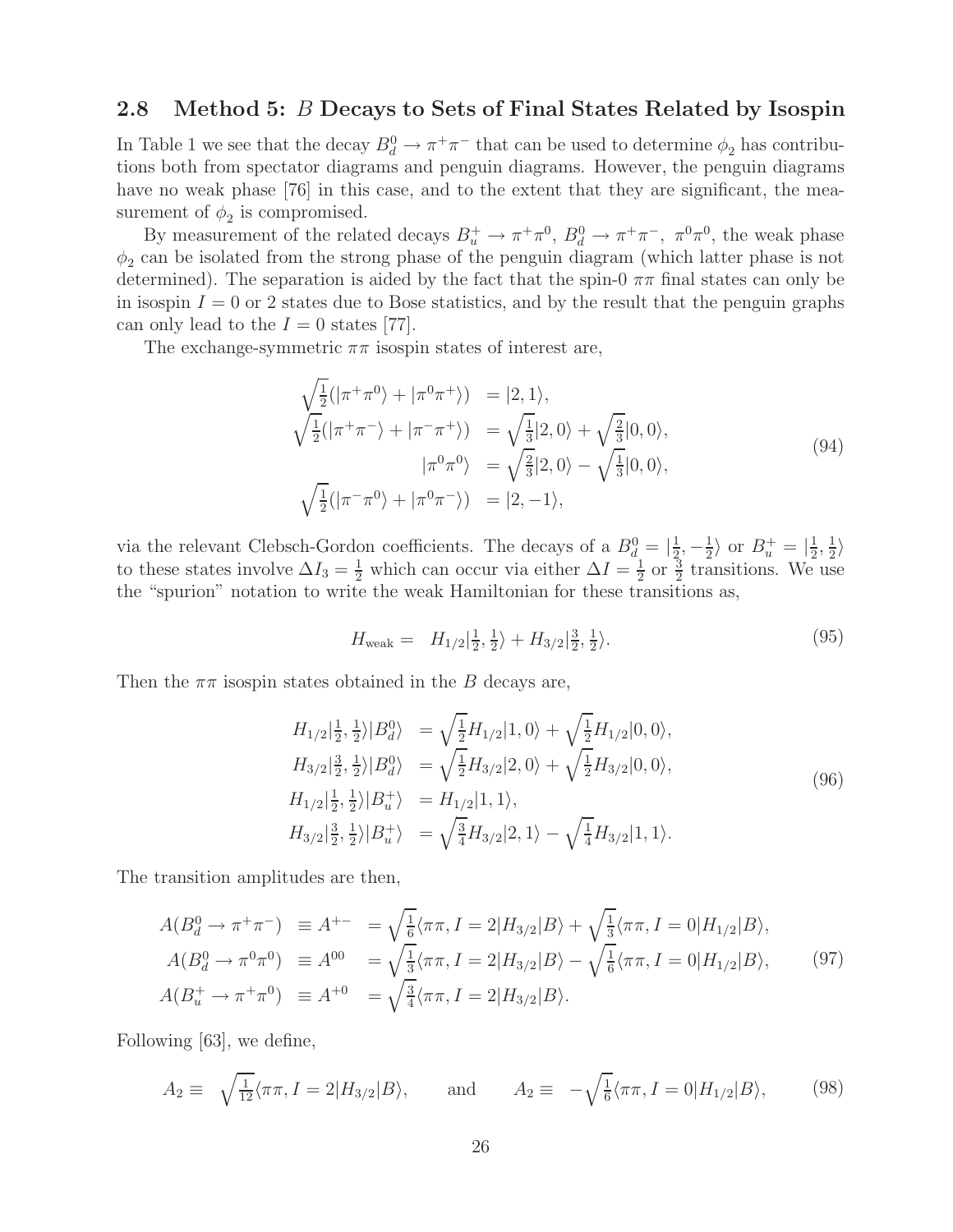### 2.8 Method 5: $B$ Decays to Sets of Final States Related by Isospin

In Table 1 we see that the decay $B_d^0 \to \pi^+\pi^-$ that can be used to determine $\phi_2$ has contributions both from spectator diagrams and penguin diagrams. However, the penguin diagrams have no weak phase [76] in this case, and to the extent that they are significant, the measurement of $\phi_2$ is compromised.

By measurement of the related decays $B_u^+ \to \pi^+\pi^0$, $B_d^0 \to \pi^+\pi^-$, $\pi^0\pi^0$, the weak phase $\phi_2$ can be isolated from the strong phase of the penguin diagram (which latter phase is not determined). The separation is aided by the fact that the spin-0 $\pi\pi$ final states can only be in isospin $I = 0$ or 2 states due to Bose statistics, and by the result that the penguin graphs can only lead to the $I = 0$ states [77].

The exchange-symmetric $\pi\pi$ isospin states of interest are,

$$
\begin{aligned}
\sqrt{\tfrac{1}{2}}(|\pi^+\pi^0\rangle + |\pi^0\pi^+\rangle) &= |2, 1\rangle, \\
\sqrt{\tfrac{1}{2}}(|\pi^+\pi^-\rangle + |\pi^-\pi^+\rangle) &= \sqrt{\tfrac{1}{3}}|2, 0\rangle + \sqrt{\tfrac{2}{3}}|0, 0\rangle, \\
|\pi^0\pi^0\rangle &= \sqrt{\tfrac{2}{3}}|2, 0\rangle - \sqrt{\tfrac{1}{3}}|0, 0\rangle, \\
\sqrt{\tfrac{1}{2}}(|\pi^-\pi^0\rangle + |\pi^0\pi^-\rangle) &= |2, -1\rangle,
\end{aligned}
\tag{94}
$$

via the relevant Clebsch-Gordon coefficients. The decays of a $B_d^0 = |\frac{1}{2}, -\frac{1}{2}\rangle$ or $B_u^+ = |\frac{1}{2}, \frac{1}{2}\rangle$ to these states involve $\Delta I_3 = \frac{1}{2}$ which can occur via either $\Delta I = \frac{1}{2}$ or $\frac{3}{2}$ transitions. We use the "spurion" notation to write the weak Hamiltonian for these transitions as,

$$
H_{\rm weak} = H_{1/2}|\tfrac{1}{2}, \tfrac{1}{2}\rangle + H_{3/2}|\tfrac{3}{2}, \tfrac{1}{2}\rangle. \tag{95}
$$

Then the $\pi\pi$ isospin states obtained in the $B$ decays are,

$$
\begin{aligned}
H_{1/2}|\tfrac{1}{2}, \tfrac{1}{2}\rangle|B_d^0\rangle &= \sqrt{\tfrac{1}{2}}H_{1/2}|1, 0\rangle + \sqrt{\tfrac{1}{2}}H_{1/2}|0, 0\rangle, \\
H_{3/2}|\tfrac{3}{2}, \tfrac{1}{2}\rangle|B_d^0\rangle &= \sqrt{\tfrac{1}{2}}H_{3/2}|2, 0\rangle + \sqrt{\tfrac{1}{2}}H_{3/2}|0, 0\rangle, \\
H_{1/2}|\tfrac{1}{2}, \tfrac{1}{2}\rangle|B_u^+\rangle &= H_{1/2}|1, 1\rangle, \\
H_{3/2}|\tfrac{3}{2}, \tfrac{1}{2}\rangle|B_u^+\rangle &= \sqrt{\tfrac{3}{4}}H_{3/2}|2, 1\rangle - \sqrt{\tfrac{1}{4}}H_{3/2}|1, 1\rangle.
\end{aligned}
\tag{96}
$$

The transition amplitudes are then,

$$
\begin{aligned}
A(B_d^0 \to \pi^+\pi^-) &\equiv A^{+-} = \sqrt{\tfrac{1}{6}}\langle\pi\pi, I = 2|H_{3/2}|B\rangle + \sqrt{\tfrac{1}{3}}\langle\pi\pi, I = 0|H_{1/2}|B\rangle, \\
A(B_d^0 \to \pi^0\pi^0) &\equiv A^{00} = \sqrt{\tfrac{1}{3}}\langle\pi\pi, I = 2|H_{3/2}|B\rangle - \sqrt{\tfrac{1}{6}}\langle\pi\pi, I = 0|H_{1/2}|B\rangle, \\
A(B_u^+ \to \pi^+\pi^0) &\equiv A^{+0} = \sqrt{\tfrac{3}{4}}\langle\pi\pi, I = 2|H_{3/2}|B\rangle.
\end{aligned}
\tag{97}
$$

Following [63], we define,

$$
A_2 \equiv \sqrt{\tfrac{1}{12}}\langle\pi\pi, I = 2|H_{3/2}|B\rangle, \qquad \text{and} \qquad A_2 \equiv -\sqrt{\tfrac{1}{6}}\langle\pi\pi, I = 0|H_{1/2}|B\rangle, \tag{98}
$$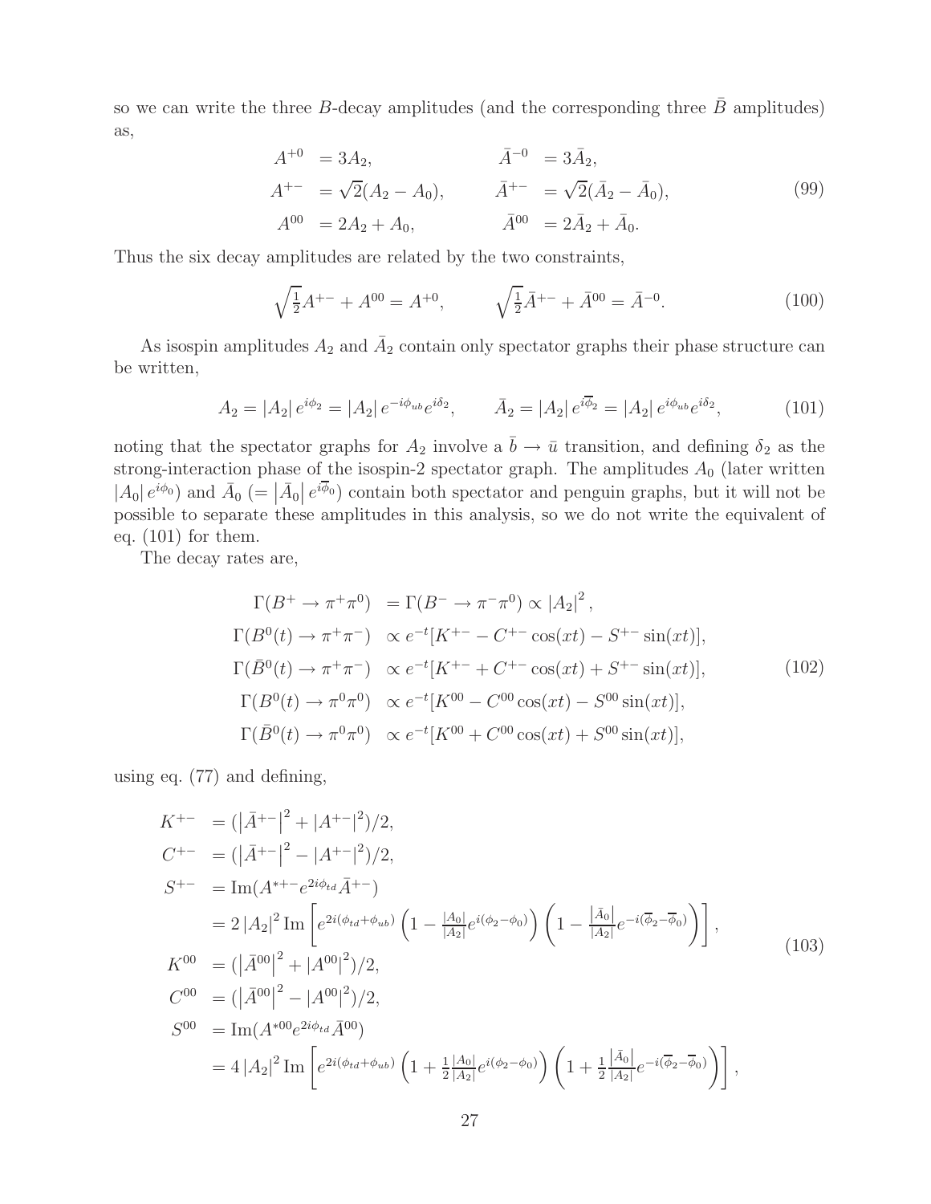so we can write the three $B$-decay amplitudes (and the corresponding three $\bar{B}$ amplitudes) as,

$$
\begin{aligned}
A^{+0} &= 3A_2, & \bar{A}^{-0} &= 3\bar{A}_2, \\
A^{+-} &= \sqrt{2}(A_2 - A_0), & \bar{A}^{+-} &= \sqrt{2}(\bar{A}_2 - \bar{A}_0), \\
A^{00} &= 2A_2 + A_0, & \bar{A}^{00} &= 2\bar{A}_2 + \bar{A}_0.
\end{aligned}
\tag{99}
$$

Thus the six decay amplitudes are related by the two constraints,

$$
\sqrt{\tfrac{1}{2}}A^{+-} + A^{00} = A^{+0}, \qquad \sqrt{\tfrac{1}{2}}\bar{A}^{+-} + \bar{A}^{00} = \bar{A}^{-0}. \tag{100}
$$

As isospin amplitudes $A_2$ and $\bar{A}_2$ contain only spectator graphs their phase structure can be written,

$$
A_2 = |A_2|\, e^{i\phi_2} = |A_2|\, e^{-i\phi_{ub}} e^{i\delta_2}, \qquad \bar{A}_2 = |A_2|\, e^{i\overline{\phi}_2} = |A_2|\, e^{i\phi_{ub}} e^{i\delta_2}, \tag{101}
$$

noting that the spectator graphs for $A_2$ involve a $\bar{b} \to \bar{u}$ transition, and defining $\delta_2$ as the strong-interaction phase of the isospin-2 spectator graph. The amplitudes $A_0$ (later written $|A_0|\, e^{i\phi_0}$) and $\bar{A}_0$ ($= \left|\bar{A}_0\right| e^{i\overline{\phi}_0}$) contain both spectator and penguin graphs, but it will not be possible to separate these amplitudes in this analysis, so we do not write the equivalent of eq. (101) for them.

The decay rates are,

$$
\begin{aligned}
\Gamma(B^+ \to \pi^+\pi^0) &= \Gamma(B^- \to \pi^-\pi^0) \propto |A_2|^2, \\
\Gamma(B^0(t) \to \pi^+\pi^-) &\propto e^{-t}[K^{+-} - C^{+-}\cos(xt) - S^{+-}\sin(xt)], \\
\Gamma(\bar{B}^0(t) \to \pi^+\pi^-) &\propto e^{-t}[K^{+-} + C^{+-}\cos(xt) + S^{+-}\sin(xt)], \\
\Gamma(B^0(t) \to \pi^0\pi^0) &\propto e^{-t}[K^{00} - C^{00}\cos(xt) - S^{00}\sin(xt)], \\
\Gamma(\bar{B}^0(t) \to \pi^0\pi^0) &\propto e^{-t}[K^{00} + C^{00}\cos(xt) + S^{00}\sin(xt)],
\end{aligned}
\tag{102}
$$

using eq. (77) and defining,

$$
\begin{aligned}
K^{+-} &= (\left|\bar{A}^{+-}\right|^2 + |A^{+-}|^2)/2, \\
C^{+-} &= (\left|\bar{A}^{+-}\right|^2 - |A^{+-}|^2)/2, \\
S^{+-} &= \mathrm{Im}(A^{*+-} e^{2i\phi_{td}} \bar{A}^{+-}) \\
&= 2\,|A_2|^2\, \mathrm{Im}\left[ e^{2i(\phi_{td}+\phi_{ub})} \left(1 - \tfrac{|A_0|}{|A_2|} e^{i(\phi_2-\phi_0)}\right) \left(1 - \tfrac{\left|\bar{A}_0\right|}{|A_2|} e^{-i(\overline{\phi}_2-\overline{\phi}_0)}\right)\right], \\
K^{00} &= (\left|\bar{A}^{00}\right|^2 + |A^{00}|^2)/2, \\
C^{00} &= (\left|\bar{A}^{00}\right|^2 - |A^{00}|^2)/2, \\
S^{00} &= \mathrm{Im}(A^{*00} e^{2i\phi_{td}} \bar{A}^{00}) \\
&= 4\,|A_2|^2\, \mathrm{Im}\left[ e^{2i(\phi_{td}+\phi_{ub})} \left(1 + \tfrac{1}{2}\tfrac{|A_0|}{|A_2|} e^{i(\phi_2-\phi_0)}\right) \left(1 + \tfrac{1}{2}\tfrac{\left|\bar{A}_0\right|}{|A_2|} e^{-i(\overline{\phi}_2-\overline{\phi}_0)}\right)\right],
\end{aligned}
\tag{103}
$$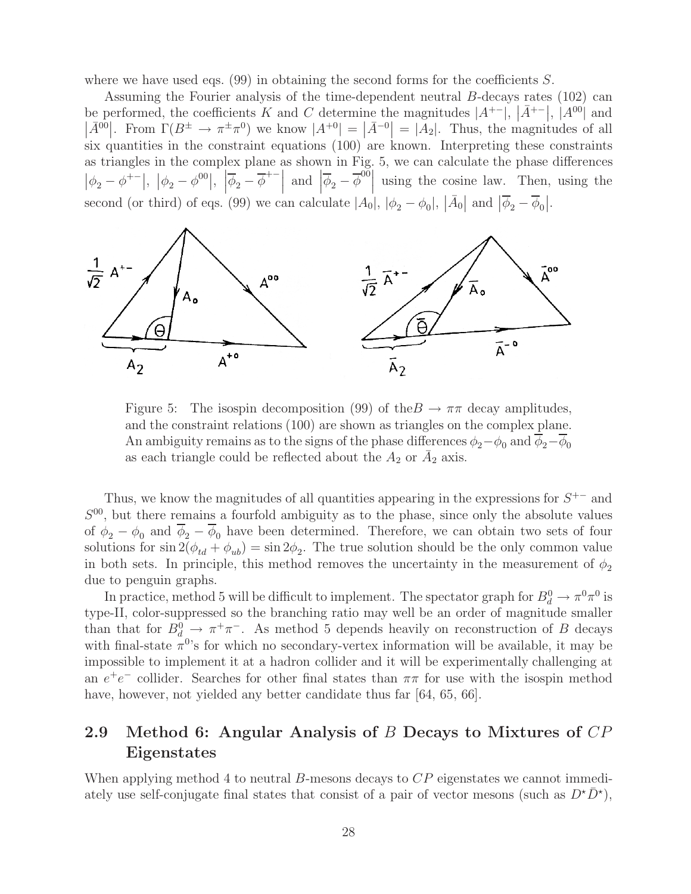where we have used eqs. (99) in obtaining the second forms for the coefficients $S$.

Assuming the Fourier analysis of the time-dependent neutral $B$-decays rates (102) can be performed, the coefficients $K$ and $C$ determine the magnitudes $|A^{+-}|$, $|\bar{A}^{+-}|$, $|A^{00}|$ and $|\bar{A}^{00}|$. From $\Gamma(B^{\pm} \to \pi^{\pm}\pi^{0})$ we know $|A^{+0}| = |\bar{A}^{-0}| = |A_2|$. Thus, the magnitudes of all six quantities in the constraint equations (100) are known. Interpreting these constraints as triangles in the complex plane as shown in Fig. 5, we can calculate the phase differences $|\phi_2 - \phi^{+-}|$, $|\phi_2 - \phi^{00}|$, $|\overline{\phi}_2 - \overline{\phi}^{+-}|$ and $|\overline{\phi}_2 - \overline{\phi}^{00}|$ using the cosine law. Then, using the second (or third) of eqs. (99) we can calculate $|A_0|$, $|\phi_2 - \phi_0|$, $|\bar{A}_0|$ and $|\overline{\phi}_2 - \overline{\phi}_0|$.

Figure 5: The isospin decomposition (99) of the $B \to \pi\pi$ decay amplitudes, and the constraint relations (100) are shown as triangles on the complex plane. An ambiguity remains as to the signs of the phase differences $\phi_2 - \phi_0$ and $\overline{\phi}_2 - \overline{\phi}_0$ as each triangle could be reflected about the $A_2$ or $\bar{A}_2$ axis.

Thus, we know the magnitudes of all quantities appearing in the expressions for $S^{+-}$ and $S^{00}$, but there remains a fourfold ambiguity as to the phase, since only the absolute values of $\phi_2 - \phi_0$ and $\overline{\phi}_2 - \overline{\phi}_0$ have been determined. Therefore, we can obtain two sets of four solutions for $\sin 2(\phi_{td} + \phi_{ub}) = \sin 2\phi_2$. The true solution should be the only common value in both sets. In principle, this method removes the uncertainty in the measurement of $\phi_2$ due to penguin graphs.

In practice, method 5 will be difficult to implement. The spectator graph for $B_d^0 \to \pi^0\pi^0$ is type-II, color-suppressed so the branching ratio may well be an order of magnitude smaller than that for $B_d^0 \to \pi^+\pi^-$. As method 5 depends heavily on reconstruction of $B$ decays with final-state $\pi^0$'s for which no secondary-vertex information will be available, it may be impossible to implement it at a hadron collider and it will be experimentally challenging at an $e^+e^-$ collider. Searches for other final states than $\pi\pi$ for use with the isospin method have, however, not yielded any better candidate thus far [64, 65, 66].

## 2.9 Method 6: Angular Analysis of $B$ Decays to Mixtures of $CP$ Eigenstates

When applying method 4 to neutral $B$-mesons decays to $CP$ eigenstates we cannot immediately use self-conjugate final states that consist of a pair of vector mesons (such as $D^{\star}\bar{D}^{\star}$),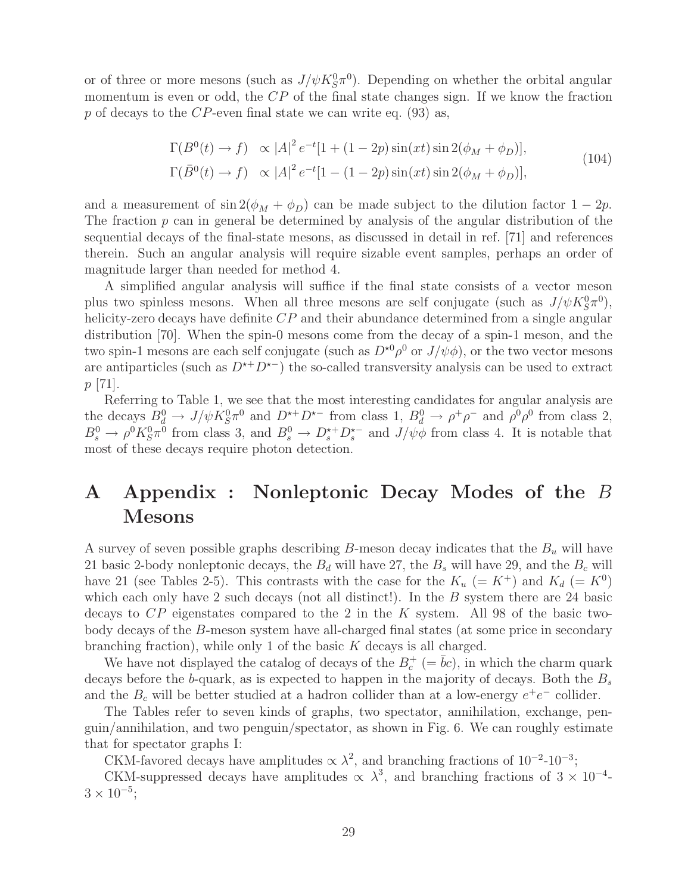or of three or more mesons (such as $J/\psi K_S^0\pi^0$). Depending on whether the orbital angular momentum is even or odd, the $CP$ of the final state changes sign. If we know the fraction $p$ of decays to the $CP$-even final state we can write eq. (93) as,

$$
\begin{aligned}
\Gamma(B^0(t) \to f) &\propto |A|^2 e^{-t}[1 + (1-2p)\sin(xt)\sin 2(\phi_M + \phi_D)], \\
\Gamma(\bar{B}^0(t) \to f) &\propto |A|^2 e^{-t}[1 - (1-2p)\sin(xt)\sin 2(\phi_M + \phi_D)],
\end{aligned}
\tag{104}
$$

and a measurement of $\sin 2(\phi_M + \phi_D)$ can be made subject to the dilution factor $1 - 2p$. The fraction $p$ can in general be determined by analysis of the angular distribution of the sequential decays of the final-state mesons, as discussed in detail in ref. [71] and references therein. Such an angular analysis will require sizable event samples, perhaps an order of magnitude larger than needed for method 4.

A simplified angular analysis will suffice if the final state consists of a vector meson plus two spinless mesons. When all three mesons are self conjugate (such as $J/\psi K_S^0\pi^0$), helicity-zero decays have definite $CP$ and their abundance determined from a single angular distribution [70]. When the spin-0 mesons come from the decay of a spin-1 meson, and the two spin-1 mesons are each self conjugate (such as $D^{\star 0}\rho^0$ or $J/\psi\phi$), or the two vector mesons are antiparticles (such as $D^{\star +}D^{\star -}$) the so-called transversity analysis can be used to extract $p$ [71].

Referring to Table 1, we see that the most interesting candidates for angular analysis are the decays $B_d^0 \to J/\psi K_S^0\pi^0$ and $D^{\star +}D^{\star -}$ from class 1, $B_d^0 \to \rho^+\rho^-$ and $\rho^0\rho^0$ from class 2, $B_s^0 \to \rho^0 K_S^0\pi^0$ from class 3, and $B_s^0 \to D_s^{\star +}D_s^{\star -}$ and $J/\psi\phi$ from class 4. It is notable that most of these decays require photon detection.

# A Appendix : Nonleptonic Decay Modes of the $B$ Mesons

A survey of seven possible graphs describing $B$-meson decay indicates that the $B_u$ will have 21 basic 2-body nonleptonic decays, the $B_d$ will have 27, the $B_s$ will have 29, and the $B_c$ will have 21 (see Tables 2-5). This contrasts with the case for the $K_u$ ($= K^+$) and $K_d$ ($= K^0$) which each only have 2 such decays (not all distinct!). In the $B$ system there are 24 basic decays to $CP$ eigenstates compared to the 2 in the $K$ system. All 98 of the basic two-body decays of the $B$-meson system have all-charged final states (at some price in secondary branching fraction), while only 1 of the basic $K$ decays is all charged.

We have not displayed the catalog of decays of the $B_c^+$ ($= \bar{b}c$), in which the charm quark decays before the $b$-quark, as is expected to happen in the majority of decays. Both the $B_s$ and the $B_c$ will be better studied at a hadron collider than at a low-energy $e^+e^-$ collider.

The Tables refer to seven kinds of graphs, two spectator, annihilation, exchange, penguin/annihilation, and two penguin/spectator, as shown in Fig. 6. We can roughly estimate that for spectator graphs I:

CKM-favored decays have amplitudes $\propto \lambda^2$, and branching fractions of $10^{-2}$-$10^{-3}$;

CKM-suppressed decays have amplitudes $\propto \lambda^3$, and branching fractions of $3 \times 10^{-4}$-$3 \times 10^{-5}$;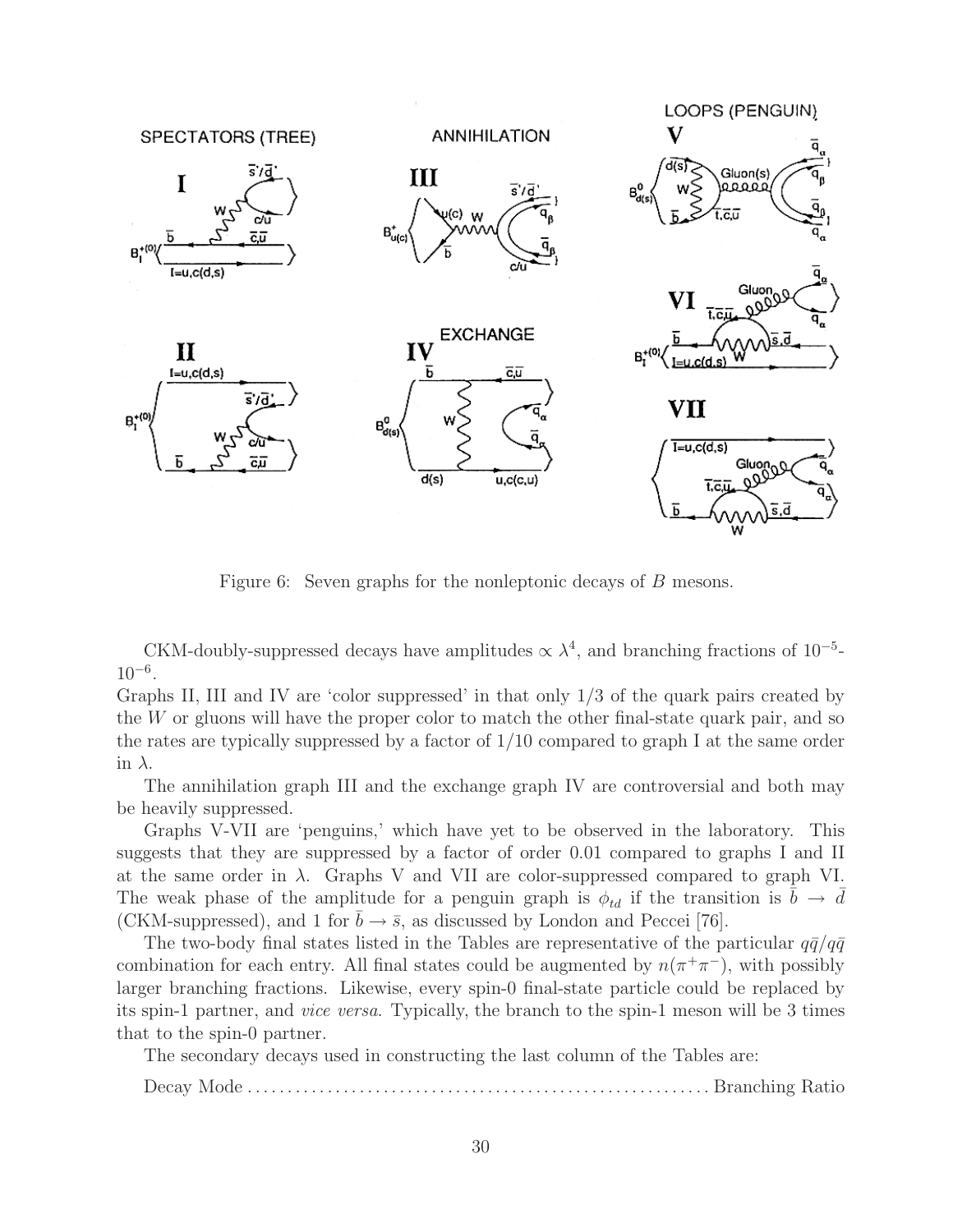Figure 6: Seven graphs for the nonleptonic decays of $B$ mesons.

CKM-doubly-suppressed decays have amplitudes $\propto \lambda^4$, and branching fractions of $10^{-5}$-$10^{-6}$.

Graphs II, III and IV are 'color suppressed' in that only 1/3 of the quark pairs created by the $W$ or gluons will have the proper color to match the other final-state quark pair, and so the rates are typically suppressed by a factor of 1/10 compared to graph I at the same order in $\lambda$.

The annihilation graph III and the exchange graph IV are controversial and both may be heavily suppressed.

Graphs V-VII are 'penguins,' which have yet to be observed in the laboratory. This suggests that they are suppressed by a factor of order 0.01 compared to graphs I and II at the same order in $\lambda$. Graphs V and VII are color-suppressed compared to graph VI. The weak phase of the amplitude for a penguin graph is $\phi_{td}$ if the transition is $\bar{b} \to \bar{d}$ (CKM-suppressed), and 1 for $\bar{b} \to \bar{s}$, as discussed by London and Peccei [76].

The two-body final states listed in the Tables are representative of the particular $q\bar{q}/q\bar{q}$ combination for each entry. All final states could be augmented by $n(\pi^+\pi^-)$, with possibly larger branching fractions. Likewise, every spin-0 final-state particle could be replaced by its spin-1 partner, and *vice versa*. Typically, the branch to the spin-1 meson will be 3 times that to the spin-0 partner.

The secondary decays used in constructing the last column of the Tables are:

Decay Mode ........................................................ Branching Ratio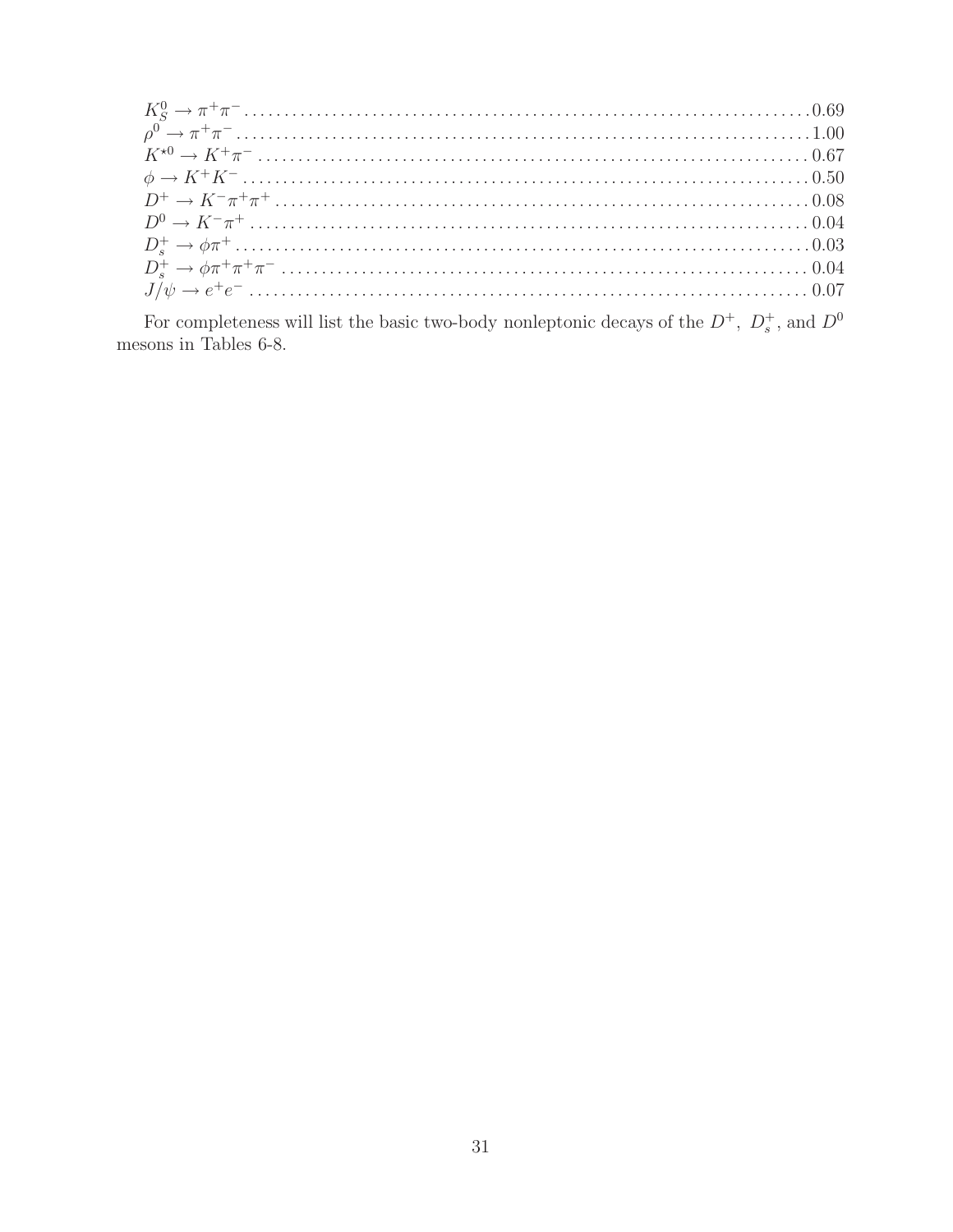$K^0_S \to \pi^+\pi^-$ .......... 0.69
$\rho^0 \to \pi^+\pi^-$ .......... 1.00
$K^{\star 0} \to K^+\pi^-$ .......... 0.67
$\phi \to K^+K^-$ .......... 0.50
$D^+ \to K^-\pi^+\pi^+$ .......... 0.08
$D^0 \to K^-\pi^+$ .......... 0.04
$D_s^+ \to \phi\pi^+$ .......... 0.03
$D_s^+ \to \phi\pi^+\pi^+\pi^-$ .......... 0.04
$J/\psi \to e^+e^-$ .......... 0.07

For completeness will list the basic two-body nonleptonic decays of the $D^+$, $D_s^+$, and $D^0$ mesons in Tables 6-8.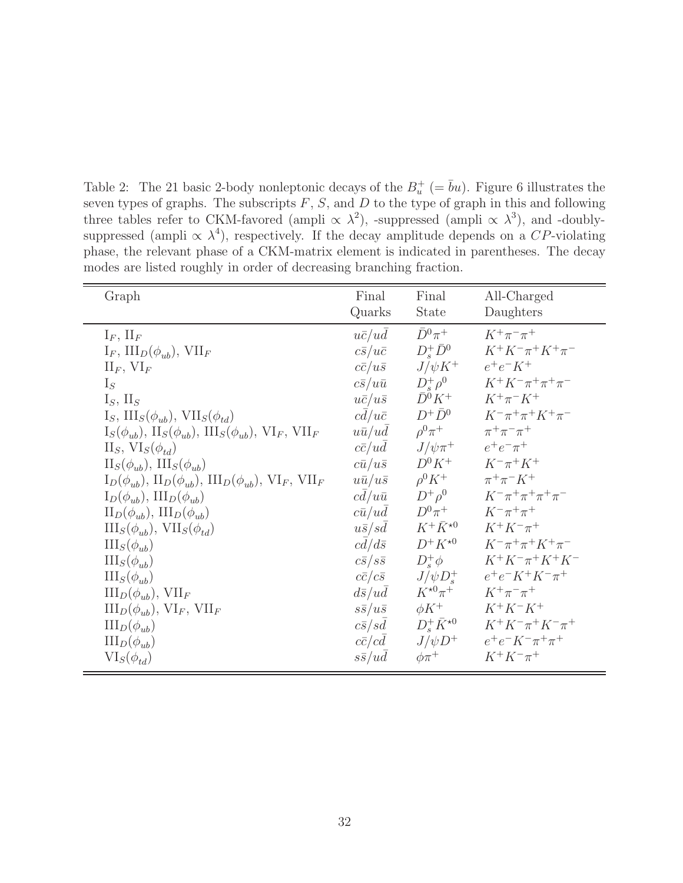Table 2: The 21 basic 2-body nonleptonic decays of the $B_u^+$ ($= \bar{b}u$). Figure 6 illustrates the seven types of graphs. The subscripts $F$, $S$, and $D$ to the type of graph in this and following three tables refer to CKM-favored (ampli $\propto \lambda^2$), -suppressed (ampli $\propto \lambda^3$), and -doubly-suppressed (ampli $\propto \lambda^4$), respectively. If the decay amplitude depends on a $CP$-violating phase, the relevant phase of a CKM-matrix element is indicated in parentheses. The decay modes are listed roughly in order of decreasing branching fraction.

| Graph | Final Quarks | Final State | All-Charged Daughters |
|---|---|---|---|
| $\mathrm{I}_F$, $\mathrm{II}_F$ | $u\bar{c}/u\bar{d}$ | $\bar{D}^0\pi^+$ | $K^+\pi^-\pi^+$ |
| $\mathrm{I}_F$, $\mathrm{III}_D(\phi_{ub})$, $\mathrm{VII}_F$ | $c\bar{s}/u\bar{c}$ | $D_s^+\bar{D}^0$ | $K^+K^-\pi^+K^+\pi^-$ |
| $\mathrm{II}_F$, $\mathrm{VI}_F$ | $c\bar{c}/u\bar{s}$ | $J/\psi K^+$ | $e^+e^-K^+$ |
| $\mathrm{I}_S$ | $c\bar{s}/u\bar{u}$ | $D_s^+\rho^0$ | $K^+K^-\pi^+\pi^+\pi^-$ |
| $\mathrm{I}_S$, $\mathrm{II}_S$ | $u\bar{c}/u\bar{s}$ | $\bar{D}^0K^+$ | $K^+\pi^-K^+$ |
| $\mathrm{I}_S$, $\mathrm{III}_S(\phi_{ub})$, $\mathrm{VII}_S(\phi_{td})$ | $c\bar{d}/u\bar{c}$ | $D^+\bar{D}^0$ | $K^-\pi^+\pi^+K^+\pi^-$ |
| $\mathrm{I}_S(\phi_{ub})$, $\mathrm{II}_S(\phi_{ub})$, $\mathrm{III}_S(\phi_{ub})$, $\mathrm{VI}_F$, $\mathrm{VII}_F$ | $u\bar{u}/u\bar{d}$ | $\rho^0\pi^+$ | $\pi^+\pi^-\pi^+$ |
| $\mathrm{II}_S$, $\mathrm{VI}_S(\phi_{td})$ | $c\bar{c}/u\bar{d}$ | $J/\psi\pi^+$ | $e^+e^-\pi^+$ |
| $\mathrm{II}_S(\phi_{ub})$, $\mathrm{III}_S(\phi_{ub})$ | $c\bar{u}/u\bar{s}$ | $D^0K^+$ | $K^-\pi^+K^+$ |
| $\mathrm{I}_D(\phi_{ub})$, $\mathrm{II}_D(\phi_{ub})$, $\mathrm{III}_D(\phi_{ub})$, $\mathrm{VI}_F$, $\mathrm{VII}_F$ | $u\bar{u}/u\bar{s}$ | $\rho^0K^+$ | $\pi^+\pi^-K^+$ |
| $\mathrm{I}_D(\phi_{ub})$, $\mathrm{III}_D(\phi_{ub})$ | $c\bar{d}/u\bar{u}$ | $D^+\rho^0$ | $K^-\pi^+\pi^+\pi^+\pi^-$ |
| $\mathrm{II}_D(\phi_{ub})$, $\mathrm{III}_D(\phi_{ub})$ | $c\bar{u}/u\bar{d}$ | $D^0\pi^+$ | $K^-\pi^+\pi^+$ |
| $\mathrm{III}_S(\phi_{ub})$, $\mathrm{VII}_S(\phi_{td})$ | $u\bar{s}/s\bar{d}$ | $K^+\bar{K}^{\star 0}$ | $K^+K^-\pi^+$ |
| $\mathrm{III}_S(\phi_{ub})$ | $c\bar{d}/d\bar{s}$ | $D^+K^{\star 0}$ | $K^-\pi^+\pi^+K^+\pi^-$ |
| $\mathrm{III}_S(\phi_{ub})$ | $c\bar{s}/s\bar{s}$ | $D_s^+\phi$ | $K^+K^-\pi^+K^+K^-$ |
| $\mathrm{III}_S(\phi_{ub})$ | $c\bar{c}/c\bar{s}$ | $J/\psi D_s^+$ | $e^+e^-K^+K^-\pi^+$ |
| $\mathrm{III}_D(\phi_{ub})$, $\mathrm{VII}_F$ | $d\bar{s}/u\bar{d}$ | $K^{\star 0}\pi^+$ | $K^+\pi^-\pi^+$ |
| $\mathrm{III}_D(\phi_{ub})$, $\mathrm{VI}_F$, $\mathrm{VII}_F$ | $s\bar{s}/u\bar{s}$ | $\phi K^+$ | $K^+K^-K^+$ |
| $\mathrm{III}_D(\phi_{ub})$ | $c\bar{s}/s\bar{d}$ | $D_s^+\bar{K}^{\star 0}$ | $K^+K^-\pi^+K^-\pi^+$ |
| $\mathrm{III}_D(\phi_{ub})$ | $c\bar{c}/c\bar{d}$ | $J/\psi D^+$ | $e^+e^-K^-\pi^+\pi^+$ |
| $\mathrm{VI}_S(\phi_{td})$ | $s\bar{s}/u\bar{d}$ | $\phi\pi^+$ | $K^+K^-\pi^+$ |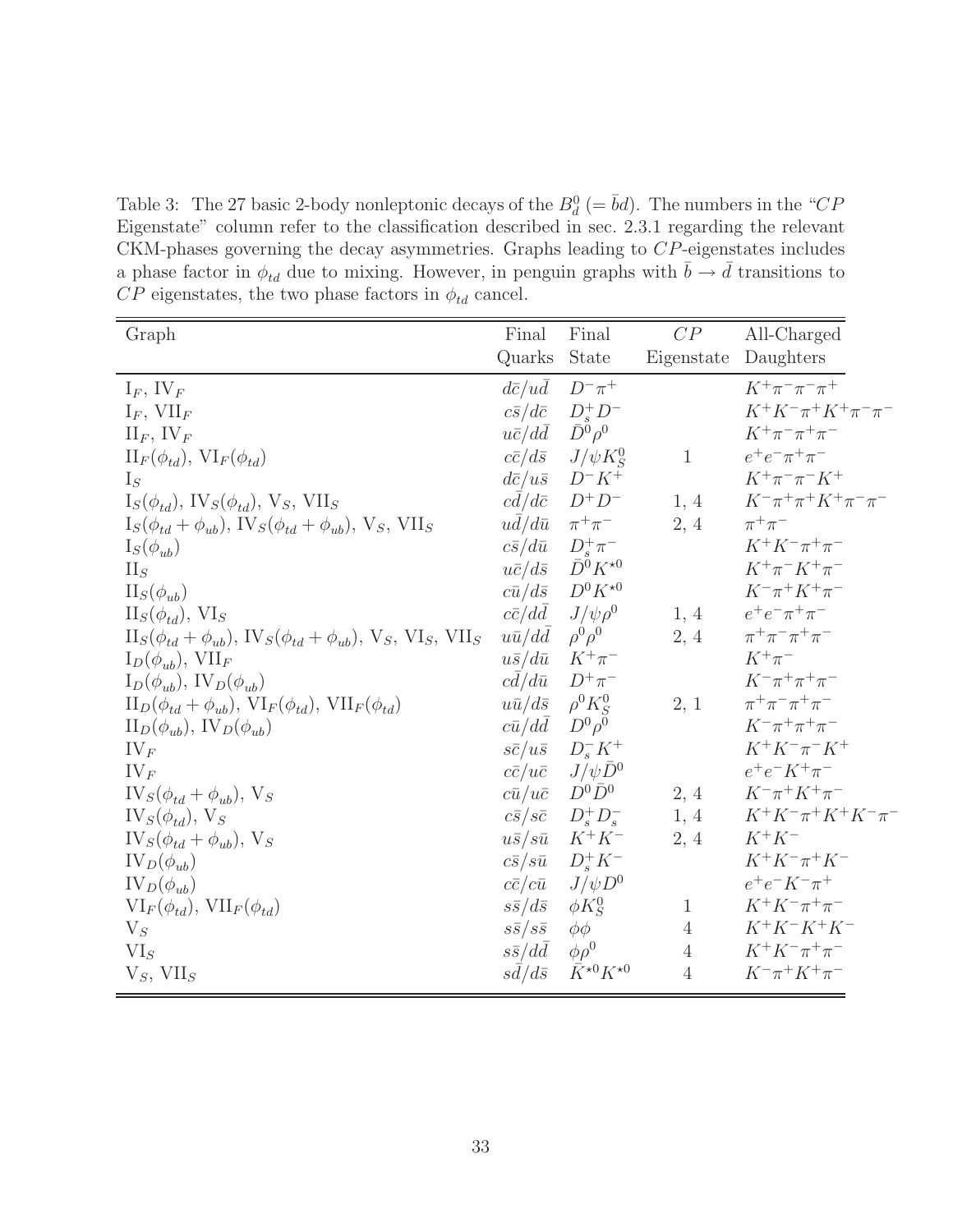Table 3: The 27 basic 2-body nonleptonic decays of the $B_d^0$ ($= \bar{b}d$). The numbers in the "$CP$ Eigenstate" column refer to the classification described in sec. 2.3.1 regarding the relevant CKM-phases governing the decay asymmetries. Graphs leading to $CP$-eigenstates includes a phase factor in $\phi_{td}$ due to mixing. However, in penguin graphs with $\bar{b} \to \bar{d}$ transitions to $CP$ eigenstates, the two phase factors in $\phi_{td}$ cancel.

| Graph | Final Quarks | Final State | $CP$ Eigenstate | All-Charged Daughters |
|---|---|---|---|---|
| $\mathrm{I}_F$, $\mathrm{IV}_F$ | $d\bar{c}/u\bar{d}$ | $D^-\pi^+$ | | $K^+\pi^-\pi^-\pi^+$ |
| $\mathrm{I}_F$, $\mathrm{VII}_F$ | $c\bar{s}/d\bar{c}$ | $D_s^+D^-$ | | $K^+K^-\pi^+K^+\pi^-\pi^-$ |
| $\mathrm{II}_F$, $\mathrm{IV}_F$ | $u\bar{c}/d\bar{d}$ | $\bar{D}^0\rho^0$ | | $K^+\pi^-\pi^+\pi^-$ |
| $\mathrm{II}_F(\phi_{td})$, $\mathrm{VI}_F(\phi_{td})$ | $c\bar{c}/d\bar{s}$ | $J/\psi K_S^0$ | 1 | $e^+e^-\pi^+\pi^-$ |
| $\mathrm{I}_S$ | $d\bar{c}/u\bar{s}$ | $D^-K^+$ | | $K^+\pi^-\pi^-K^+$ |
| $\mathrm{I}_S(\phi_{td})$, $\mathrm{IV}_S(\phi_{td})$, $\mathrm{V}_S$, $\mathrm{VII}_S$ | $c\bar{d}/d\bar{c}$ | $D^+D^-$ | 1, 4 | $K^-\pi^+\pi^+K^+\pi^-\pi^-$ |
| $\mathrm{I}_S(\phi_{td}+\phi_{ub})$, $\mathrm{IV}_S(\phi_{td}+\phi_{ub})$, $\mathrm{V}_S$, $\mathrm{VII}_S$ | $u\bar{d}/d\bar{u}$ | $\pi^+\pi^-$ | 2, 4 | $\pi^+\pi^-$ |
| $\mathrm{I}_S(\phi_{ub})$ | $c\bar{s}/d\bar{u}$ | $D_s^+\pi^-$ | | $K^+K^-\pi^+\pi^-$ |
| $\mathrm{II}_S$ | $u\bar{c}/d\bar{s}$ | $\bar{D}^0K^{\star 0}$ | | $K^+\pi^-K^+\pi^-$ |
| $\mathrm{II}_S(\phi_{ub})$ | $c\bar{u}/d\bar{s}$ | $D^0K^{\star 0}$ | | $K^-\pi^+K^+\pi^-$ |
| $\mathrm{II}_S(\phi_{td})$, $\mathrm{VI}_S$ | $c\bar{c}/d\bar{d}$ | $J/\psi\rho^0$ | 1, 4 | $e^+e^-\pi^+\pi^-$ |
| $\mathrm{II}_S(\phi_{td}+\phi_{ub})$, $\mathrm{IV}_S(\phi_{td}+\phi_{ub})$, $\mathrm{V}_S$, $\mathrm{VI}_S$, $\mathrm{VII}_S$ | $u\bar{u}/d\bar{d}$ | $\rho^0\rho^0$ | 2, 4 | $\pi^+\pi^-\pi^+\pi^-$ |
| $\mathrm{I}_D(\phi_{ub})$, $\mathrm{VII}_F$ | $u\bar{s}/d\bar{u}$ | $K^+\pi^-$ | | $K^+\pi^-$ |
| $\mathrm{I}_D(\phi_{ub})$, $\mathrm{IV}_D(\phi_{ub})$ | $c\bar{d}/d\bar{u}$ | $D^+\pi^-$ | | $K^-\pi^+\pi^+\pi^-$ |
| $\mathrm{II}_D(\phi_{td}+\phi_{ub})$, $\mathrm{VI}_F(\phi_{td})$, $\mathrm{VII}_F(\phi_{td})$ | $u\bar{u}/d\bar{s}$ | $\rho^0K_S^0$ | 2, 1 | $\pi^+\pi^-\pi^+\pi^-$ |
| $\mathrm{II}_D(\phi_{ub})$, $\mathrm{IV}_D(\phi_{ub})$ | $c\bar{u}/d\bar{d}$ | $D^0\rho^0$ | | $K^-\pi^+\pi^+\pi^-$ |
| $\mathrm{IV}_F$ | $s\bar{c}/u\bar{s}$ | $D_s^-K^+$ | | $K^+K^-\pi^-K^+$ |
| $\mathrm{IV}_F$ | $c\bar{c}/u\bar{c}$ | $J/\psi\bar{D}^0$ | | $e^+e^-K^+\pi^-$ |
| $\mathrm{IV}_S(\phi_{td}+\phi_{ub})$, $\mathrm{V}_S$ | $c\bar{u}/u\bar{c}$ | $D^0\bar{D}^0$ | 2, 4 | $K^-\pi^+K^+\pi^-$ |
| $\mathrm{IV}_S(\phi_{td})$, $\mathrm{V}_S$ | $c\bar{s}/s\bar{c}$ | $D_s^+D_s^-$ | 1, 4 | $K^+K^-\pi^+K^+K^-\pi^-$ |
| $\mathrm{IV}_S(\phi_{td}+\phi_{ub})$, $\mathrm{V}_S$ | $u\bar{s}/s\bar{u}$ | $K^+K^-$ | 2, 4 | $K^+K^-$ |
| $\mathrm{IV}_D(\phi_{ub})$ | $c\bar{s}/s\bar{u}$ | $D_s^+K^-$ | | $K^+K^-\pi^+K^-$ |
| $\mathrm{IV}_D(\phi_{ub})$ | $c\bar{c}/c\bar{u}$ | $J/\psi D^0$ | | $e^+e^-K^-\pi^+$ |
| $\mathrm{VI}_F(\phi_{td})$, $\mathrm{VII}_F(\phi_{td})$ | $s\bar{s}/d\bar{s}$ | $\phi K_S^0$ | 1 | $K^+K^-\pi^+\pi^-$ |
| $\mathrm{V}_S$ | $s\bar{s}/s\bar{s}$ | $\phi\phi$ | 4 | $K^+K^-K^+K^-$ |
| $\mathrm{VI}_S$ | $s\bar{s}/d\bar{d}$ | $\phi\rho^0$ | 4 | $K^+K^-\pi^+\pi^-$ |
| $\mathrm{V}_S$, $\mathrm{VII}_S$ | $s\bar{d}/d\bar{s}$ | $\bar{K}^{\star 0}K^{\star 0}$ | 4 | $K^-\pi^+K^+\pi^-$ |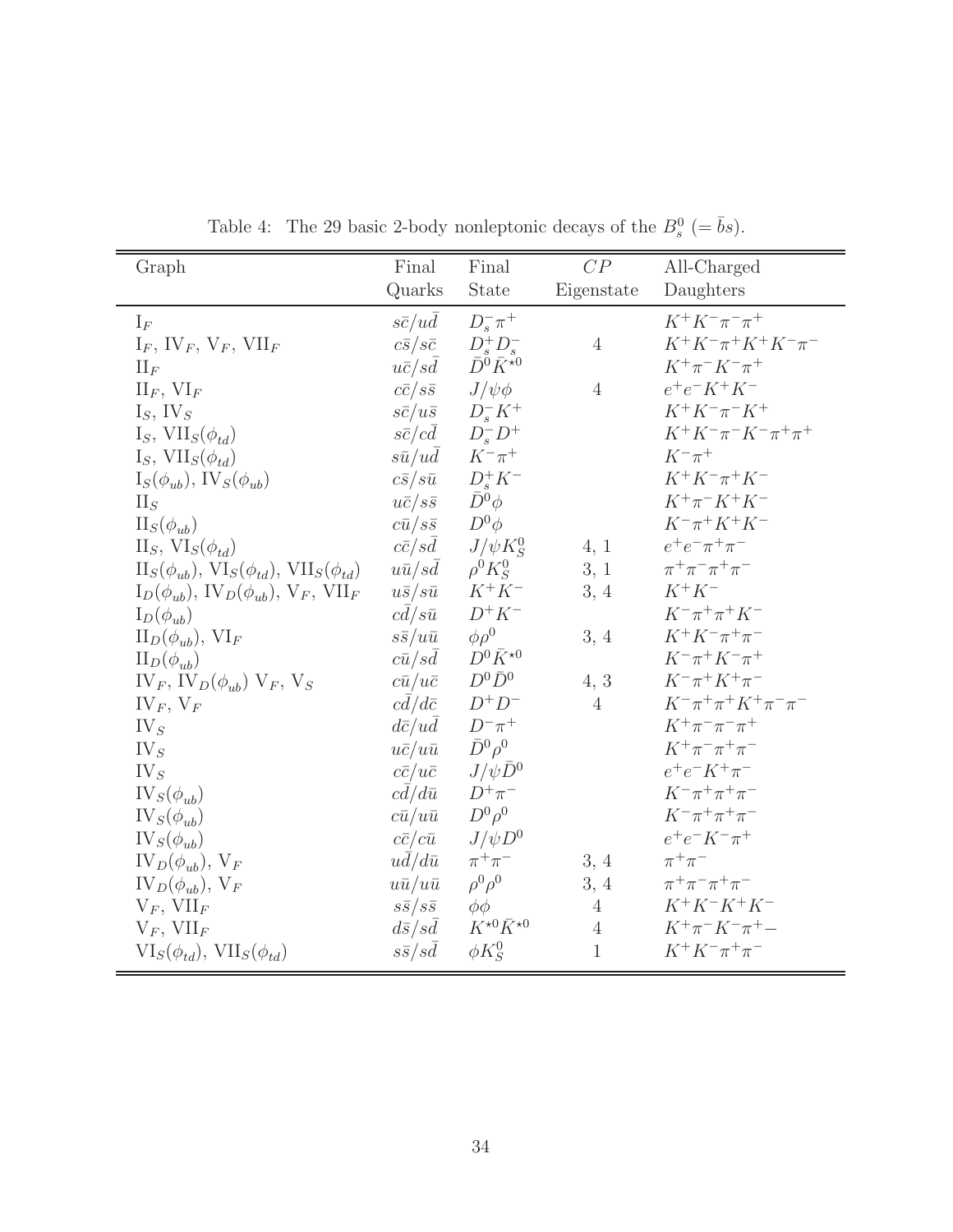Table 4: The 29 basic 2-body nonleptonic decays of the $B_s^0$ ($= \bar{b}s$).

| Graph | Final Quarks | Final State | $CP$ Eigenstate | All-Charged Daughters |
|---|---|---|---|---|
| $\mathrm{I}_F$ | $s\bar{c}/u\bar{d}$ | $D_s^- \pi^+$ | | $K^+K^-\pi^-\pi^+$ |
| $\mathrm{I}_F$, $\mathrm{IV}_F$, $\mathrm{V}_F$, $\mathrm{VII}_F$ | $c\bar{s}/s\bar{c}$ | $D_s^+ D_s^-$ | 4 | $K^+K^-\pi^+K^+K^-\pi^-$ |
| $\mathrm{II}_F$ | $u\bar{c}/s\bar{d}$ | $\bar{D}^0 \bar{K}^{\star 0}$ | | $K^+\pi^-K^-\pi^+$ |
| $\mathrm{II}_F$, $\mathrm{VI}_F$ | $c\bar{c}/s\bar{s}$ | $J/\psi \phi$ | 4 | $e^+e^-K^+K^-$ |
| $\mathrm{I}_S$, $\mathrm{IV}_S$ | $s\bar{c}/u\bar{s}$ | $D_s^- K^+$ | | $K^+K^-\pi^-K^+$ |
| $\mathrm{I}_S$, $\mathrm{VII}_S(\phi_{td})$ | $s\bar{c}/c\bar{d}$ | $D_s^- D^+$ | | $K^+K^-\pi^-K^-\pi^+\pi^+$ |
| $\mathrm{I}_S$, $\mathrm{VII}_S(\phi_{td})$ | $s\bar{u}/u\bar{d}$ | $K^-\pi^+$ | | $K^-\pi^+$ |
| $\mathrm{I}_S(\phi_{ub})$, $\mathrm{IV}_S(\phi_{ub})$ | $c\bar{s}/s\bar{u}$ | $D_s^+ K^-$ | | $K^+K^-\pi^+K^-$ |
| $\mathrm{II}_S$ | $u\bar{c}/s\bar{s}$ | $\bar{D}^0 \phi$ | | $K^+\pi^-K^+K^-$ |
| $\mathrm{II}_S(\phi_{ub})$ | $c\bar{u}/s\bar{s}$ | $D^0 \phi$ | | $K^-\pi^+K^+K^-$ |
| $\mathrm{II}_S$, $\mathrm{VI}_S(\phi_{td})$ | $c\bar{c}/s\bar{d}$ | $J/\psi K_S^0$ | 4, 1 | $e^+e^-\pi^+\pi^-$ |
| $\mathrm{II}_S(\phi_{ub})$, $\mathrm{VI}_S(\phi_{td})$, $\mathrm{VII}_S(\phi_{td})$ | $u\bar{u}/s\bar{d}$ | $\rho^0 K_S^0$ | 3, 1 | $\pi^+\pi^-\pi^+\pi^-$ |
| $\mathrm{I}_D(\phi_{ub})$, $\mathrm{IV}_D(\phi_{ub})$, $\mathrm{V}_F$, $\mathrm{VII}_F$ | $u\bar{s}/s\bar{u}$ | $K^+K^-$ | 3, 4 | $K^+K^-$ |
| $\mathrm{I}_D(\phi_{ub})$ | $c\bar{d}/s\bar{u}$ | $D^+K^-$ | | $K^-\pi^+\pi^+K^-$ |
| $\mathrm{II}_D(\phi_{ub})$, $\mathrm{VI}_F$ | $s\bar{s}/u\bar{u}$ | $\phi\rho^0$ | 3, 4 | $K^+K^-\pi^+\pi^-$ |
| $\mathrm{II}_D(\phi_{ub})$ | $c\bar{u}/s\bar{d}$ | $D^0 \bar{K}^{\star 0}$ | | $K^-\pi^+K^-\pi^+$ |
| $\mathrm{IV}_F$, $\mathrm{IV}_D(\phi_{ub})$ $\mathrm{V}_F$, $\mathrm{V}_S$ | $c\bar{u}/u\bar{c}$ | $D^0 \bar{D}^0$ | 4, 3 | $K^-\pi^+K^+\pi^-$ |
| $\mathrm{IV}_F$, $\mathrm{V}_F$ | $c\bar{d}/d\bar{c}$ | $D^+D^-$ | 4 | $K^-\pi^+\pi^+K^+\pi^-\pi^-$ |
| $\mathrm{IV}_S$ | $d\bar{c}/u\bar{d}$ | $D^-\pi^+$ | | $K^+\pi^-\pi^-\pi^+$ |
| $\mathrm{IV}_S$ | $u\bar{c}/u\bar{u}$ | $\bar{D}^0 \rho^0$ | | $K^+\pi^-\pi^+\pi^-$ |
| $\mathrm{IV}_S$ | $c\bar{c}/u\bar{c}$ | $J/\psi \bar{D}^0$ | | $e^+e^-K^+\pi^-$ |
| $\mathrm{IV}_S(\phi_{ub})$ | $c\bar{d}/d\bar{u}$ | $D^+\pi^-$ | | $K^-\pi^+\pi^+\pi^-$ |
| $\mathrm{IV}_S(\phi_{ub})$ | $c\bar{u}/u\bar{u}$ | $D^0\rho^0$ | | $K^-\pi^+\pi^+\pi^-$ |
| $\mathrm{IV}_S(\phi_{ub})$ | $c\bar{c}/c\bar{u}$ | $J/\psi D^0$ | | $e^+e^-K^-\pi^+$ |
| $\mathrm{IV}_D(\phi_{ub})$, $\mathrm{V}_F$ | $u\bar{d}/d\bar{u}$ | $\pi^+\pi^-$ | 3, 4 | $\pi^+\pi^-$ |
| $\mathrm{IV}_D(\phi_{ub})$, $\mathrm{V}_F$ | $u\bar{u}/u\bar{u}$ | $\rho^0\rho^0$ | 3, 4 | $\pi^+\pi^-\pi^+\pi^-$ |
| $\mathrm{V}_F$, $\mathrm{VII}_F$ | $s\bar{s}/s\bar{s}$ | $\phi\phi$ | 4 | $K^+K^-K^+K^-$ |
| $\mathrm{V}_F$, $\mathrm{VII}_F$ | $d\bar{s}/s\bar{d}$ | $K^{\star 0}\bar{K}^{\star 0}$ | 4 | $K^+\pi^-K^-\pi^+-$ |
| $\mathrm{VI}_S(\phi_{td})$, $\mathrm{VII}_S(\phi_{td})$ | $s\bar{s}/s\bar{d}$ | $\phi K_S^0$ | 1 | $K^+K^-\pi^+\pi^-$ |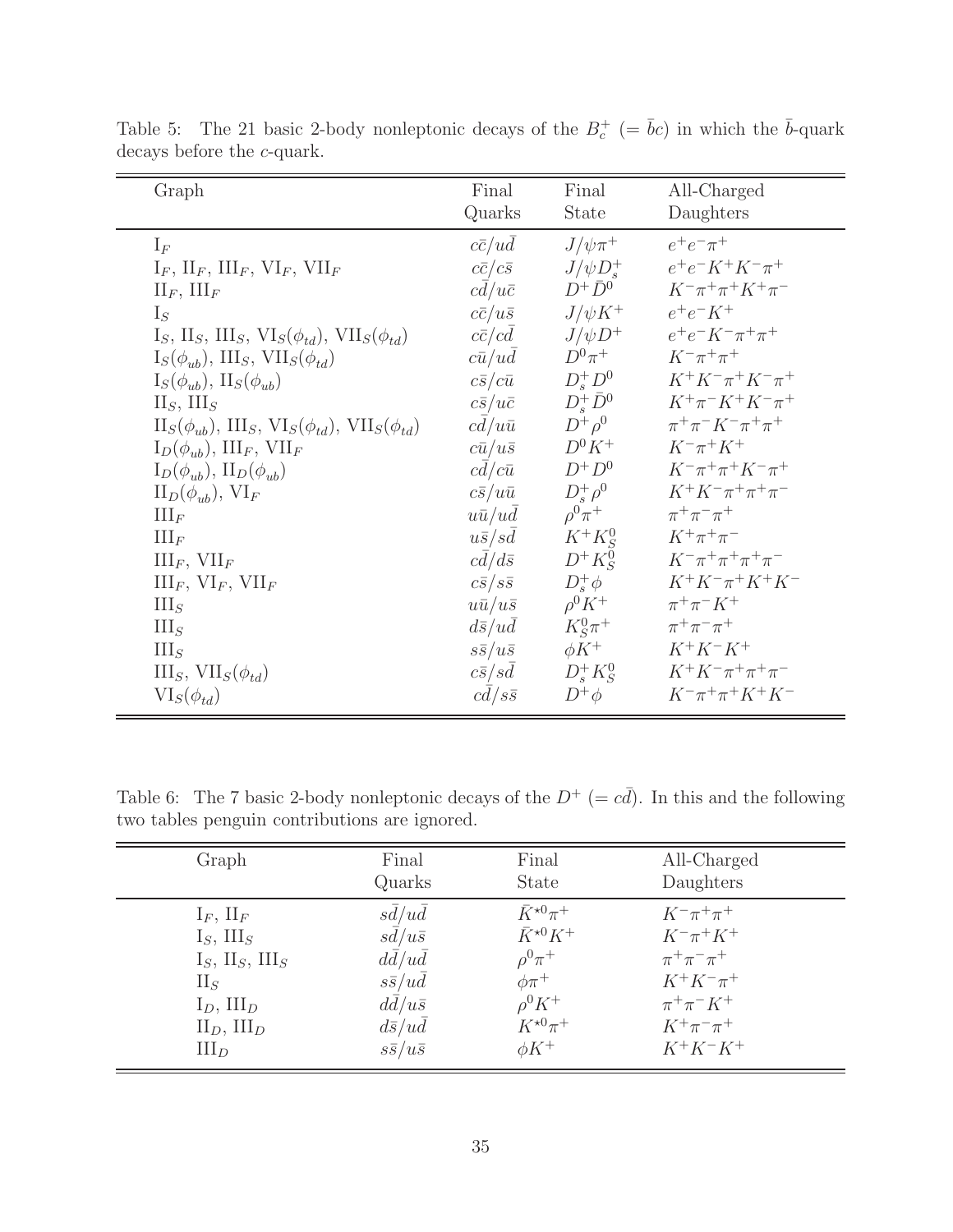Table 5: The 21 basic 2-body nonleptonic decays of the $B_c^+$ $(= \bar{b}c)$ in which the $\bar{b}$-quark decays before the $c$-quark.

| Graph | Final Quarks | Final State | All-Charged Daughters |
|---|---|---|---|
| $\mathrm{I}_F$ | $c\bar{c}/u\bar{d}$ | $J/\psi\pi^+$ | $e^+e^-\pi^+$ |
| $\mathrm{I}_F$, $\mathrm{II}_F$, $\mathrm{III}_F$, $\mathrm{VI}_F$, $\mathrm{VII}_F$ | $c\bar{c}/c\bar{s}$ | $J/\psi D_s^+$ | $e^+e^-K^+K^-\pi^+$ |
| $\mathrm{II}_F$, $\mathrm{III}_F$ | $c\bar{d}/u\bar{c}$ | $D^+\bar{D}^0$ | $K^-\pi^+\pi^+K^+\pi^-$ |
| $\mathrm{I}_S$ | $c\bar{c}/u\bar{s}$ | $J/\psi K^+$ | $e^+e^-K^+$ |
| $\mathrm{I}_S$, $\mathrm{II}_S$, $\mathrm{III}_S$, $\mathrm{VI}_S(\phi_{td})$, $\mathrm{VII}_S(\phi_{td})$ | $c\bar{c}/c\bar{d}$ | $J/\psi D^+$ | $e^+e^-K^-\pi^+\pi^+$ |
| $\mathrm{I}_S(\phi_{ub})$, $\mathrm{III}_S$, $\mathrm{VII}_S(\phi_{td})$ | $c\bar{u}/u\bar{d}$ | $D^0\pi^+$ | $K^-\pi^+\pi^+$ |
| $\mathrm{I}_S(\phi_{ub})$, $\mathrm{II}_S(\phi_{ub})$ | $c\bar{s}/c\bar{u}$ | $D_s^+D^0$ | $K^+K^-\pi^+K^-\pi^+$ |
| $\mathrm{II}_S$, $\mathrm{III}_S$ | $c\bar{s}/u\bar{c}$ | $D_s^+\bar{D}^0$ | $K^+\pi^-K^+K^-\pi^+$ |
| $\mathrm{II}_S(\phi_{ub})$, $\mathrm{III}_S$, $\mathrm{VI}_S(\phi_{td})$, $\mathrm{VII}_S(\phi_{td})$ | $c\bar{d}/u\bar{u}$ | $D^+\rho^0$ | $\pi^+\pi^-K^-\pi^+\pi^+$ |
| $\mathrm{I}_D(\phi_{ub})$, $\mathrm{III}_F$, $\mathrm{VII}_F$ | $c\bar{u}/u\bar{s}$ | $D^0K^+$ | $K^-\pi^+K^+$ |
| $\mathrm{I}_D(\phi_{ub})$, $\mathrm{II}_D(\phi_{ub})$ | $c\bar{d}/c\bar{u}$ | $D^+D^0$ | $K^-\pi^+\pi^+K^-\pi^+$ |
| $\mathrm{II}_D(\phi_{ub})$, $\mathrm{VI}_F$ | $c\bar{s}/u\bar{u}$ | $D_s^+\rho^0$ | $K^+K^-\pi^+\pi^+\pi^-$ |
| $\mathrm{III}_F$ | $u\bar{u}/u\bar{d}$ | $\rho^0\pi^+$ | $\pi^+\pi^-\pi^+$ |
| $\mathrm{III}_F$ | $u\bar{s}/s\bar{d}$ | $K^+K_S^0$ | $K^+\pi^+\pi^-$ |
| $\mathrm{III}_F$, $\mathrm{VII}_F$ | $c\bar{d}/d\bar{s}$ | $D^+K_S^0$ | $K^-\pi^+\pi^+\pi^+\pi^-$ |
| $\mathrm{III}_F$, $\mathrm{VI}_F$, $\mathrm{VII}_F$ | $c\bar{s}/s\bar{s}$ | $D_s^+\phi$ | $K^+K^-\pi^+K^+K^-$ |
| $\mathrm{III}_S$ | $u\bar{u}/u\bar{s}$ | $\rho^0K^+$ | $\pi^+\pi^-K^+$ |
| $\mathrm{III}_S$ | $d\bar{s}/u\bar{d}$ | $K_S^0\pi^+$ | $\pi^+\pi^-\pi^+$ |
| $\mathrm{III}_S$ | $s\bar{s}/u\bar{s}$ | $\phi K^+$ | $K^+K^-K^+$ |
| $\mathrm{III}_S$, $\mathrm{VII}_S(\phi_{td})$ | $c\bar{s}/s\bar{d}$ | $D_s^+K_S^0$ | $K^+K^-\pi^+\pi^+\pi^-$ |
| $\mathrm{VI}_S(\phi_{td})$ | $c\bar{d}/s\bar{s}$ | $D^+\phi$ | $K^-\pi^+\pi^+K^+K^-$ |

Table 6: The 7 basic 2-body nonleptonic decays of the $D^+$ $(= c\bar{d})$. In this and the following two tables penguin contributions are ignored.

| Graph | Final Quarks | Final State | All-Charged Daughters |
|---|---|---|---|
| $\mathrm{I}_F$, $\mathrm{II}_F$ | $s\bar{d}/u\bar{d}$ | $\bar{K}^{\star 0}\pi^+$ | $K^-\pi^+\pi^+$ |
| $\mathrm{I}_S$, $\mathrm{III}_S$ | $s\bar{d}/u\bar{s}$ | $\bar{K}^{\star 0}K^+$ | $K^-\pi^+K^+$ |
| $\mathrm{I}_S$, $\mathrm{II}_S$, $\mathrm{III}_S$ | $d\bar{d}/u\bar{d}$ | $\rho^0\pi^+$ | $\pi^+\pi^-\pi^+$ |
| $\mathrm{II}_S$ | $s\bar{s}/u\bar{d}$ | $\phi\pi^+$ | $K^+K^-\pi^+$ |
| $\mathrm{I}_D$, $\mathrm{III}_D$ | $d\bar{d}/u\bar{s}$ | $\rho^0K^+$ | $\pi^+\pi^-K^+$ |
| $\mathrm{II}_D$, $\mathrm{III}_D$ | $d\bar{s}/u\bar{d}$ | $K^{\star 0}\pi^+$ | $K^+\pi^-\pi^+$ |
| $\mathrm{III}_D$ | $s\bar{s}/u\bar{s}$ | $\phi K^+$ | $K^+K^-K^+$ |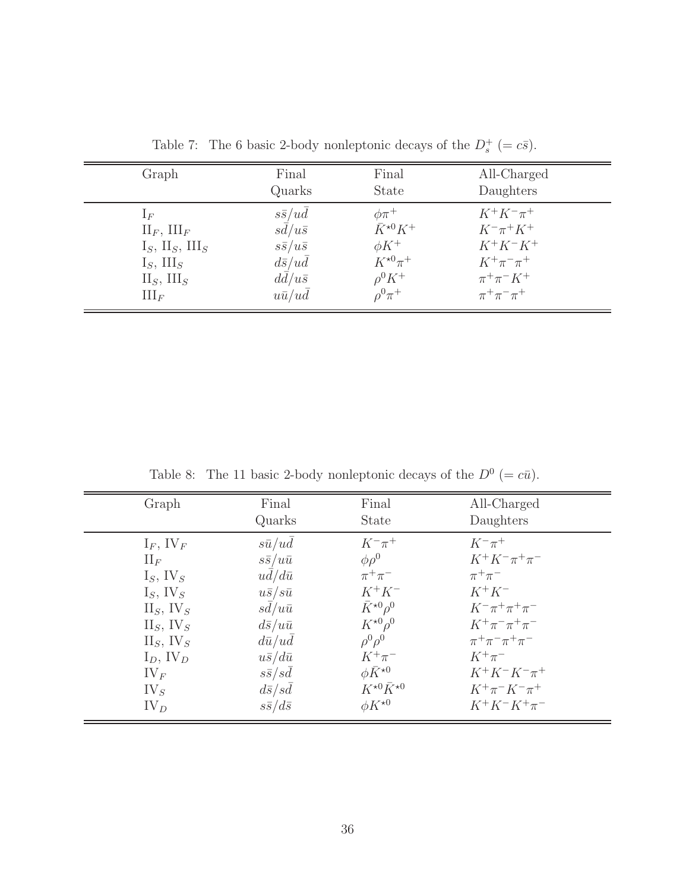Table 7: The 6 basic 2-body nonleptonic decays of the $D_s^+$ ($= c\bar{s}$).

| Graph | Final Quarks | Final State | All-Charged Daughters |
|---|---|---|---|
| $\mathrm{I}_F$ | $s\bar{s}/u\bar{d}$ | $\phi\pi^+$ | $K^+K^-\pi^+$ |
| $\mathrm{II}_F$, $\mathrm{III}_F$ | $s\bar{d}/u\bar{s}$ | $\bar{K}^{\star 0}K^+$ | $K^-\pi^+K^+$ |
| $\mathrm{I}_S$, $\mathrm{II}_S$, $\mathrm{III}_S$ | $s\bar{s}/u\bar{s}$ | $\phi K^+$ | $K^+K^-K^+$ |
| $\mathrm{I}_S$, $\mathrm{III}_S$ | $d\bar{s}/u\bar{d}$ | $K^{\star 0}\pi^+$ | $K^+\pi^-\pi^+$ |
| $\mathrm{II}_S$, $\mathrm{III}_S$ | $d\bar{d}/u\bar{s}$ | $\rho^0 K^+$ | $\pi^+\pi^-K^+$ |
| $\mathrm{III}_F$ | $u\bar{u}/u\bar{d}$ | $\rho^0\pi^+$ | $\pi^+\pi^-\pi^+$ |

Table 8: The 11 basic 2-body nonleptonic decays of the $D^0$ ($= c\bar{u}$).

| Graph | Final Quarks | Final State | All-Charged Daughters |
|---|---|---|---|
| $\mathrm{I}_F$, $\mathrm{IV}_F$ | $s\bar{u}/u\bar{d}$ | $K^-\pi^+$ | $K^-\pi^+$ |
| $\mathrm{II}_F$ | $s\bar{s}/u\bar{u}$ | $\phi\rho^0$ | $K^+K^-\pi^+\pi^-$ |
| $\mathrm{I}_S$, $\mathrm{IV}_S$ | $u\bar{d}/d\bar{u}$ | $\pi^+\pi^-$ | $\pi^+\pi^-$ |
| $\mathrm{I}_S$, $\mathrm{IV}_S$ | $u\bar{s}/s\bar{u}$ | $K^+K^-$ | $K^+K^-$ |
| $\mathrm{II}_S$, $\mathrm{IV}_S$ | $s\bar{d}/u\bar{u}$ | $\bar{K}^{\star 0}\rho^0$ | $K^-\pi^+\pi^+\pi^-$ |
| $\mathrm{II}_S$, $\mathrm{IV}_S$ | $d\bar{s}/u\bar{u}$ | $K^{\star 0}\rho^0$ | $K^+\pi^-\pi^+\pi^-$ |
| $\mathrm{II}_S$, $\mathrm{IV}_S$ | $d\bar{u}/u\bar{d}$ | $\rho^0\rho^0$ | $\pi^+\pi^-\pi^+\pi^-$ |
| $\mathrm{I}_D$, $\mathrm{IV}_D$ | $u\bar{s}/d\bar{u}$ | $K^+\pi^-$ | $K^+\pi^-$ |
| $\mathrm{IV}_F$ | $s\bar{s}/s\bar{d}$ | $\phi\bar{K}^{\star 0}$ | $K^+K^-K^-\pi^+$ |
| $\mathrm{IV}_S$ | $d\bar{s}/s\bar{d}$ | $K^{\star 0}\bar{K}^{\star 0}$ | $K^+\pi^-K^-\pi^+$ |
| $\mathrm{IV}_D$ | $s\bar{s}/d\bar{s}$ | $\phi K^{\star 0}$ | $K^+K^-K^+\pi^-$ |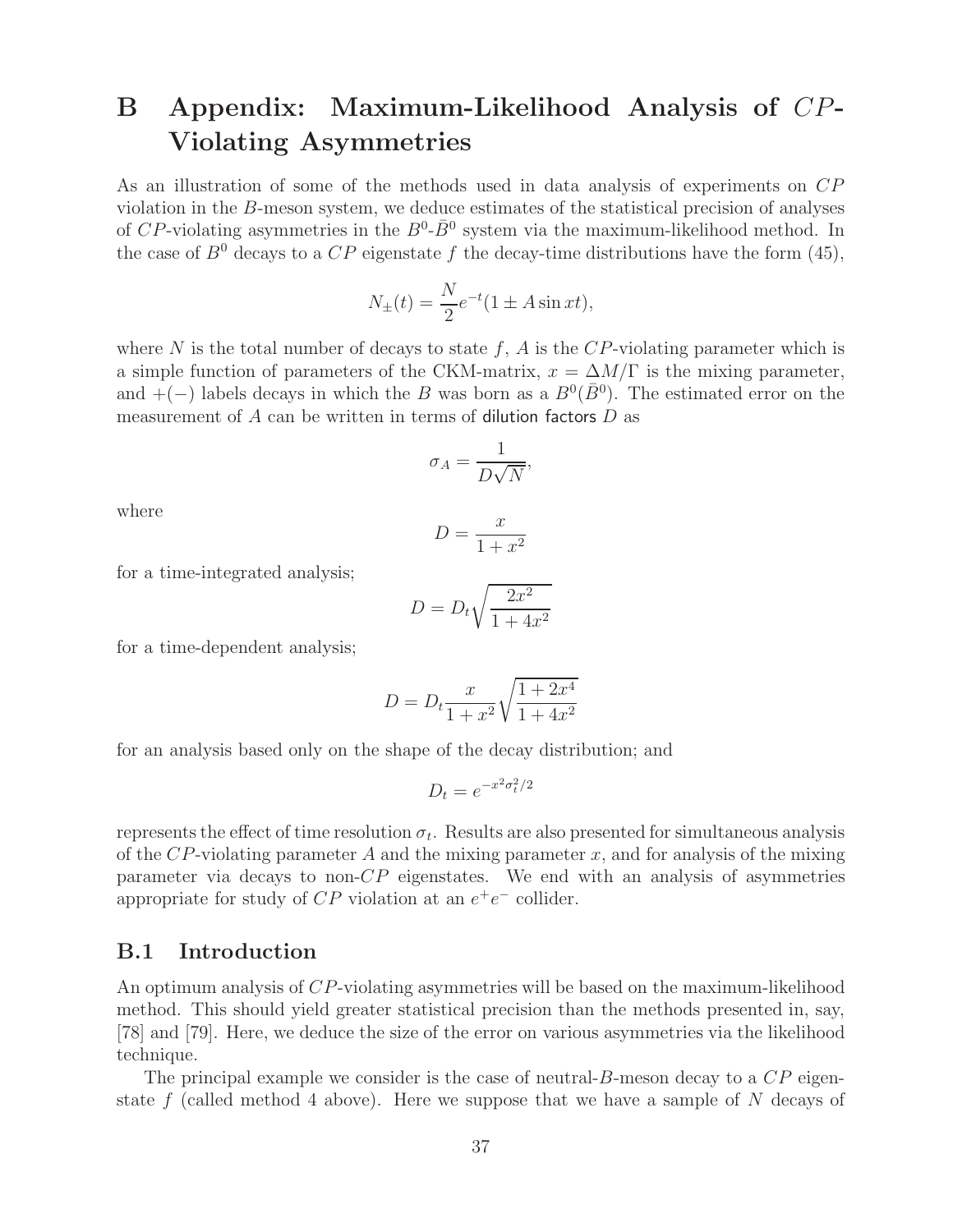# B Appendix: Maximum-Likelihood Analysis of $CP$-Violating Asymmetries

As an illustration of some of the methods used in data analysis of experiments on $CP$ violation in the $B$-meson system, we deduce estimates of the statistical precision of analyses of $CP$-violating asymmetries in the $B^0$-$\bar{B}^0$ system via the maximum-likelihood method. In the case of $B^0$ decays to a $CP$ eigenstate $f$ the decay-time distributions have the form (45),

$$N_{\pm}(t) = \frac{N}{2} e^{-t}(1 \pm A \sin xt),$$

where $N$ is the total number of decays to state $f$, $A$ is the $CP$-violating parameter which is a simple function of parameters of the CKM-matrix, $x = \Delta M/\Gamma$ is the mixing parameter, and $+(-)$ labels decays in which the $B$ was born as a $B^0(\bar{B}^0)$. The estimated error on the measurement of $A$ can be written in terms of dilution factors $D$ as

$$\sigma_A = \frac{1}{D\sqrt{N}},$$

where

$$D = \frac{x}{1+x^2}$$

for a time-integrated analysis;

$$D = D_t \sqrt{\frac{2x^2}{1+4x^2}}$$

for a time-dependent analysis;

$$D = D_t \frac{x}{1+x^2} \sqrt{\frac{1+2x^4}{1+4x^2}}$$

for an analysis based only on the shape of the decay distribution; and

$$D_t = e^{-x^2\sigma_t^2/2}$$

represents the effect of time resolution $\sigma_t$. Results are also presented for simultaneous analysis of the $CP$-violating parameter $A$ and the mixing parameter $x$, and for analysis of the mixing parameter via decays to non-$CP$ eigenstates. We end with an analysis of asymmetries appropriate for study of $CP$ violation at an $e^+e^-$ collider.

## B.1 Introduction

An optimum analysis of $CP$-violating asymmetries will be based on the maximum-likelihood method. This should yield greater statistical precision than the methods presented in, say, [78] and [79]. Here, we deduce the size of the error on various asymmetries via the likelihood technique.

The principal example we consider is the case of neutral-$B$-meson decay to a $CP$ eigenstate $f$ (called method 4 above). Here we suppose that we have a sample of $N$ decays of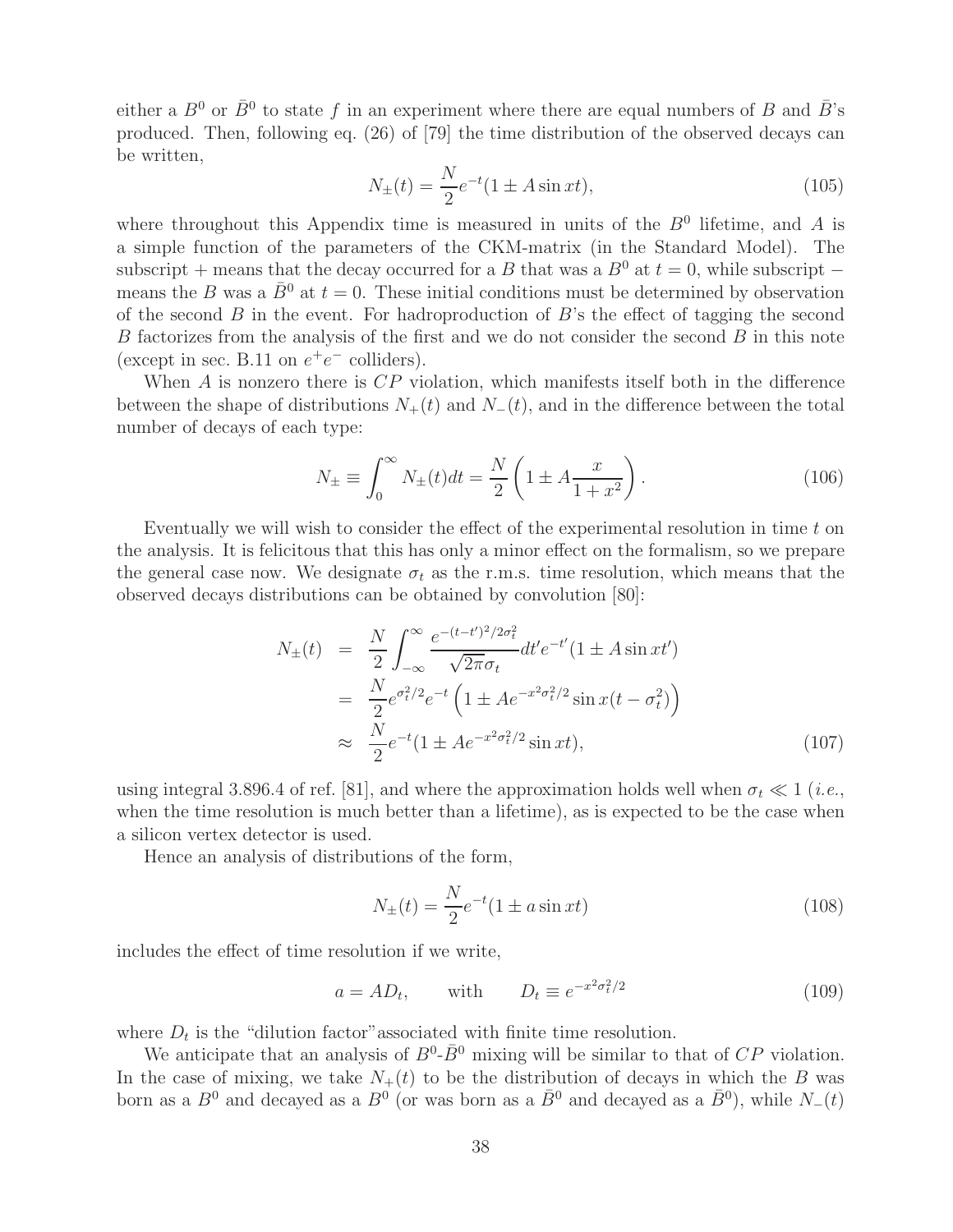either a $B^0$ or $\bar{B}^0$ to state $f$ in an experiment where there are equal numbers of $B$ and $\bar{B}$'s produced. Then, following eq. (26) of [79] the time distribution of the observed decays can be written,

$$N_{\pm}(t) = \frac{N}{2} e^{-t} (1 \pm A \sin xt), \tag{105}$$

where throughout this Appendix time is measured in units of the $B^0$ lifetime, and $A$ is a simple function of the parameters of the CKM-matrix (in the Standard Model). The subscript + means that the decay occurred for a $B$ that was a $B^0$ at $t = 0$, while subscript $-$ means the $B$ was a $\bar{B}^0$ at $t = 0$. These initial conditions must be determined by observation of the second $B$ in the event. For hadroproduction of $B$'s the effect of tagging the second $B$ factorizes from the analysis of the first and we do not consider the second $B$ in this note (except in sec. B.11 on $e^+e^-$ colliders).

When $A$ is nonzero there is $CP$ violation, which manifests itself both in the difference between the shape of distributions $N_+(t)$ and $N_-(t)$, and in the difference between the total number of decays of each type:

$$N_{\pm} \equiv \int_0^{\infty} N_{\pm}(t) dt = \frac{N}{2} \left( 1 \pm A \frac{x}{1 + x^2} \right). \tag{106}$$

Eventually we will wish to consider the effect of the experimental resolution in time $t$ on the analysis. It is felicitous that this has only a minor effect on the formalism, so we prepare the general case now. We designate $\sigma_t$ as the r.m.s. time resolution, which means that the observed decays distributions can be obtained by convolution [80]:

$$\begin{aligned} N_{\pm}(t) &= \frac{N}{2} \int_{-\infty}^{\infty} \frac{e^{-(t-t')^2/2\sigma_t^2}}{\sqrt{2\pi}\sigma_t} dt' e^{-t'} (1 \pm A \sin xt') \\ &= \frac{N}{2} e^{\sigma_t^2/2} e^{-t} \left( 1 \pm A e^{-x^2\sigma_t^2/2} \sin x(t - \sigma_t^2) \right) \\ &\approx \frac{N}{2} e^{-t} (1 \pm A e^{-x^2\sigma_t^2/2} \sin xt), \end{aligned} \tag{107}$$

using integral 3.896.4 of ref. [81], and where the approximation holds well when $\sigma_t \ll 1$ (*i.e.*, when the time resolution is much better than a lifetime), as is expected to be the case when a silicon vertex detector is used.

Hence an analysis of distributions of the form,

$$N_{\pm}(t) = \frac{N}{2} e^{-t} (1 \pm a \sin xt) \tag{108}$$

includes the effect of time resolution if we write,

$$a = AD_t, \qquad \text{with} \qquad D_t \equiv e^{-x^2\sigma_t^2/2} \tag{109}$$

where $D_t$ is the "dilution factor" associated with finite time resolution.

We anticipate that an analysis of $B^0$-$\bar{B}^0$ mixing will be similar to that of $CP$ violation. In the case of mixing, we take $N_+(t)$ to be the distribution of decays in which the $B$ was born as a $B^0$ and decayed as a $B^0$ (or was born as a $\bar{B}^0$ and decayed as a $\bar{B}^0$), while $N_-(t)$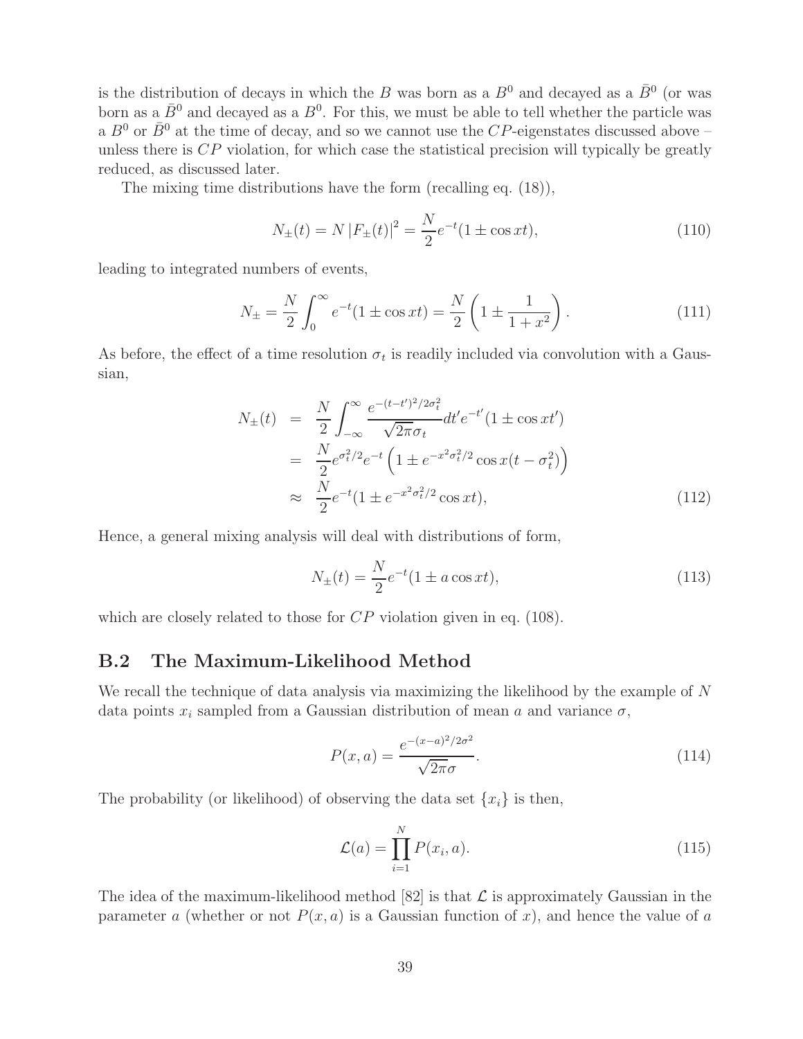is the distribution of decays in which the $B$ was born as a $B^0$ and decayed as a $\bar{B}^0$ (or was born as a $\bar{B}^0$ and decayed as a $B^0$. For this, we must be able to tell whether the particle was a $B^0$ or $\bar{B}^0$ at the time of decay, and so we cannot use the $CP$-eigenstates discussed above – unless there is $CP$ violation, for which case the statistical precision will typically be greatly reduced, as discussed later.

The mixing time distributions have the form (recalling eq. (18)),

$$N_\pm(t) = N\,|F_\pm(t)|^2 = \frac{N}{2} e^{-t}(1 \pm \cos xt), \tag{110}$$

leading to integrated numbers of events,

$$N_\pm = \frac{N}{2} \int_0^\infty e^{-t}(1 \pm \cos xt) = \frac{N}{2}\left(1 \pm \frac{1}{1+x^2}\right). \tag{111}$$

As before, the effect of a time resolution $\sigma_t$ is readily included via convolution with a Gaussian,

$$\begin{aligned} N_\pm(t) &= \frac{N}{2} \int_{-\infty}^\infty \frac{e^{-(t-t')^2/2\sigma_t^2}}{\sqrt{2\pi}\sigma_t} dt' e^{-t'}(1 \pm \cos xt') \\ &= \frac{N}{2} e^{\sigma_t^2/2} e^{-t}\left(1 \pm e^{-x^2\sigma_t^2/2} \cos x(t - \sigma_t^2)\right) \\ &\approx \frac{N}{2} e^{-t}(1 \pm e^{-x^2\sigma_t^2/2} \cos xt), \end{aligned} \tag{112}$$

Hence, a general mixing analysis will deal with distributions of form,

$$N_\pm(t) = \frac{N}{2} e^{-t}(1 \pm a \cos xt), \tag{113}$$

which are closely related to those for $CP$ violation given in eq. (108).

## B.2 The Maximum-Likelihood Method

We recall the technique of data analysis via maximizing the likelihood by the example of $N$ data points $x_i$ sampled from a Gaussian distribution of mean $a$ and variance $\sigma$,

$$P(x, a) = \frac{e^{-(x-a)^2/2\sigma^2}}{\sqrt{2\pi}\sigma}. \tag{114}$$

The probability (or likelihood) of observing the data set $\{x_i\}$ is then,

$$\mathcal{L}(a) = \prod_{i=1}^{N} P(x_i, a). \tag{115}$$

The idea of the maximum-likelihood method [82] is that $\mathcal{L}$ is approximately Gaussian in the parameter $a$ (whether or not $P(x, a)$ is a Gaussian function of $x$), and hence the value of $a$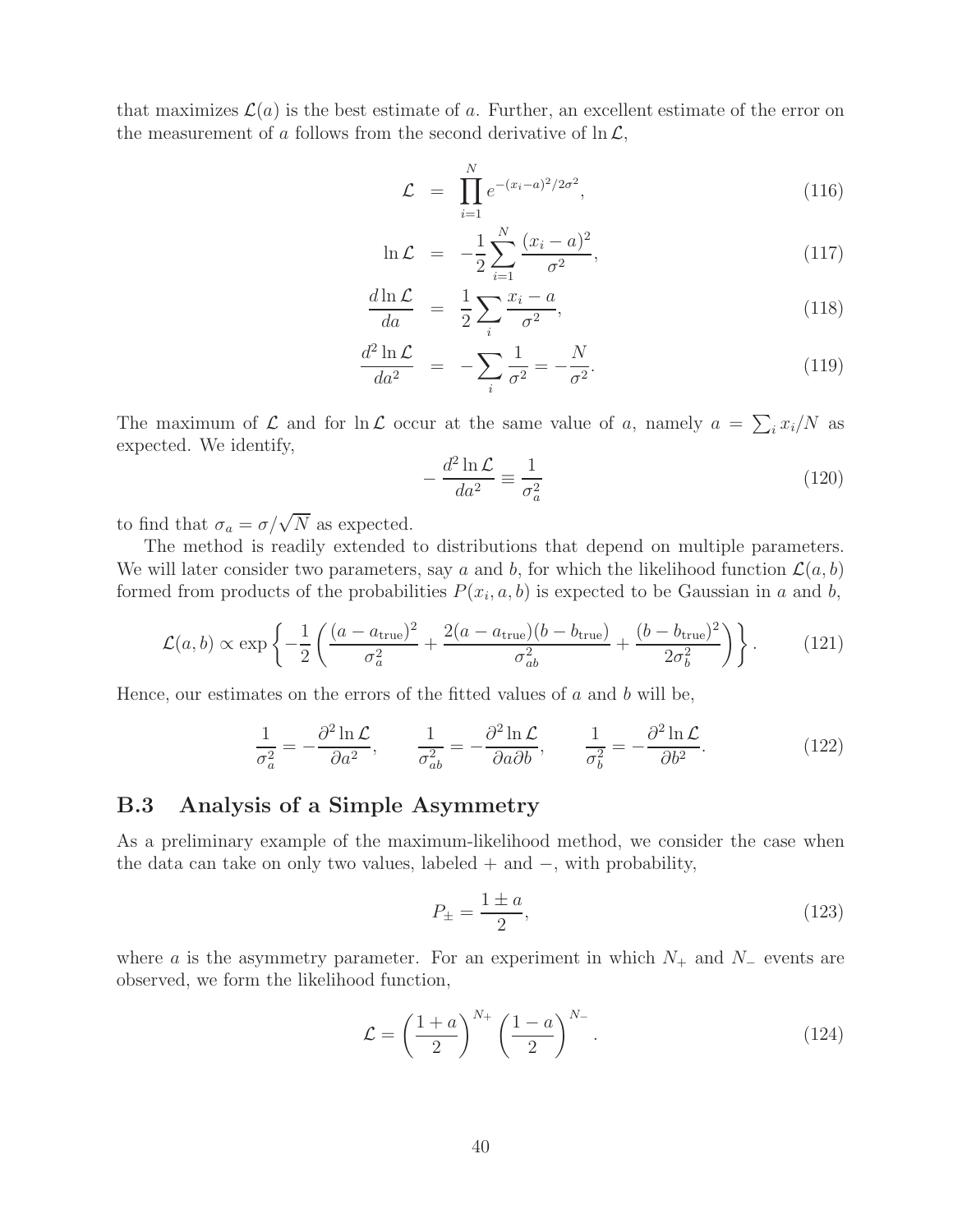that maximizes $\mathcal{L}(a)$ is the best estimate of $a$. Further, an excellent estimate of the error on the measurement of $a$ follows from the second derivative of $\ln \mathcal{L}$,

$$\mathcal{L} = \prod_{i=1}^{N} e^{-(x_i-a)^2/2\sigma^2}, \tag{116}$$

$$\ln \mathcal{L} = -\frac{1}{2}\sum_{i=1}^{N} \frac{(x_i-a)^2}{\sigma^2}, \tag{117}$$

$$\frac{d \ln \mathcal{L}}{da} = \frac{1}{2}\sum_{i} \frac{x_i - a}{\sigma^2}, \tag{118}$$

$$\frac{d^2 \ln \mathcal{L}}{da^2} = -\sum_{i} \frac{1}{\sigma^2} = -\frac{N}{\sigma^2}. \tag{119}$$

The maximum of $\mathcal{L}$ and for $\ln \mathcal{L}$ occur at the same value of $a$, namely $a = \sum_i x_i/N$ as expected. We identify,

$$-\frac{d^2 \ln \mathcal{L}}{da^2} \equiv \frac{1}{\sigma_a^2} \tag{120}$$

to find that $\sigma_a = \sigma/\sqrt{N}$ as expected.

The method is readily extended to distributions that depend on multiple parameters. We will later consider two parameters, say $a$ and $b$, for which the likelihood function $\mathcal{L}(a, b)$ formed from products of the probabilities $P(x_i, a, b)$ is expected to be Gaussian in $a$ and $b$,

$$\mathcal{L}(a,b) \propto \exp\left\{-\frac{1}{2}\left(\frac{(a-a_{\rm true})^2}{\sigma_a^2} + \frac{2(a-a_{\rm true})(b-b_{\rm true})}{\sigma_{ab}^2} + \frac{(b-b_{\rm true})^2}{2\sigma_b^2}\right)\right\}. \tag{121}$$

Hence, our estimates on the errors of the fitted values of $a$ and $b$ will be,

$$\frac{1}{\sigma_a^2} = -\frac{\partial^2 \ln \mathcal{L}}{\partial a^2}, \qquad \frac{1}{\sigma_{ab}^2} = -\frac{\partial^2 \ln \mathcal{L}}{\partial a \partial b}, \qquad \frac{1}{\sigma_b^2} = -\frac{\partial^2 \ln \mathcal{L}}{\partial b^2}. \tag{122}$$

## B.3 Analysis of a Simple Asymmetry

As a preliminary example of the maximum-likelihood method, we consider the case when the data can take on only two values, labeled + and −, with probability,

$$P_\pm = \frac{1 \pm a}{2}, \tag{123}$$

where $a$ is the asymmetry parameter. For an experiment in which $N_+$ and $N_-$ events are observed, we form the likelihood function,

$$\mathcal{L} = \left(\frac{1+a}{2}\right)^{N_+} \left(\frac{1-a}{2}\right)^{N_-}. \tag{124}$$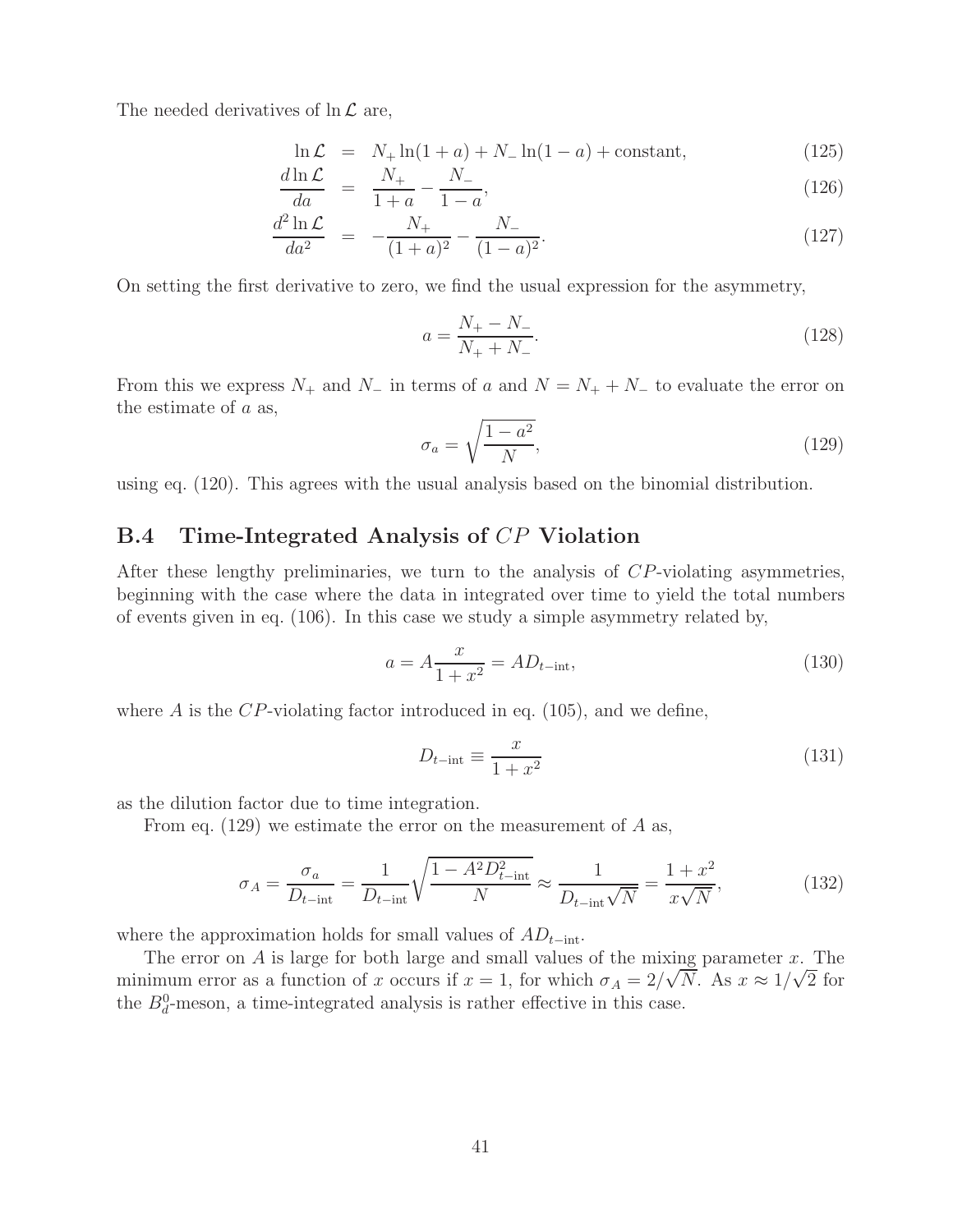The needed derivatives of $\ln \mathcal{L}$ are,

$$\ln \mathcal{L} = N_+ \ln(1+a) + N_- \ln(1-a) + \text{constant}, \tag{125}$$

$$\frac{d \ln \mathcal{L}}{da} = \frac{N_+}{1+a} - \frac{N_-}{1-a}, \tag{126}$$

$$\frac{d^2 \ln \mathcal{L}}{da^2} = -\frac{N_+}{(1+a)^2} - \frac{N_-}{(1-a)^2}. \tag{127}$$

On setting the first derivative to zero, we find the usual expression for the asymmetry,

$$a = \frac{N_+ - N_-}{N_+ + N_-}. \tag{128}$$

From this we express $N_+$ and $N_-$ in terms of $a$ and $N = N_+ + N_-$ to evaluate the error on the estimate of $a$ as,

$$\sigma_a = \sqrt{\frac{1-a^2}{N}}, \tag{129}$$

using eq. (120). This agrees with the usual analysis based on the binomial distribution.

## B.4 Time-Integrated Analysis of $CP$ Violation

After these lengthy preliminaries, we turn to the analysis of $CP$-violating asymmetries, beginning with the case where the data in integrated over time to yield the total numbers of events given in eq. (106). In this case we study a simple asymmetry related by,

$$a = A\frac{x}{1+x^2} = AD_{t-\text{int}}, \tag{130}$$

where $A$ is the $CP$-violating factor introduced in eq. (105), and we define,

$$D_{t-\text{int}} \equiv \frac{x}{1+x^2} \tag{131}$$

as the dilution factor due to time integration.

From eq. (129) we estimate the error on the measurement of $A$ as,

$$\sigma_A = \frac{\sigma_a}{D_{t-\text{int}}} = \frac{1}{D_{t-\text{int}}}\sqrt{\frac{1-A^2D_{t-\text{int}}^2}{N}} \approx \frac{1}{D_{t-\text{int}}\sqrt{N}} = \frac{1+x^2}{x\sqrt{N}}, \tag{132}$$

where the approximation holds for small values of $AD_{t-\text{int}}$.

The error on $A$ is large for both large and small values of the mixing parameter $x$. The minimum error as a function of $x$ occurs if $x = 1$, for which $\sigma_A = 2/\sqrt{N}$. As $x \approx 1/\sqrt{2}$ for the $B_d^0$-meson, a time-integrated analysis is rather effective in this case.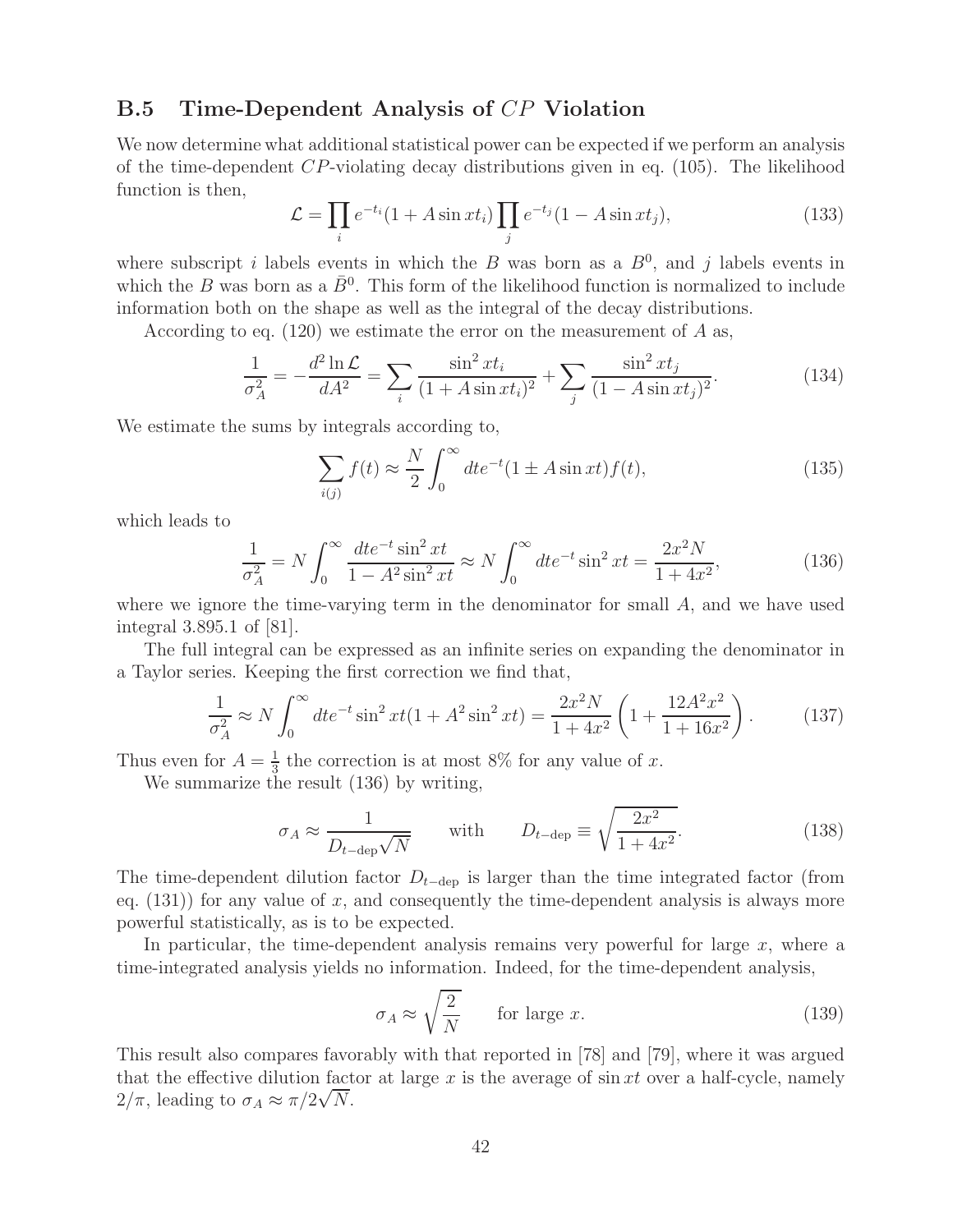## B.5 Time-Dependent Analysis of $CP$ Violation

We now determine what additional statistical power can be expected if we perform an analysis of the time-dependent $CP$-violating decay distributions given in eq. (105). The likelihood function is then,

$$\mathcal{L} = \prod_i e^{-t_i}(1 + A \sin xt_i) \prod_j e^{-t_j}(1 - A \sin xt_j), \tag{133}$$

where subscript $i$ labels events in which the $B$ was born as a $B^0$, and $j$ labels events in which the $B$ was born as a $\bar{B}^0$. This form of the likelihood function is normalized to include information both on the shape as well as the integral of the decay distributions.

According to eq. (120) we estimate the error on the measurement of $A$ as,

$$\frac{1}{\sigma_A^2} = -\frac{d^2 \ln \mathcal{L}}{dA^2} = \sum_i \frac{\sin^2 xt_i}{(1 + A \sin xt_i)^2} + \sum_j \frac{\sin^2 xt_j}{(1 - A \sin xt_j)^2}. \tag{134}$$

We estimate the sums by integrals according to,

$$\sum_{i(j)} f(t) \approx \frac{N}{2} \int_0^\infty dt e^{-t}(1 \pm A \sin xt) f(t), \tag{135}$$

which leads to

$$\frac{1}{\sigma_A^2} = N \int_0^\infty \frac{dt e^{-t} \sin^2 xt}{1 - A^2 \sin^2 xt} \approx N \int_0^\infty dt e^{-t} \sin^2 xt = \frac{2x^2 N}{1 + 4x^2}, \tag{136}$$

where we ignore the time-varying term in the denominator for small $A$, and we have used integral 3.895.1 of [81].

The full integral can be expressed as an infinite series on expanding the denominator in a Taylor series. Keeping the first correction we find that,

$$\frac{1}{\sigma_A^2} \approx N \int_0^\infty dt e^{-t} \sin^2 xt (1 + A^2 \sin^2 xt) = \frac{2x^2 N}{1 + 4x^2}\left(1 + \frac{12 A^2 x^2}{1 + 16x^2}\right). \tag{137}$$

Thus even for $A = \frac{1}{3}$ the correction is at most 8% for any value of $x$.

We summarize the result (136) by writing,

$$\sigma_A \approx \frac{1}{D_{t-\text{dep}}\sqrt{N}} \qquad \text{with} \qquad D_{t-\text{dep}} \equiv \sqrt{\frac{2x^2}{1 + 4x^2}}. \tag{138}$$

The time-dependent dilution factor $D_{t-\text{dep}}$ is larger than the time integrated factor (from eq. (131)) for any value of $x$, and consequently the time-dependent analysis is always more powerful statistically, as is to be expected.

In particular, the time-dependent analysis remains very powerful for large $x$, where a time-integrated analysis yields no information. Indeed, for the time-dependent analysis,

$$\sigma_A \approx \sqrt{\frac{2}{N}} \qquad \text{for large } x. \tag{139}$$

This result also compares favorably with that reported in [78] and [79], where it was argued that the effective dilution factor at large $x$ is the average of $\sin xt$ over a half-cycle, namely $2/\pi$, leading to $\sigma_A \approx \pi/2\sqrt{N}$.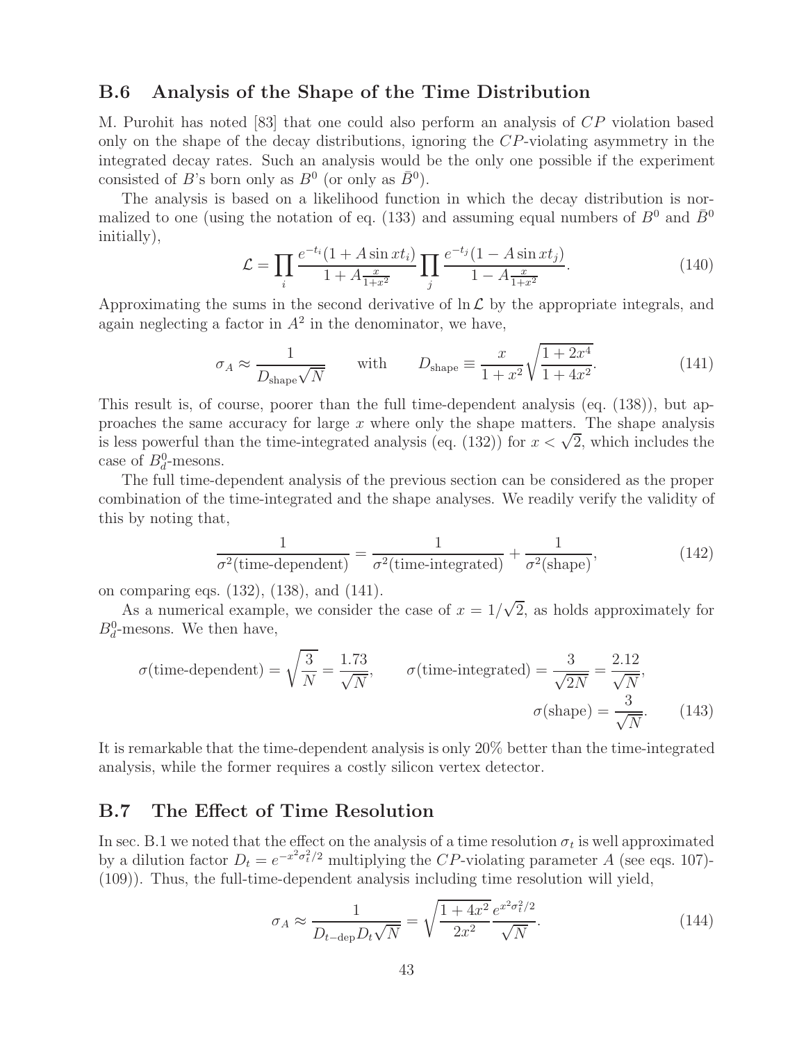### B.6 Analysis of the Shape of the Time Distribution

M. Purohit has noted [83] that one could also perform an analysis of $CP$ violation based only on the shape of the decay distributions, ignoring the $CP$-violating asymmetry in the integrated decay rates. Such an analysis would be the only one possible if the experiment consisted of $B$'s born only as $B^0$ (or only as $\bar{B}^0$).

The analysis is based on a likelihood function in which the decay distribution is normalized to one (using the notation of eq. (133) and assuming equal numbers of $B^0$ and $\bar{B}^0$ initially),

$$\mathcal{L} = \prod_i \frac{e^{-t_i}(1 + A \sin xt_i)}{1 + A\frac{x}{1+x^2}} \prod_j \frac{e^{-t_j}(1 - A \sin xt_j)}{1 - A\frac{x}{1+x^2}}. \tag{140}$$

Approximating the sums in the second derivative of $\ln \mathcal{L}$ by the appropriate integrals, and again neglecting a factor in $A^2$ in the denominator, we have,

$$\sigma_A \approx \frac{1}{D_{\rm shape}\sqrt{N}} \qquad \text{with} \qquad D_{\rm shape} \equiv \frac{x}{1+x^2}\sqrt{\frac{1+2x^4}{1+4x^2}}. \tag{141}$$

This result is, of course, poorer than the full time-dependent analysis (eq. (138)), but approaches the same accuracy for large $x$ where only the shape matters. The shape analysis is less powerful than the time-integrated analysis (eq. (132)) for $x < \sqrt{2}$, which includes the case of $B_d^0$-mesons.

The full time-dependent analysis of the previous section can be considered as the proper combination of the time-integrated and the shape analyses. We readily verify the validity of this by noting that,

$$\frac{1}{\sigma^2(\text{time-dependent})} = \frac{1}{\sigma^2(\text{time-integrated})} + \frac{1}{\sigma^2(\text{shape})}, \tag{142}$$

on comparing eqs. (132), (138), and (141).

As a numerical example, we consider the case of $x = 1/\sqrt{2}$, as holds approximately for $B_d^0$-mesons. We then have,

$$\sigma(\text{time-dependent}) = \sqrt{\frac{3}{N}} = \frac{1.73}{\sqrt{N}}, \qquad \sigma(\text{time-integrated}) = \frac{3}{\sqrt{2N}} = \frac{2.12}{\sqrt{N}},$$
$$\sigma(\text{shape}) = \frac{3}{\sqrt{N}}. \tag{143}$$

It is remarkable that the time-dependent analysis is only 20% better than the time-integrated analysis, while the former requires a costly silicon vertex detector.

### B.7 The Effect of Time Resolution

In sec. B.1 we noted that the effect on the analysis of a time resolution $\sigma_t$ is well approximated by a dilution factor $D_t = e^{-x^2\sigma_t^2/2}$ multiplying the $CP$-violating parameter $A$ (see eqs. 107)-(109)). Thus, the full-time-dependent analysis including time resolution will yield,

$$\sigma_A \approx \frac{1}{D_{t-\rm dep}D_t\sqrt{N}} = \sqrt{\frac{1+4x^2}{2x^2}}\frac{e^{x^2\sigma_t^2/2}}{\sqrt{N}}. \tag{144}$$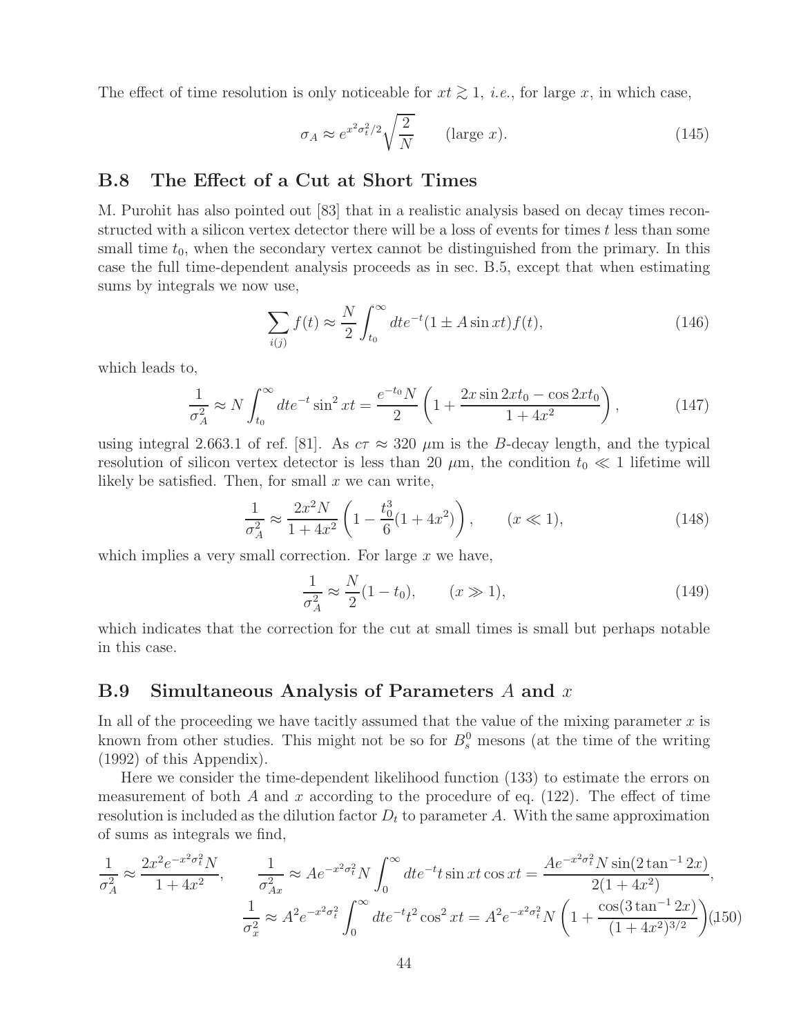The effect of time resolution is only noticeable for $xt \gtrsim 1$, *i.e.*, for large $x$, in which case,

$$\sigma_A \approx e^{x^2\sigma_t^2/2}\sqrt{\frac{2}{N}} \qquad \text{(large } x\text{)}. \tag{145}$$

## B.8 The Effect of a Cut at Short Times

M. Purohit has also pointed out [83] that in a realistic analysis based on decay times reconstructed with a silicon vertex detector there will be a loss of events for times $t$ less than some small time $t_0$, when the secondary vertex cannot be distinguished from the primary. In this case the full time-dependent analysis proceeds as in sec. B.5, except that when estimating sums by integrals we now use,

$$\sum_{i(j)} f(t) \approx \frac{N}{2}\int_{t_0}^{\infty} dt e^{-t}(1 \pm A \sin xt) f(t), \tag{146}$$

which leads to,

$$\frac{1}{\sigma_A^2} \approx N \int_{t_0}^{\infty} dt e^{-t} \sin^2 xt = \frac{e^{-t_0}N}{2}\left(1 + \frac{2x \sin 2xt_0 - \cos 2xt_0}{1+4x^2}\right), \tag{147}$$

using integral 2.663.1 of ref. [81]. As $c\tau \approx 320$ $\mu$m is the $B$-decay length, and the typical resolution of silicon vertex detector is less than 20 $\mu$m, the condition $t_0 \ll 1$ lifetime will likely be satisfied. Then, for small $x$ we can write,

$$\frac{1}{\sigma_A^2} \approx \frac{2x^2 N}{1+4x^2}\left(1 - \frac{t_0^3}{6}(1+4x^2)\right), \qquad (x \ll 1), \tag{148}$$

which implies a very small correction. For large $x$ we have,

$$\frac{1}{\sigma_A^2} \approx \frac{N}{2}(1 - t_0), \qquad (x \gg 1), \tag{149}$$

which indicates that the correction for the cut at small times is small but perhaps notable in this case.

## B.9 Simultaneous Analysis of Parameters $A$ and $x$

In all of the proceeding we have tacitly assumed that the value of the mixing parameter $x$ is known from other studies. This might not be so for $B_s^0$ mesons (at the time of the writing (1992) of this Appendix).

Here we consider the time-dependent likelihood function (133) to estimate the errors on measurement of both $A$ and $x$ according to the procedure of eq. (122). The effect of time resolution is included as the dilution factor $D_t$ to parameter $A$. With the same approximation of sums as integrals we find,

$$\frac{1}{\sigma_A^2} \approx \frac{2x^2 e^{-x^2\sigma_t^2}N}{1+4x^2}, \qquad \frac{1}{\sigma_{Ax}^2} \approx Ae^{-x^2\sigma_t^2}N\int_0^{\infty} dt e^{-t} t \sin xt \cos xt = \frac{Ae^{-x^2\sigma_t^2}N \sin(2\tan^{-1}2x)}{2(1+4x^2)},$$
$$\frac{1}{\sigma_x^2} \approx A^2 e^{-x^2\sigma_t^2}\int_0^{\infty} dt e^{-t} t^2 \cos^2 xt = A^2 e^{-x^2\sigma_t^2}N\left(1 + \frac{\cos(3\tan^{-1}2x)}{(1+4x^2)^{3/2}}\right) \tag{150}$$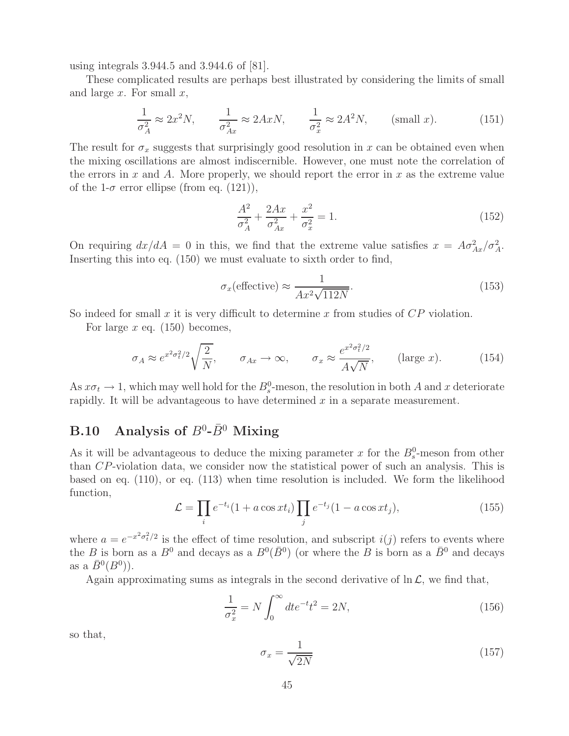using integrals 3.944.5 and 3.944.6 of [81].

These complicated results are perhaps best illustrated by considering the limits of small and large $x$. For small $x$,

$$\frac{1}{\sigma_A^2} \approx 2x^2 N, \qquad \frac{1}{\sigma_{Ax}^2} \approx 2AxN, \qquad \frac{1}{\sigma_x^2} \approx 2A^2 N, \qquad \text{(small } x\text{)}. \tag{151}$$

The result for $\sigma_x$ suggests that surprisingly good resolution in $x$ can be obtained even when the mixing oscillations are almost indiscernible. However, one must note the correlation of the errors in $x$ and $A$. More properly, we should report the error in $x$ as the extreme value of the 1-$\sigma$ error ellipse (from eq. (121)),

$$\frac{A^2}{\sigma_A^2} + \frac{2Ax}{\sigma_{Ax}^2} + \frac{x^2}{\sigma_x^2} = 1. \tag{152}$$

On requiring $dx/dA = 0$ in this, we find that the extreme value satisfies $x = A\sigma_{Ax}^2/\sigma_A^2$. Inserting this into eq. (150) we must evaluate to sixth order to find,

$$\sigma_x(\text{effective}) \approx \frac{1}{Ax^2\sqrt{112N}}. \tag{153}$$

So indeed for small $x$ it is very difficult to determine $x$ from studies of $CP$ violation.

For large $x$ eq. (150) becomes,

$$\sigma_A \approx e^{x^2\sigma_t^2/2}\sqrt{\frac{2}{N}}, \qquad \sigma_{Ax} \to \infty, \qquad \sigma_x \approx \frac{e^{x^2\sigma_t^2/2}}{A\sqrt{N}}, \qquad \text{(large } x\text{)}. \tag{154}$$

As $x\sigma_t \to 1$, which may well hold for the $B_s^0$-meson, the resolution in both $A$ and $x$ deteriorate rapidly. It will be advantageous to have determined $x$ in a separate measurement.

## B.10 Analysis of $B^0$-$\bar{B}^0$ Mixing

As it will be advantageous to deduce the mixing parameter $x$ for the $B_s^0$-meson from other than $CP$-violation data, we consider now the statistical power of such an analysis. This is based on eq. (110), or eq. (113) when time resolution is included. We form the likelihood function,

$$\mathcal{L} = \prod_i e^{-t_i}(1 + a\cos xt_i)\prod_j e^{-t_j}(1 - a\cos xt_j), \tag{155}$$

where $a = e^{-x^2\sigma_t^2/2}$ is the effect of time resolution, and subscript $i(j)$ refers to events where the $B$ is born as a $B^0$ and decays as a $B^0(\bar{B}^0)$ (or where the $B$ is born as a $\bar{B}^0$ and decays as a $\bar{B}^0(B^0)$).

Again approximating sums as integrals in the second derivative of $\ln\mathcal{L}$, we find that,

$$\frac{1}{\sigma_x^2} = N\int_0^\infty dt e^{-t}t^2 = 2N, \tag{156}$$

so that,

$$\sigma_x = \frac{1}{\sqrt{2N}} \tag{157}$$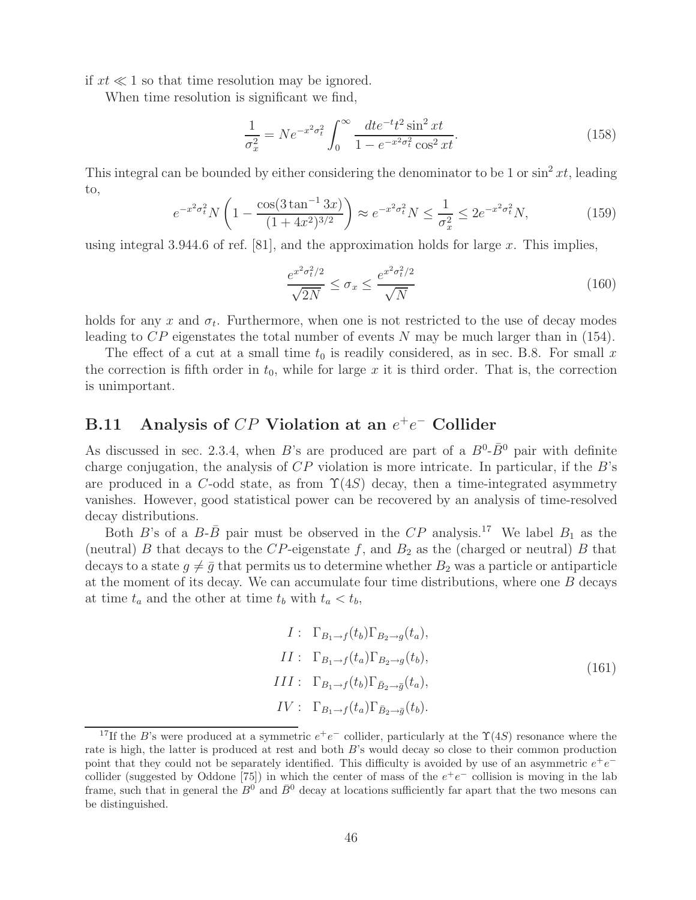if $xt \ll 1$ so that time resolution may be ignored.

When time resolution is significant we find,

$$\frac{1}{\sigma_x^2} = N e^{-x^2 \sigma_t^2} \int_0^\infty \frac{dt e^{-t} t^2 \sin^2 xt}{1 - e^{-x^2 \sigma_t^2} \cos^2 xt}. \tag{158}$$

This integral can be bounded by either considering the denominator to be 1 or $\sin^2 xt$, leading to,

$$e^{-x^2 \sigma_t^2} N \left(1 - \frac{\cos(3 \tan^{-1} 3x)}{(1 + 4x^2)^{3/2}}\right) \approx e^{-x^2 \sigma_t^2} N \leq \frac{1}{\sigma_x^2} \leq 2 e^{-x^2 \sigma_t^2} N, \tag{159}$$

using integral 3.944.6 of ref. [81], and the approximation holds for large $x$. This implies,

$$\frac{e^{x^2 \sigma_t^2 / 2}}{\sqrt{2N}} \leq \sigma_x \leq \frac{e^{x^2 \sigma_t^2 / 2}}{\sqrt{N}} \tag{160}$$

holds for any $x$ and $\sigma_t$. Furthermore, when one is not restricted to the use of decay modes leading to $CP$ eigenstates the total number of events $N$ may be much larger than in (154).

The effect of a cut at a small time $t_0$ is readily considered, as in sec. B.8. For small $x$ the correction is fifth order in $t_0$, while for large $x$ it is third order. That is, the correction is unimportant.

## B.11 Analysis of $CP$ Violation at an $e^+e^-$ Collider

As discussed in sec. 2.3.4, when $B$'s are produced are part of a $B^0$-$\bar{B}^0$ pair with definite charge conjugation, the analysis of $CP$ violation is more intricate. In particular, if the $B$'s are produced in a $C$-odd state, as from $\Upsilon(4S)$ decay, then a time-integrated asymmetry vanishes. However, good statistical power can be recovered by an analysis of time-resolved decay distributions.

Both $B$'s of a $B$-$\bar{B}$ pair must be observed in the $CP$ analysis.[17] We label $B_1$ as the (neutral) $B$ that decays to the $CP$-eigenstate $f$, and $B_2$ as the (charged or neutral) $B$ that decays to a state $g \neq \bar{g}$ that permits us to determine whether $B_2$ was a particle or antiparticle at the moment of its decay. We can accumulate four time distributions, where one $B$ decays at time $t_a$ and the other at time $t_b$ with $t_a < t_b$,

$$\begin{aligned}
I:&\ \ \Gamma_{B_1 \to f}(t_b) \Gamma_{B_2 \to g}(t_a), \\
II:&\ \ \Gamma_{B_1 \to f}(t_a) \Gamma_{B_2 \to g}(t_b), \\
III:&\ \ \Gamma_{B_1 \to f}(t_b) \Gamma_{\bar{B}_2 \to \bar{g}}(t_a), \\
IV:&\ \ \Gamma_{B_1 \to f}(t_a) \Gamma_{\bar{B}_2 \to \bar{g}}(t_b).
\end{aligned} \tag{161}$$

[17] If the $B$'s were produced at a symmetric $e^+e^-$ collider, particularly at the $\Upsilon(4S)$ resonance where the rate is high, the latter is produced at rest and both $B$'s would decay so close to their common production point that they could not be separately identified. This difficulty is avoided by use of an asymmetric $e^+e^-$ collider (suggested by Oddone [75]) in which the center of mass of the $e^+e^-$ collision is moving in the lab frame, such that in general the $B^0$ and $\bar{B}^0$ decay at locations sufficiently far apart that the two mesons can be distinguished.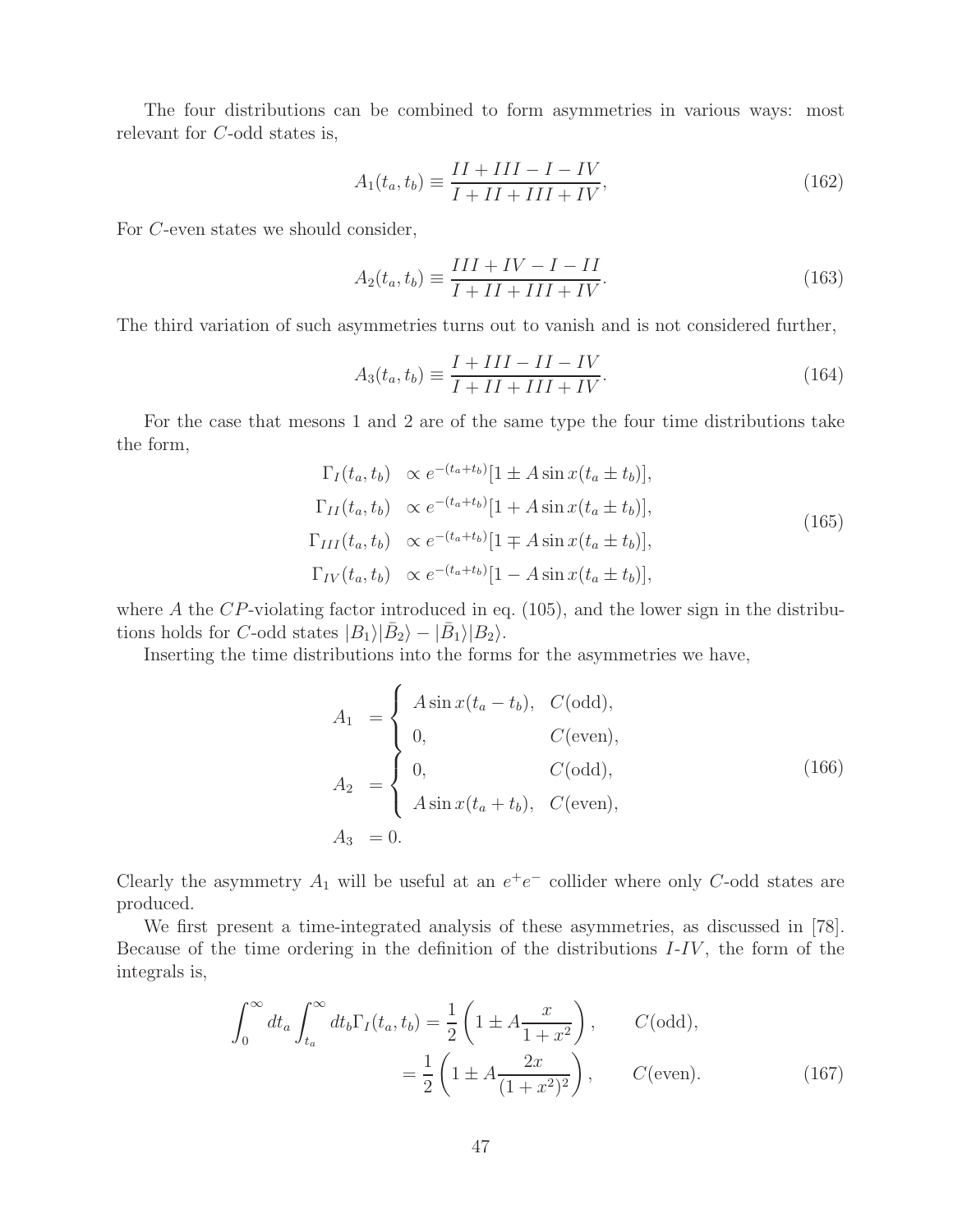The four distributions can be combined to form asymmetries in various ways: most relevant for $C$-odd states is,

$$A_1(t_a, t_b) \equiv \frac{II + III - I - IV}{I + II + III + IV}, \tag{162}$$

For $C$-even states we should consider,

$$A_2(t_a, t_b) \equiv \frac{III + IV - I - II}{I + II + III + IV}. \tag{163}$$

The third variation of such asymmetries turns out to vanish and is not considered further,

$$A_3(t_a, t_b) \equiv \frac{I + III - II - IV}{I + II + III + IV}. \tag{164}$$

For the case that mesons 1 and 2 are of the same type the four time distributions take the form,

$$\begin{aligned}
\Gamma_I(t_a, t_b) &\propto e^{-(t_a+t_b)}[1 \pm A \sin x(t_a \pm t_b)], \\
\Gamma_{II}(t_a, t_b) &\propto e^{-(t_a+t_b)}[1 + A \sin x(t_a \pm t_b)], \\
\Gamma_{III}(t_a, t_b) &\propto e^{-(t_a+t_b)}[1 \mp A \sin x(t_a \pm t_b)], \\
\Gamma_{IV}(t_a, t_b) &\propto e^{-(t_a+t_b)}[1 - A \sin x(t_a \pm t_b)],
\end{aligned} \tag{165}$$

where $A$ the $CP$-violating factor introduced in eq. (105), and the lower sign in the distributions holds for $C$-odd states $|B_1\rangle|\bar{B}_2\rangle - |\bar{B}_1\rangle|B_2\rangle$.

Inserting the time distributions into the forms for the asymmetries we have,

$$\begin{aligned}
A_1 &= \begin{cases} A \sin x(t_a - t_b), & C(\text{odd}), \\ 0, & C(\text{even}), \end{cases} \\
A_2 &= \begin{cases} 0, & C(\text{odd}), \\ A \sin x(t_a + t_b), & C(\text{even}), \end{cases} \\
A_3 &= 0.
\end{aligned} \tag{166}$$

Clearly the asymmetry $A_1$ will be useful at an $e^+e^-$ collider where only $C$-odd states are produced.

We first present a time-integrated analysis of these asymmetries, as discussed in [78]. Because of the time ordering in the definition of the distributions $I$-$IV$, the form of the integrals is,

$$\begin{aligned}
\int_0^\infty dt_a \int_{t_a}^\infty dt_b \Gamma_I(t_a, t_b) &= \frac{1}{2}\left(1 \pm A \frac{x}{1+x^2}\right), \qquad C(\text{odd}), \\
&= \frac{1}{2}\left(1 \pm A \frac{2x}{(1+x^2)^2}\right), \qquad C(\text{even}).
\end{aligned} \tag{167}$$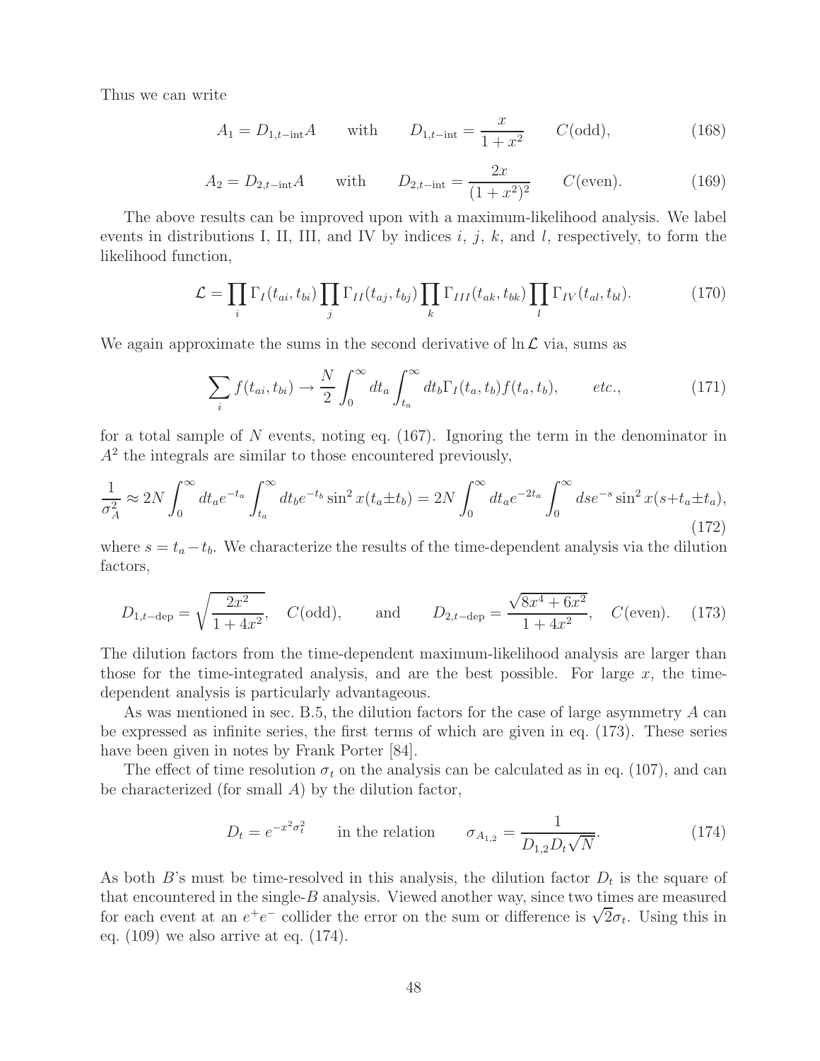Thus we can write

$$A_1 = D_{1,t\text{-int}} A \qquad \text{with} \qquad D_{1,t\text{-int}} = \frac{x}{1+x^2} \qquad C(\text{odd}), \tag{168}$$

$$A_2 = D_{2,t\text{-int}} A \qquad \text{with} \qquad D_{2,t\text{-int}} = \frac{2x}{(1+x^2)^2} \qquad C(\text{even}). \tag{169}$$

The above results can be improved upon with a maximum-likelihood analysis. We label events in distributions I, II, III, and IV by indices $i$, $j$, $k$, and $l$, respectively, to form the likelihood function,

$$\mathcal{L} = \prod_i \Gamma_I(t_{ai}, t_{bi}) \prod_j \Gamma_{II}(t_{aj}, t_{bj}) \prod_k \Gamma_{III}(t_{ak}, t_{bk}) \prod_l \Gamma_{IV}(t_{al}, t_{bl}). \tag{170}$$

We again approximate the sums in the second derivative of $\ln \mathcal{L}$ via, sums as

$$\sum_i f(t_{ai}, t_{bi}) \to \frac{N}{2} \int_0^\infty dt_a \int_{t_a}^\infty dt_b \Gamma_I(t_a, t_b) f(t_a, t_b), \qquad etc., \tag{171}$$

for a total sample of $N$ events, noting eq. (167). Ignoring the term in the denominator in $A^2$ the integrals are similar to those encountered previously,

$$\frac{1}{\sigma_A^2} \approx 2N \int_0^\infty dt_a e^{-t_a} \int_{t_a}^\infty dt_b e^{-t_b} \sin^2 x(t_a \pm t_b) = 2N \int_0^\infty dt_a e^{-2t_a} \int_0^\infty ds e^{-s} \sin^2 x(s + t_a \pm t_a), \tag{172}$$

where $s = t_a - t_b$. We characterize the results of the time-dependent analysis via the dilution factors,

$$D_{1,t\text{-dep}} = \sqrt{\frac{2x^2}{1+4x^2}}, \quad C(\text{odd}), \qquad \text{and} \qquad D_{2,t\text{-dep}} = \frac{\sqrt{8x^4 + 6x^2}}{1+4x^2}, \quad C(\text{even}). \tag{173}$$

The dilution factors from the time-dependent maximum-likelihood analysis are larger than those for the time-integrated analysis, and are the best possible. For large $x$, the time-dependent analysis is particularly advantageous.

As was mentioned in sec. B.5, the dilution factors for the case of large asymmetry $A$ can be expressed as infinite series, the first terms of which are given in eq. (173). These series have been given in notes by Frank Porter [84].

The effect of time resolution $\sigma_t$ on the analysis can be calculated as in eq. (107), and can be characterized (for small $A$) by the dilution factor,

$$D_t = e^{-x^2 \sigma_t^2} \qquad \text{in the relation} \qquad \sigma_{A_{1,2}} = \frac{1}{D_{1,2} D_t \sqrt{N}}. \tag{174}$$

As both $B$'s must be time-resolved in this analysis, the dilution factor $D_t$ is the square of that encountered in the single-$B$ analysis. Viewed another way, since two times are measured for each event at an $e^+e^-$ collider the error on the sum or difference is $\sqrt{2}\sigma_t$. Using this in eq. (109) we also arrive at eq. (174).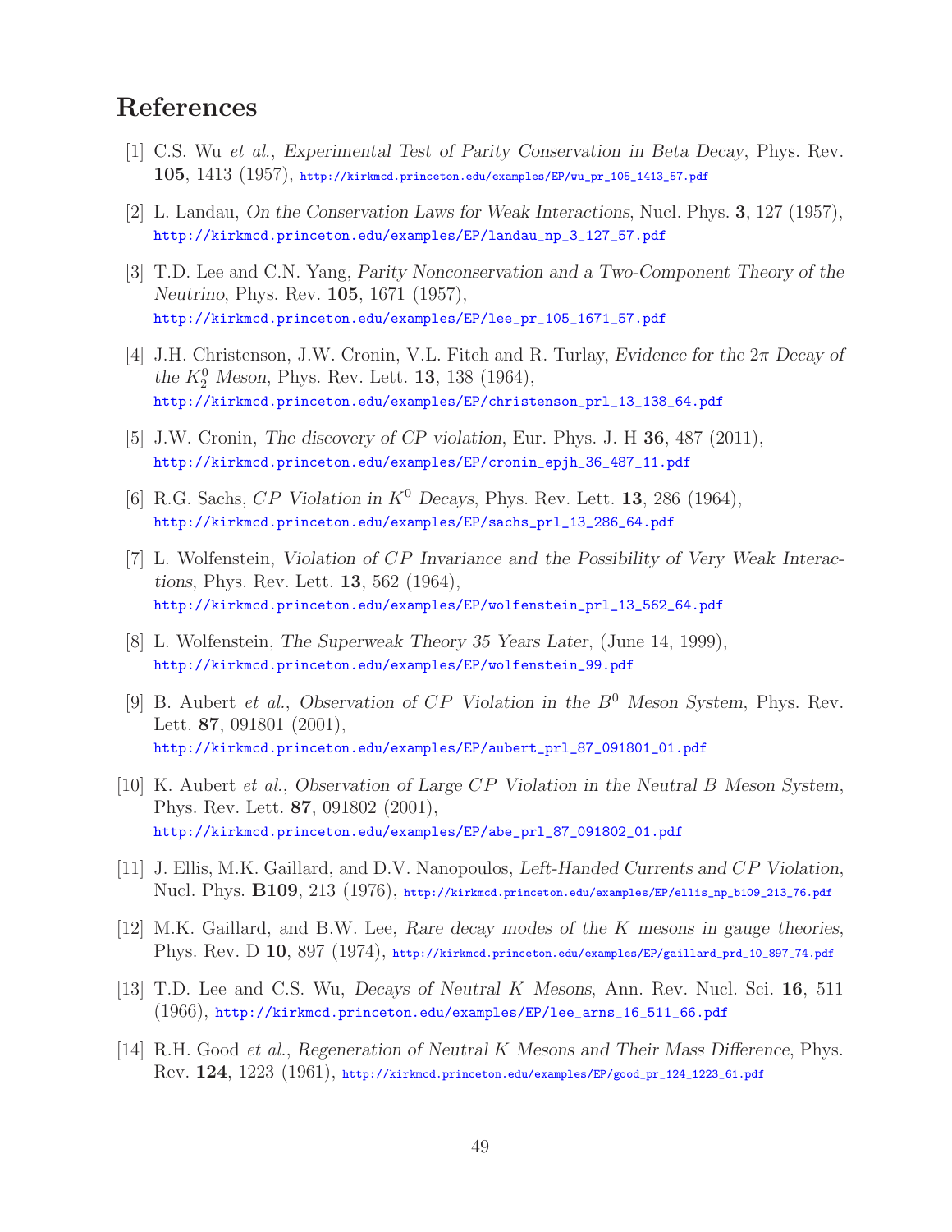## References

[1] C.S. Wu *et al.*, *Experimental Test of Parity Conservation in Beta Decay*, Phys. Rev. **105**, 1413 (1957), http://kirkmcd.princeton.edu/examples/EP/wu_pr_105_1413_57.pdf

[2] L. Landau, *On the Conservation Laws for Weak Interactions*, Nucl. Phys. **3**, 127 (1957), http://kirkmcd.princeton.edu/examples/EP/landau_np_3_127_57.pdf

[3] T.D. Lee and C.N. Yang, *Parity Nonconservation and a Two-Component Theory of the Neutrino*, Phys. Rev. **105**, 1671 (1957), http://kirkmcd.princeton.edu/examples/EP/lee_pr_105_1671_57.pdf

[4] J.H. Christenson, J.W. Cronin, V.L. Fitch and R. Turlay, *Evidence for the $2\pi$ Decay of the $K_2^0$ Meson*, Phys. Rev. Lett. **13**, 138 (1964), http://kirkmcd.princeton.edu/examples/EP/christenson_prl_13_138_64.pdf

[5] J.W. Cronin, *The discovery of CP violation*, Eur. Phys. J. H **36**, 487 (2011), http://kirkmcd.princeton.edu/examples/EP/cronin_epjh_36_487_11.pdf

[6] R.G. Sachs, *$CP$ Violation in $K^0$ Decays*, Phys. Rev. Lett. **13**, 286 (1964), http://kirkmcd.princeton.edu/examples/EP/sachs_prl_13_286_64.pdf

[7] L. Wolfenstein, *Violation of $CP$ Invariance and the Possibility of Very Weak Interactions*, Phys. Rev. Lett. **13**, 562 (1964), http://kirkmcd.princeton.edu/examples/EP/wolfenstein_prl_13_562_64.pdf

[8] L. Wolfenstein, *The Superweak Theory 35 Years Later*, (June 14, 1999), http://kirkmcd.princeton.edu/examples/EP/wolfenstein_99.pdf

[9] B. Aubert *et al.*, *Observation of $CP$ Violation in the $B^0$ Meson System*, Phys. Rev. Lett. **87**, 091801 (2001), http://kirkmcd.princeton.edu/examples/EP/aubert_prl_87_091801_01.pdf

[10] K. Aubert *et al.*, *Observation of Large $CP$ Violation in the Neutral $B$ Meson System*, Phys. Rev. Lett. **87**, 091802 (2001), http://kirkmcd.princeton.edu/examples/EP/abe_prl_87_091802_01.pdf

[11] J. Ellis, M.K. Gaillard, and D.V. Nanopoulos, *Left-Handed Currents and $CP$ Violation*, Nucl. Phys. **B109**, 213 (1976), http://kirkmcd.princeton.edu/examples/EP/ellis_np_b109_213_76.pdf

[12] M.K. Gaillard, and B.W. Lee, *Rare decay modes of the $K$ mesons in gauge theories*, Phys. Rev. D **10**, 897 (1974), http://kirkmcd.princeton.edu/examples/EP/gaillard_prd_10_897_74.pdf

[13] T.D. Lee and C.S. Wu, *Decays of Neutral $K$ Mesons*, Ann. Rev. Nucl. Sci. **16**, 511 (1966), http://kirkmcd.princeton.edu/examples/EP/lee_arns_16_511_66.pdf

[14] R.H. Good *et al.*, *Regeneration of Neutral $K$ Mesons and Their Mass Difference*, Phys. Rev. **124**, 1223 (1961), http://kirkmcd.princeton.edu/examples/EP/good_pr_124_1223_61.pdf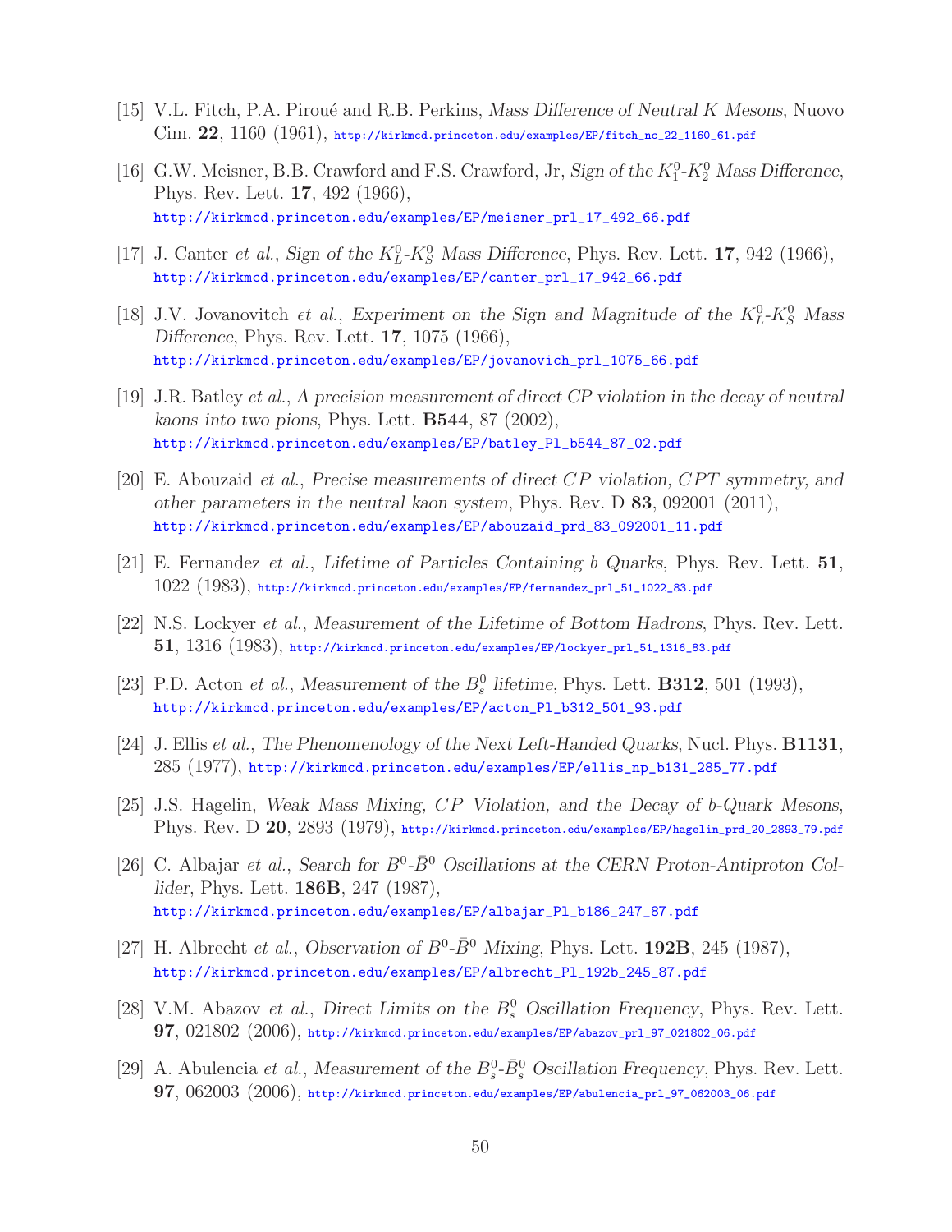[15] V.L. Fitch, P.A. Piroué and R.B. Perkins, *Mass Difference of Neutral K Mesons*, Nuovo Cim. **22**, 1160 (1961), http://kirkmcd.princeton.edu/examples/EP/fitch_nc_22_1160_61.pdf

[16] G.W. Meisner, B.B. Crawford and F.S. Crawford, Jr, *Sign of the $K_1^0$-$K_2^0$ Mass Difference*, Phys. Rev. Lett. **17**, 492 (1966), http://kirkmcd.princeton.edu/examples/EP/meisner_prl_17_492_66.pdf

[17] J. Canter *et al.*, *Sign of the $K_L^0$-$K_S^0$ Mass Difference*, Phys. Rev. Lett. **17**, 942 (1966), http://kirkmcd.princeton.edu/examples/EP/canter_prl_17_942_66.pdf

[18] J.V. Jovanovitch *et al.*, *Experiment on the Sign and Magnitude of the $K_L^0$-$K_S^0$ Mass Difference*, Phys. Rev. Lett. **17**, 1075 (1966), http://kirkmcd.princeton.edu/examples/EP/jovanovich_prl_1075_66.pdf

[19] J.R. Batley *et al.*, *A precision measurement of direct CP violation in the decay of neutral kaons into two pions*, Phys. Lett. **B544**, 87 (2002), http://kirkmcd.princeton.edu/examples/EP/batley_Pl_b544_87_02.pdf

[20] E. Abouzaid *et al.*, *Precise measurements of direct CP violation, CPT symmetry, and other parameters in the neutral kaon system*, Phys. Rev. D **83**, 092001 (2011), http://kirkmcd.princeton.edu/examples/EP/abouzaid_prd_83_092001_11.pdf

[21] E. Fernandez *et al.*, *Lifetime of Particles Containing b Quarks*, Phys. Rev. Lett. **51**, 1022 (1983), http://kirkmcd.princeton.edu/examples/EP/fernandez_prl_51_1022_83.pdf

[22] N.S. Lockyer *et al.*, *Measurement of the Lifetime of Bottom Hadrons*, Phys. Rev. Lett. **51**, 1316 (1983), http://kirkmcd.princeton.edu/examples/EP/lockyer_prl_51_1316_83.pdf

[23] P.D. Acton *et al.*, *Measurement of the $B_s^0$ lifetime*, Phys. Lett. **B312**, 501 (1993), http://kirkmcd.princeton.edu/examples/EP/acton_Pl_b312_501_93.pdf

[24] J. Ellis *et al.*, *The Phenomenology of the Next Left-Handed Quarks*, Nucl. Phys. **B1131**, 285 (1977), http://kirkmcd.princeton.edu/examples/EP/ellis_np_b131_285_77.pdf

[25] J.S. Hagelin, *Weak Mass Mixing, CP Violation, and the Decay of b-Quark Mesons*, Phys. Rev. D **20**, 2893 (1979), http://kirkmcd.princeton.edu/examples/EP/hagelin_prd_20_2893_79.pdf

[26] C. Albajar *et al.*, *Search for $B^0$-$\bar{B}^0$ Oscillations at the CERN Proton-Antiproton Collider*, Phys. Lett. **186B**, 247 (1987), http://kirkmcd.princeton.edu/examples/EP/albajar_Pl_b186_247_87.pdf

[27] H. Albrecht *et al.*, *Observation of $B^0$-$\bar{B}^0$ Mixing*, Phys. Lett. **192B**, 245 (1987), http://kirkmcd.princeton.edu/examples/EP/albrecht_Pl_b192b_245_87.pdf

[28] V.M. Abazov *et al.*, *Direct Limits on the $B_s^0$ Oscillation Frequency*, Phys. Rev. Lett. **97**, 021802 (2006), http://kirkmcd.princeton.edu/examples/EP/abazov_prl_97_021802_06.pdf

[29] A. Abulencia *et al.*, *Measurement of the $B_s^0$-$\bar{B}_s^0$ Oscillation Frequency*, Phys. Rev. Lett. **97**, 062003 (2006), http://kirkmcd.princeton.edu/examples/EP/abulencia_prl_97_062003_06.pdf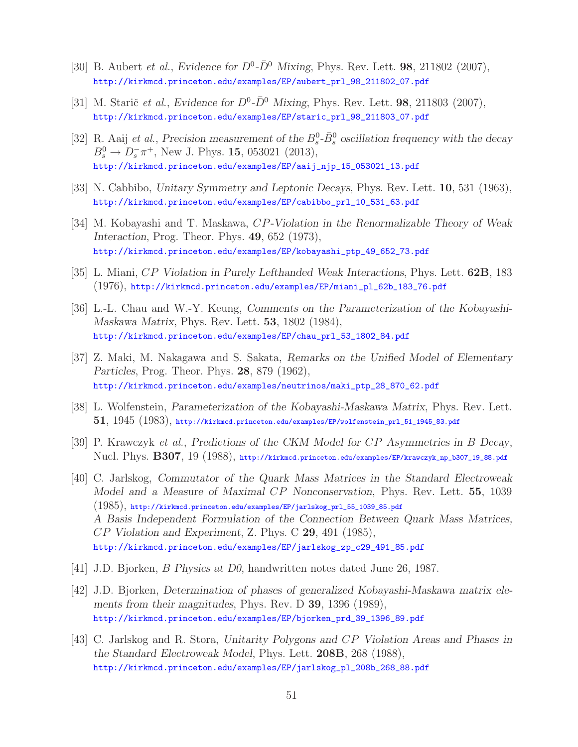[30] B. Aubert *et al.*, *Evidence for $D^0$-$\bar{D}^0$ Mixing*, Phys. Rev. Lett. **98**, 211802 (2007), http://kirkmcd.princeton.edu/examples/EP/aubert_prl_98_211802_07.pdf

[31] M. Starič *et al.*, *Evidence for $D^0$-$\bar{D}^0$ Mixing*, Phys. Rev. Lett. **98**, 211803 (2007), http://kirkmcd.princeton.edu/examples/EP/staric_prl_98_211803_07.pdf

[32] R. Aaij *et al.*, *Precision measurement of the $B_s^0$-$\bar{B}_s^0$ oscillation frequency with the decay $B_s^0 \to D_s^- \pi^+$*, New J. Phys. **15**, 053021 (2013), http://kirkmcd.princeton.edu/examples/EP/aaij_njp_15_053021_13.pdf

[33] N. Cabbibo, *Unitary Symmetry and Leptonic Decays*, Phys. Rev. Lett. **10**, 531 (1963), http://kirkmcd.princeton.edu/examples/EP/cabibbo_prl_10_531_63.pdf

[34] M. Kobayashi and T. Maskawa, *CP-Violation in the Renormalizable Theory of Weak Interaction*, Prog. Theor. Phys. **49**, 652 (1973), http://kirkmcd.princeton.edu/examples/EP/kobayashi_ptp_49_652_73.pdf

[35] L. Miani, *CP Violation in Purely Lefthanded Weak Interactions*, Phys. Lett. **62B**, 183 (1976), http://kirkmcd.princeton.edu/examples/EP/miani_pl_62b_183_76.pdf

[36] L.-L. Chau and W.-Y. Keung, *Comments on the Parameterization of the Kobayashi-Maskawa Matrix*, Phys. Rev. Lett. **53**, 1802 (1984), http://kirkmcd.princeton.edu/examples/EP/chau_prl_53_1802_84.pdf

[37] Z. Maki, M. Nakagawa and S. Sakata, *Remarks on the Unified Model of Elementary Particles*, Prog. Theor. Phys. **28**, 879 (1962), http://kirkmcd.princeton.edu/examples/neutrinos/maki_ptp_28_870_62.pdf

[38] L. Wolfenstein, *Parameterization of the Kobayashi-Maskawa Matrix*, Phys. Rev. Lett. **51**, 1945 (1983), http://kirkmcd.princeton.edu/examples/EP/wolfenstein_prl_51_1945_83.pdf

[39] P. Krawczyk *et al.*, *Predictions of the CKM Model for CP Asymmetries in B Decay*, Nucl. Phys. **B307**, 19 (1988), http://kirkmcd.princeton.edu/examples/EP/krawczyk_np_b307_19_88.pdf

[40] C. Jarlskog, *Commutator of the Quark Mass Matrices in the Standard Electroweak Model and a Measure of Maximal CP Nonconservation*, Phys. Rev. Lett. **55**, 1039 (1985), http://kirkmcd.princeton.edu/examples/EP/jarlskog_prl_55_1039_85.pdf
*A Basis Independent Formulation of the Connection Between Quark Mass Matrices, CP Violation and Experiment*, Z. Phys. C **29**, 491 (1985), http://kirkmcd.princeton.edu/examples/EP/jarlskog_zp_c29_491_85.pdf

[41] J.D. Bjorken, *B Physics at D0*, handwritten notes dated June 26, 1987.

[42] J.D. Bjorken, *Determination of phases of generalized Kobayashi-Maskawa matrix elements from their magnitudes*, Phys. Rev. D **39**, 1396 (1989), http://kirkmcd.princeton.edu/examples/EP/bjorken_prd_39_1396_89.pdf

[43] C. Jarlskog and R. Stora, *Unitarity Polygons and CP Violation Areas and Phases in the Standard Electroweak Model*, Phys. Lett. **208B**, 268 (1988), http://kirkmcd.princeton.edu/examples/EP/jarlskog_pl_208b_268_88.pdf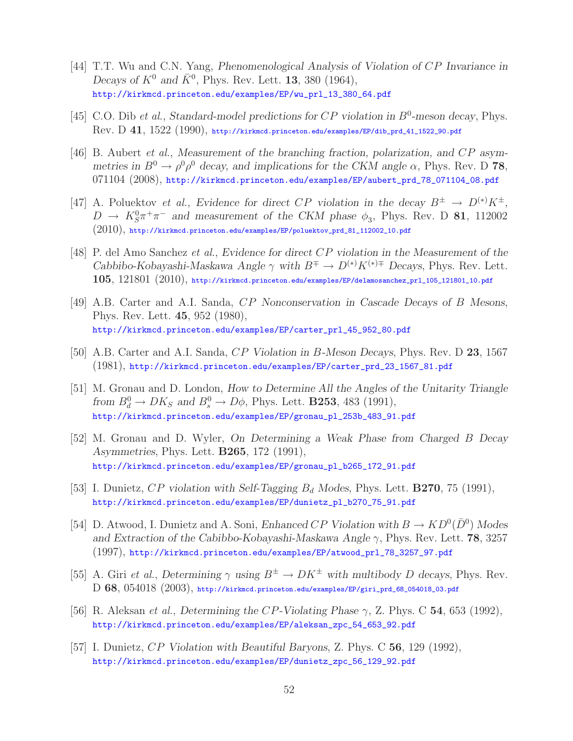[44] T.T. Wu and C.N. Yang, *Phenomenological Analysis of Violation of $CP$ Invariance in Decays of $K^0$ and $\bar{K}^0$*, Phys. Rev. Lett. **13**, 380 (1964), http://kirkmcd.princeton.edu/examples/EP/wu_prl_13_380_64.pdf

[45] C.O. Dib *et al.*, *Standard-model predictions for $CP$ violation in $B^0$-meson decay*, Phys. Rev. D **41**, 1522 (1990), http://kirkmcd.princeton.edu/examples/EP/dib_prd_41_1522_90.pdf

[46] B. Aubert *et al.*, *Measurement of the branching fraction, polarization, and $CP$ asymmetries in $B^0 \to \rho^0\rho^0$ decay, and implications for the CKM angle $\alpha$*, Phys. Rev. D **78**, 071104 (2008), http://kirkmcd.princeton.edu/examples/EP/aubert_prd_78_071104_08.pdf

[47] A. Poluektov *et al.*, *Evidence for direct $CP$ violation in the decay $B^\pm \to D^{(*)}K^\pm$, $D \to K_S^0\pi^+\pi^-$ and measurement of the CKM phase $\phi_3$*, Phys. Rev. D **81**, 112002 (2010), http://kirkmcd.princeton.edu/examples/EP/poluektov_prd_81_112002_10.pdf

[48] P. del Amo Sanchez *et al.*, *Evidence for direct $CP$ violation in the Measurement of the Cabbibo-Kobayashi-Maskawa Angle $\gamma$ with $B^\mp \to D^{(*)}K^{(*)\mp}$ Decays*, Phys. Rev. Lett. **105**, 121801 (2010), http://kirkmcd.princeton.edu/examples/EP/delamosanchez_prl_105_121801_10.pdf

[49] A.B. Carter and A.I. Sanda, *$CP$ Nonconservation in Cascade Decays of $B$ Mesons*, Phys. Rev. Lett. **45**, 952 (1980), http://kirkmcd.princeton.edu/examples/EP/carter_prl_45_952_80.pdf

[50] A.B. Carter and A.I. Sanda, *$CP$ Violation in $B$-Meson Decays*, Phys. Rev. D **23**, 1567 (1981), http://kirkmcd.princeton.edu/examples/EP/carter_prd_23_1567_81.pdf

[51] M. Gronau and D. London, *How to Determine All the Angles of the Unitarity Triangle from $B_d^0 \to DK_S$ and $B_s^0 \to D\phi$*, Phys. Lett. **B253**, 483 (1991), http://kirkmcd.princeton.edu/examples/EP/gronau_pl_253b_483_91.pdf

[52] M. Gronau and D. Wyler, *On Determining a Weak Phase from Charged $B$ Decay Asymmetries*, Phys. Lett. **B265**, 172 (1991), http://kirkmcd.princeton.edu/examples/EP/gronau_pl_b265_172_91.pdf

[53] I. Dunietz, *$CP$ violation with Self-Tagging $B_d$ Modes*, Phys. Lett. **B270**, 75 (1991), http://kirkmcd.princeton.edu/examples/EP/dunietz_pl_b270_75_91.pdf

[54] D. Atwood, I. Dunietz and A. Soni, *Enhanced $CP$ Violation with $B \to KD^0(\bar{D}^0)$ Modes and Extraction of the Cabibbo-Kobayashi-Maskawa Angle $\gamma$*, Phys. Rev. Lett. **78**, 3257 (1997), http://kirkmcd.princeton.edu/examples/EP/atwood_prl_78_3257_97.pdf

[55] A. Giri *et al.*, *Determining $\gamma$ using $B^\pm \to DK^\pm$ with multibody $D$ decays*, Phys. Rev. D **68**, 054018 (2003), http://kirkmcd.princeton.edu/examples/EP/giri_prd_68_054018_03.pdf

[56] R. Aleksan *et al.*, *Determining the $CP$-Violating Phase $\gamma$*, Z. Phys. C **54**, 653 (1992), http://kirkmcd.princeton.edu/examples/EP/aleksan_zpc_54_653_92.pdf

[57] I. Dunietz, *$CP$ Violation with Beautiful Baryons*, Z. Phys. C **56**, 129 (1992), http://kirkmcd.princeton.edu/examples/EP/dunietz_zpc_56_129_92.pdf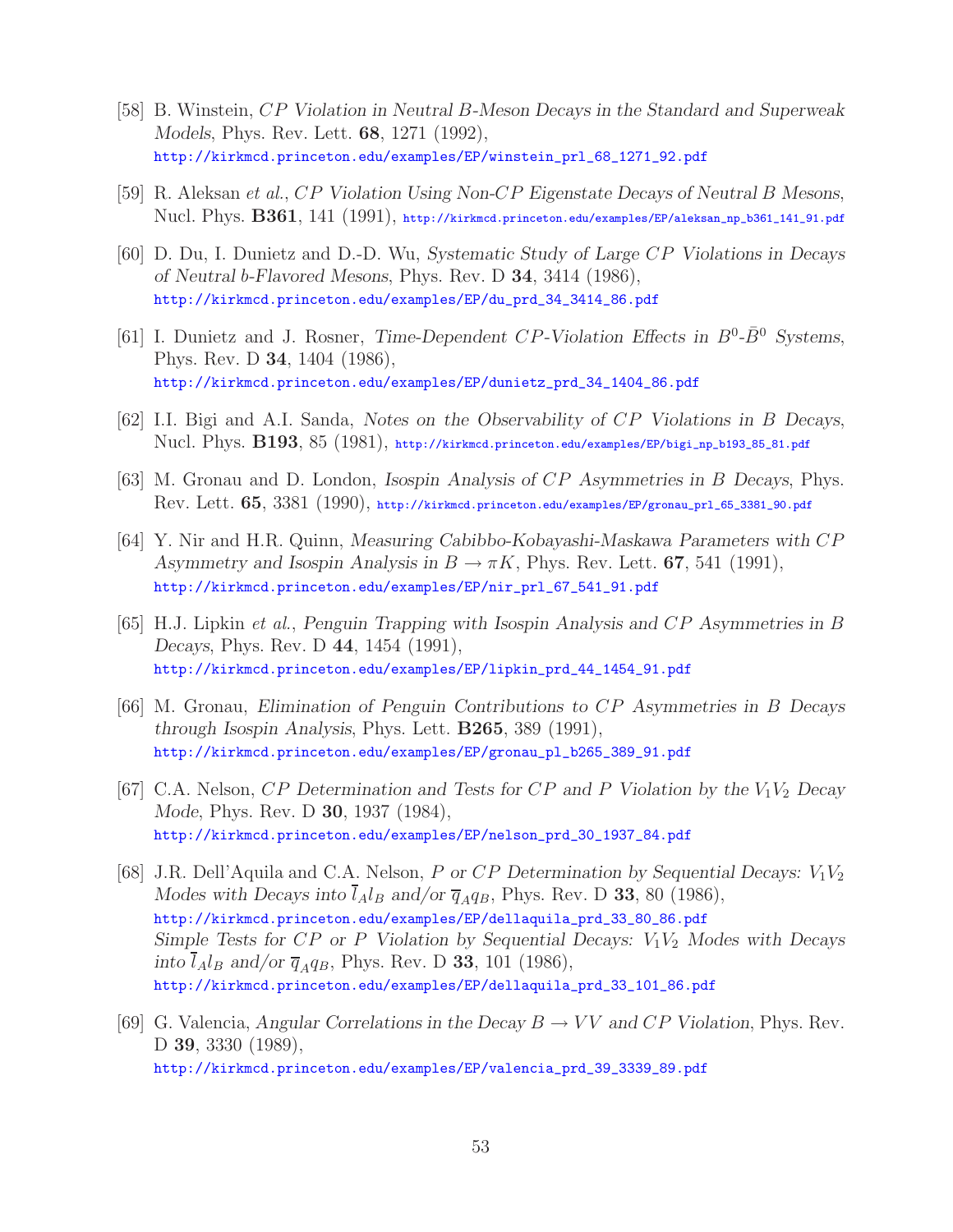[58] B. Winstein, *CP Violation in Neutral B-Meson Decays in the Standard and Superweak Models*, Phys. Rev. Lett. **68**, 1271 (1992),
http://kirkmcd.princeton.edu/examples/EP/winstein_prl_68_1271_92.pdf

[59] R. Aleksan *et al.*, *CP Violation Using Non-CP Eigenstate Decays of Neutral B Mesons*, Nucl. Phys. **B361**, 141 (1991), http://kirkmcd.princeton.edu/examples/EP/aleksan_np_b361_141_91.pdf

[60] D. Du, I. Dunietz and D.-D. Wu, *Systematic Study of Large CP Violations in Decays of Neutral b-Flavored Mesons*, Phys. Rev. D **34**, 3414 (1986),
http://kirkmcd.princeton.edu/examples/EP/du_prd_34_3414_86.pdf

[61] I. Dunietz and J. Rosner, *Time-Dependent CP-Violation Effects in $B^0$-$\bar{B}^0$ Systems*, Phys. Rev. D **34**, 1404 (1986),
http://kirkmcd.princeton.edu/examples/EP/dunietz_prd_34_1404_86.pdf

[62] I.I. Bigi and A.I. Sanda, *Notes on the Observability of CP Violations in B Decays*, Nucl. Phys. **B193**, 85 (1981), http://kirkmcd.princeton.edu/examples/EP/bigi_np_b193_85_81.pdf

[63] M. Gronau and D. London, *Isospin Analysis of CP Asymmetries in B Decays*, Phys. Rev. Lett. **65**, 3381 (1990), http://kirkmcd.princeton.edu/examples/EP/gronau_prl_65_3381_90.pdf

[64] Y. Nir and H.R. Quinn, *Measuring Cabibbo-Kobayashi-Maskawa Parameters with CP Asymmetry and Isospin Analysis in $B \to \pi K$*, Phys. Rev. Lett. **67**, 541 (1991),
http://kirkmcd.princeton.edu/examples/EP/nir_prl_67_541_91.pdf

[65] H.J. Lipkin *et al.*, *Penguin Trapping with Isospin Analysis and CP Asymmetries in B Decays*, Phys. Rev. D **44**, 1454 (1991),
http://kirkmcd.princeton.edu/examples/EP/lipkin_prd_44_1454_91.pdf

[66] M. Gronau, *Elimination of Penguin Contributions to CP Asymmetries in B Decays through Isospin Analysis*, Phys. Lett. **B265**, 389 (1991),
http://kirkmcd.princeton.edu/examples/EP/gronau_pl_b265_389_91.pdf

[67] C.A. Nelson, *CP Determination and Tests for CP and P Violation by the $V_1V_2$ Decay Mode*, Phys. Rev. D **30**, 1937 (1984),
http://kirkmcd.princeton.edu/examples/EP/nelson_prd_30_1937_84.pdf

[68] J.R. Dell'Aquila and C.A. Nelson, *P or CP Determination by Sequential Decays: $V_1V_2$ Modes with Decays into $\overline{l}_A l_B$ and/or $\overline{q}_A q_B$*, Phys. Rev. D **33**, 80 (1986),
http://kirkmcd.princeton.edu/examples/EP/dellaquila_prd_33_80_86.pdf
*Simple Tests for CP or P Violation by Sequential Decays: $V_1V_2$ Modes with Decays into $\overline{l}_A l_B$ and/or $\overline{q}_A q_B$*, Phys. Rev. D **33**, 101 (1986),
http://kirkmcd.princeton.edu/examples/EP/dellaquila_prd_33_101_86.pdf

[69] G. Valencia, *Angular Correlations in the Decay $B \to VV$ and CP Violation*, Phys. Rev. D **39**, 3330 (1989),
http://kirkmcd.princeton.edu/examples/EP/valencia_prd_39_3339_89.pdf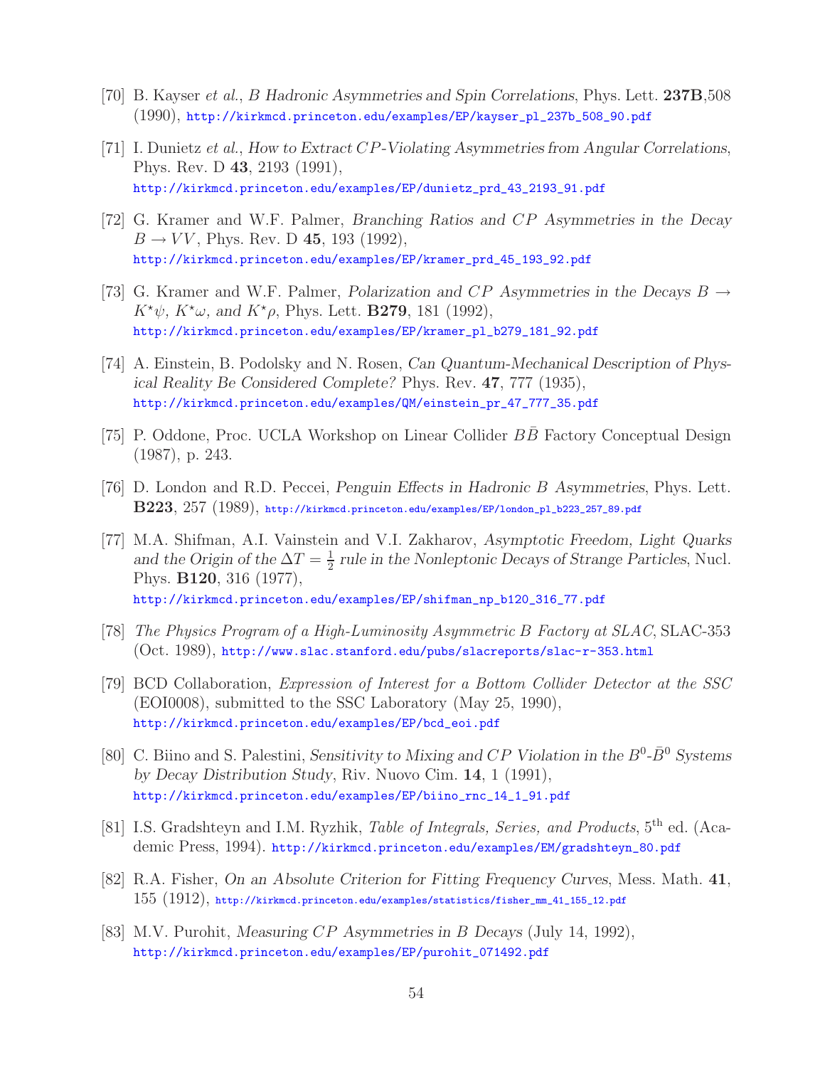[70] B. Kayser *et al.*, *B Hadronic Asymmetries and Spin Correlations*, Phys. Lett. **237B**,508 (1990), http://kirkmcd.princeton.edu/examples/EP/kayser_pl_237b_508_90.pdf

[71] I. Dunietz *et al.*, *How to Extract CP-Violating Asymmetries from Angular Correlations*, Phys. Rev. D **43**, 2193 (1991), http://kirkmcd.princeton.edu/examples/EP/dunietz_prd_43_2193_91.pdf

[72] G. Kramer and W.F. Palmer, *Branching Ratios and CP Asymmetries in the Decay* $B \to VV$, Phys. Rev. D **45**, 193 (1992), http://kirkmcd.princeton.edu/examples/EP/kramer_prd_45_193_92.pdf

[73] G. Kramer and W.F. Palmer, *Polarization and CP Asymmetries in the Decays* $B \to K^\star\psi$, $K^\star\omega$, *and* $K^\star\rho$, Phys. Lett. **B279**, 181 (1992), http://kirkmcd.princeton.edu/examples/EP/kramer_pl_b279_181_92.pdf

[74] A. Einstein, B. Podolsky and N. Rosen, *Can Quantum-Mechanical Description of Physical Reality Be Considered Complete?* Phys. Rev. **47**, 777 (1935), http://kirkmcd.princeton.edu/examples/QM/einstein_pr_47_777_35.pdf

[75] P. Oddone, Proc. UCLA Workshop on Linear Collider $B\bar{B}$ Factory Conceptual Design (1987), p. 243.

[76] D. London and R.D. Peccei, *Penguin Effects in Hadronic B Asymmetries*, Phys. Lett. **B223**, 257 (1989), http://kirkmcd.princeton.edu/examples/EP/london_pl_b223_257_89.pdf

[77] M.A. Shifman, A.I. Vainstein and V.I. Zakharov, *Asymptotic Freedom, Light Quarks and the Origin of the* $\Delta T = \frac{1}{2}$ *rule in the Nonleptonic Decays of Strange Particles*, Nucl. Phys. **B120**, 316 (1977), http://kirkmcd.princeton.edu/examples/EP/shifman_np_b120_316_77.pdf

[78] *The Physics Program of a High-Luminosity Asymmetric B Factory at SLAC*, SLAC-353 (Oct. 1989), http://www.slac.stanford.edu/pubs/slacreports/slac-r-353.html

[79] BCD Collaboration, *Expression of Interest for a Bottom Collider Detector at the SSC* (EOI0008), submitted to the SSC Laboratory (May 25, 1990), http://kirkmcd.princeton.edu/examples/EP/bcd_eoi.pdf

[80] C. Biino and S. Palestini, *Sensitivity to Mixing and CP Violation in the* $B^0$-$\bar{B}^0$ *Systems by Decay Distribution Study*, Riv. Nuovo Cim. **14**, 1 (1991), http://kirkmcd.princeton.edu/examples/EP/biino_rnc_14_1_91.pdf

[81] I.S. Gradshteyn and I.M. Ryzhik, *Table of Integrals, Series, and Products*, 5th ed. (Academic Press, 1994). http://kirkmcd.princeton.edu/examples/EM/gradshteyn_80.pdf

[82] R.A. Fisher, *On an Absolute Criterion for Fitting Frequency Curves*, Mess. Math. **41**, 155 (1912), http://kirkmcd.princeton.edu/examples/statistics/fisher_mm_41_155_12.pdf

[83] M.V. Purohit, *Measuring CP Asymmetries in B Decays* (July 14, 1992), http://kirkmcd.princeton.edu/examples/EP/purohit_071492.pdf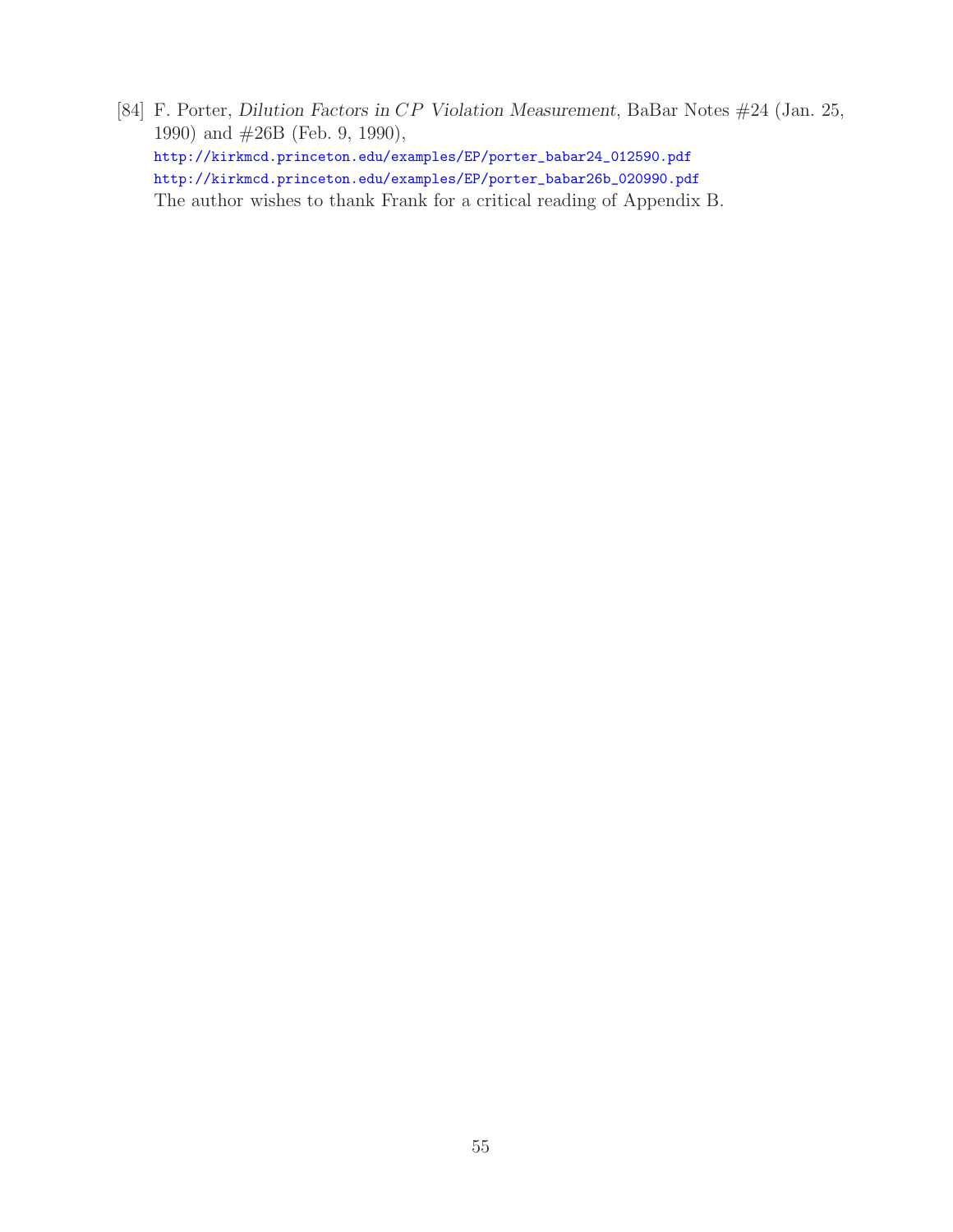[84] F. Porter, *Dilution Factors in $CP$ Violation Measurement*, BaBar Notes #24 (Jan. 25, 1990) and #26B (Feb. 9, 1990),
http://kirkmcd.princeton.edu/examples/EP/porter_babar24_012590.pdf
http://kirkmcd.princeton.edu/examples/EP/porter_babar26b_020990.pdf
The author wishes to thank Frank for a critical reading of Appendix B.